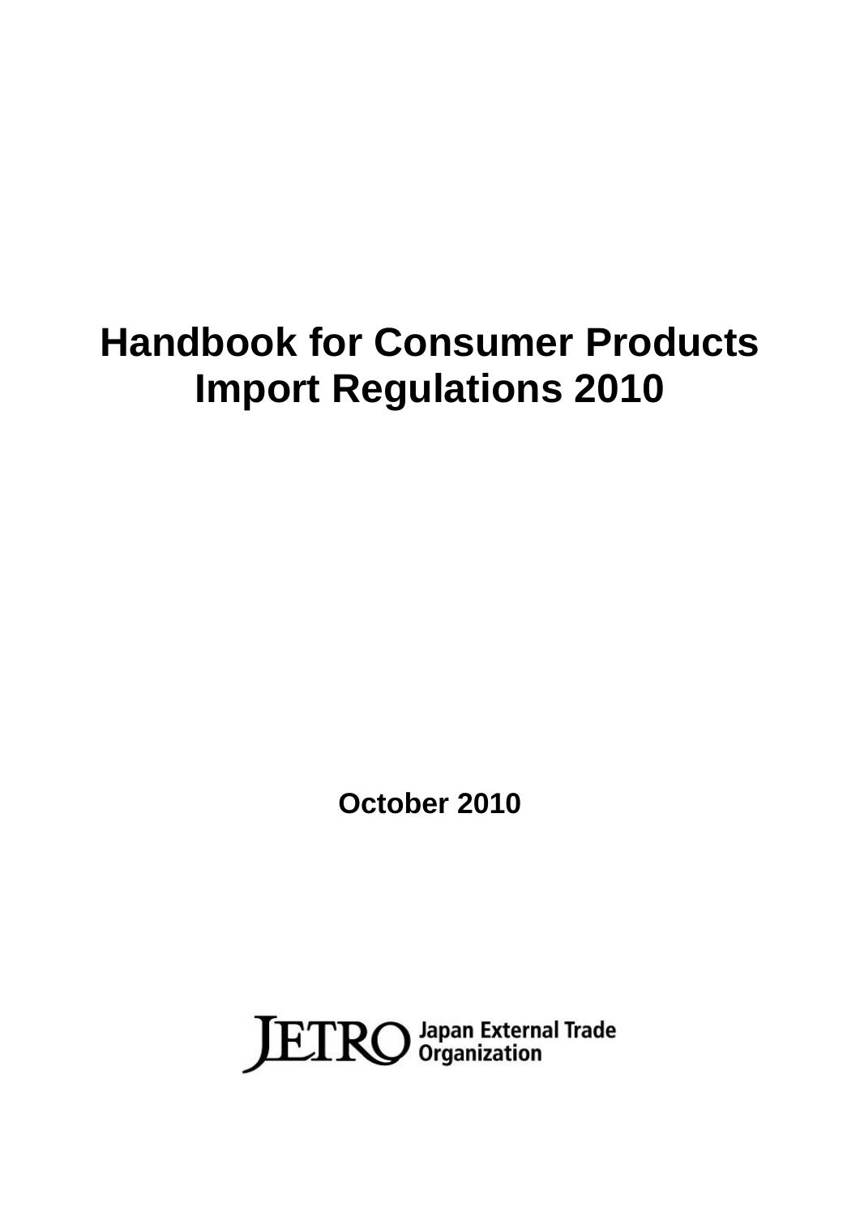# Handbook for Consumer Products Import Regulations 2010

**October 2010**

JETRO Japan External Trade Organization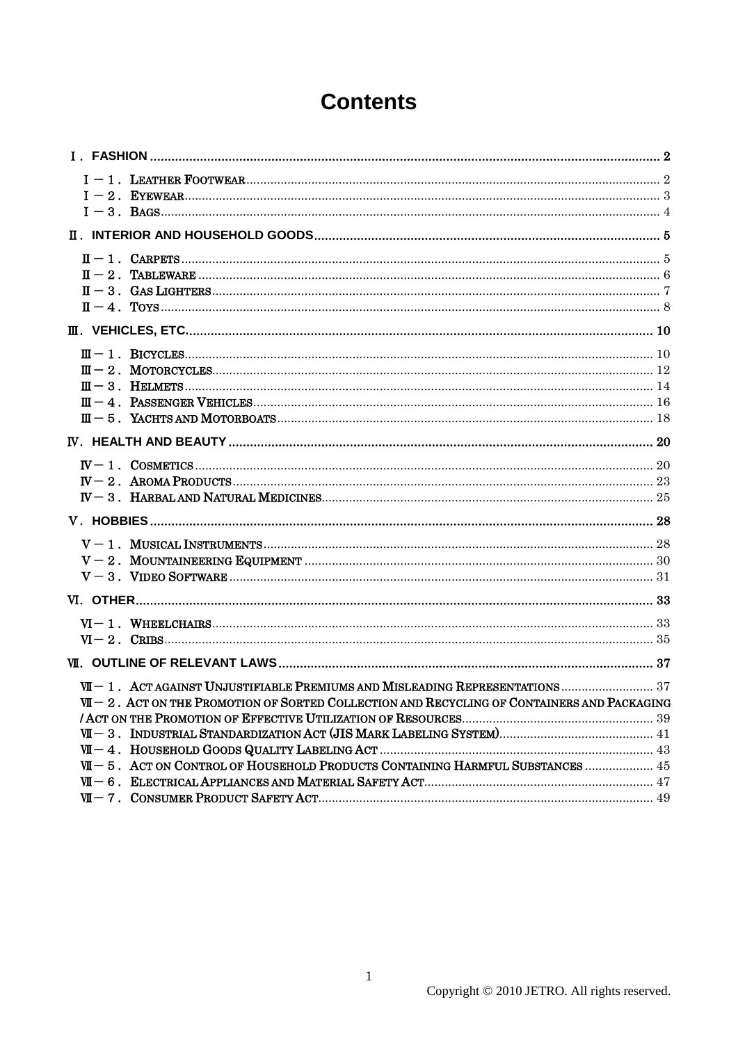# Contents

Ⅰ. FASHION ..... 2

- Ⅰ－１. LEATHER FOOTWEAR ..... 2
- Ⅰ－２. EYEWEAR ..... 3
- Ⅰ－３. BAGS ..... 4

Ⅱ. INTERIOR AND HOUSEHOLD GOODS ..... 5

- Ⅱ－１. CARPETS ..... 5
- Ⅱ－２. TABLEWARE ..... 6
- Ⅱ－３. GAS LIGHTERS ..... 7
- Ⅱ－４. TOYS ..... 8

Ⅲ. VEHICLES, ETC. ..... 10

- Ⅲ－１. BICYCLES ..... 10
- Ⅲ－２. MOTORCYCLES ..... 12
- Ⅲ－３. HELMETS ..... 14
- Ⅲ－４. PASSENGER VEHICLES ..... 16
- Ⅲ－５. YACHTS AND MOTORBOATS ..... 18

Ⅳ. HEALTH AND BEAUTY ..... 20

- Ⅳ－１. COSMETICS ..... 20
- Ⅳ－２. AROMA PRODUCTS ..... 23
- Ⅳ－３. HARBAL AND NATURAL MEDICINES ..... 25

Ⅴ. HOBBIES ..... 28

- Ⅴ－１. MUSICAL INSTRUMENTS ..... 28
- Ⅴ－２. MOUNTAINEERING EQUIPMENT ..... 30
- Ⅴ－３. VIDEO SOFTWARE ..... 31

Ⅵ. OTHER ..... 33

- Ⅵ－１. WHEELCHAIRS ..... 33
- Ⅵ－２. CRIBS ..... 35

Ⅶ. OUTLINE OF RELEVANT LAWS ..... 37

- Ⅶ－１. ACT AGAINST UNJUSTIFIABLE PREMIUMS AND MISLEADING REPRESENTATIONS ..... 37
- Ⅶ－２. ACT ON THE PROMOTION OF SORTED COLLECTION AND RECYCLING OF CONTAINERS AND PACKAGING / ACT ON THE PROMOTION OF EFFECTIVE UTILIZATION OF RESOURCES ..... 39
- Ⅶ－３. INDUSTRIAL STANDARDIZATION ACT (JIS MARK LABELING SYSTEM) ..... 41
- Ⅶ－４. HOUSEHOLD GOODS QUALITY LABELING ACT ..... 43
- Ⅶ－５. ACT ON CONTROL OF HOUSEHOLD PRODUCTS CONTAINING HARMFUL SUBSTANCES ..... 45
- Ⅶ－６. ELECTRICAL APPLIANCES AND MATERIAL SAFETY ACT ..... 47
- Ⅶ－７. CONSUMER PRODUCT SAFETY ACT ..... 49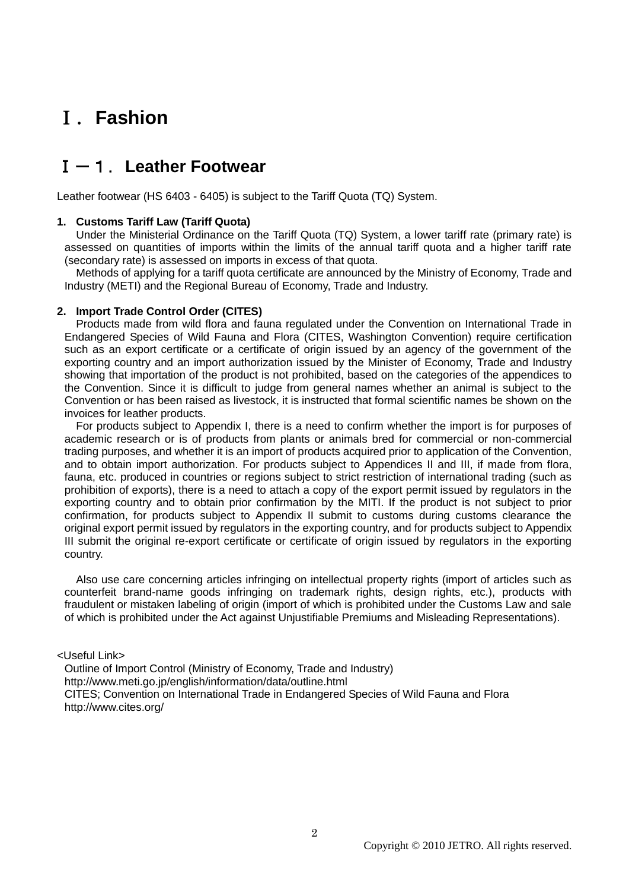# Ⅰ． Fashion

## Ⅰ－１． Leather Footwear

Leather footwear (HS 6403 - 6405) is subject to the Tariff Quota (TQ) System.

**1. Customs Tariff Law (Tariff Quota)**

Under the Ministerial Ordinance on the Tariff Quota (TQ) System, a lower tariff rate (primary rate) is assessed on quantities of imports within the limits of the annual tariff quota and a higher tariff rate (secondary rate) is assessed on imports in excess of that quota.

Methods of applying for a tariff quota certificate are announced by the Ministry of Economy, Trade and Industry (METI) and the Regional Bureau of Economy, Trade and Industry.

**2. Import Trade Control Order (CITES)**

Products made from wild flora and fauna regulated under the Convention on International Trade in Endangered Species of Wild Fauna and Flora (CITES, Washington Convention) require certification such as an export certificate or a certificate of origin issued by an agency of the government of the exporting country and an import authorization issued by the Minister of Economy, Trade and Industry showing that importation of the product is not prohibited, based on the categories of the appendices to the Convention. Since it is difficult to judge from general names whether an animal is subject to the Convention or has been raised as livestock, it is instructed that formal scientific names be shown on the invoices for leather products.

For products subject to Appendix I, there is a need to confirm whether the import is for purposes of academic research or is of products from plants or animals bred for commercial or non-commercial trading purposes, and whether it is an import of products acquired prior to application of the Convention, and to obtain import authorization. For products subject to Appendices II and III, if made from flora, fauna, etc. produced in countries or regions subject to strict restriction of international trading (such as prohibition of exports), there is a need to attach a copy of the export permit issued by regulators in the exporting country and to obtain prior confirmation by the MITI. If the product is not subject to prior confirmation, for products subject to Appendix II submit to customs during customs clearance the original export permit issued by regulators in the exporting country, and for products subject to Appendix III submit the original re-export certificate or certificate of origin issued by regulators in the exporting country.

Also use care concerning articles infringing on intellectual property rights (import of articles such as counterfeit brand-name goods infringing on trademark rights, design rights, etc.), products with fraudulent or mistaken labeling of origin (import of which is prohibited under the Customs Law and sale of which is prohibited under the Act against Unjustifiable Premiums and Misleading Representations).

<Useful Link>

Outline of Import Control (Ministry of Economy, Trade and Industry)
http://www.meti.go.jp/english/information/data/outline.html
CITES; Convention on International Trade in Endangered Species of Wild Fauna and Flora
http://www.cites.org/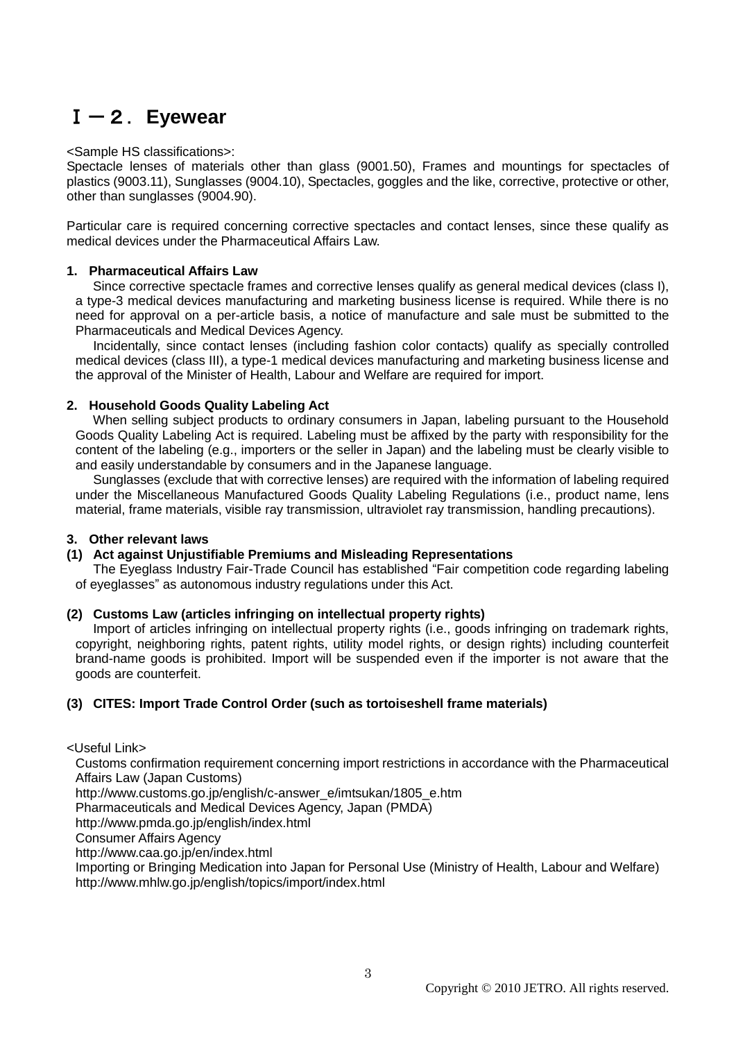# Ⅰ－２．Eyewear

<Sample HS classifications>:
Spectacle lenses of materials other than glass (9001.50), Frames and mountings for spectacles of plastics (9003.11), Sunglasses (9004.10), Spectacles, goggles and the like, corrective, protective or other, other than sunglasses (9004.90).

Particular care is required concerning corrective spectacles and contact lenses, since these qualify as medical devices under the Pharmaceutical Affairs Law.

### 1. Pharmaceutical Affairs Law

Since corrective spectacle frames and corrective lenses qualify as general medical devices (class I), a type-3 medical devices manufacturing and marketing business license is required. While there is no need for approval on a per-article basis, a notice of manufacture and sale must be submitted to the Pharmaceuticals and Medical Devices Agency.

Incidentally, since contact lenses (including fashion color contacts) qualify as specially controlled medical devices (class III), a type-1 medical devices manufacturing and marketing business license and the approval of the Minister of Health, Labour and Welfare are required for import.

### 2. Household Goods Quality Labeling Act

When selling subject products to ordinary consumers in Japan, labeling pursuant to the Household Goods Quality Labeling Act is required. Labeling must be affixed by the party with responsibility for the content of the labeling (e.g., importers or the seller in Japan) and the labeling must be clearly visible to and easily understandable by consumers and in the Japanese language.

Sunglasses (exclude that with corrective lenses) are required with the information of labeling required under the Miscellaneous Manufactured Goods Quality Labeling Regulations (i.e., product name, lens material, frame materials, visible ray transmission, ultraviolet ray transmission, handling precautions).

### 3. Other relevant laws

#### (1) Act against Unjustifiable Premiums and Misleading Representations

The Eyeglass Industry Fair-Trade Council has established “Fair competition code regarding labeling of eyeglasses” as autonomous industry regulations under this Act.

#### (2) Customs Law (articles infringing on intellectual property rights)

Import of articles infringing on intellectual property rights (i.e., goods infringing on trademark rights, copyright, neighboring rights, patent rights, utility model rights, or design rights) including counterfeit brand-name goods is prohibited. Import will be suspended even if the importer is not aware that the goods are counterfeit.

#### (3) CITES: Import Trade Control Order (such as tortoiseshell frame materials)

<Useful Link>

Customs confirmation requirement concerning import restrictions in accordance with the Pharmaceutical Affairs Law (Japan Customs)
http://www.customs.go.jp/english/c-answer_e/imtsukan/1805_e.htm
Pharmaceuticals and Medical Devices Agency, Japan (PMDA)
http://www.pmda.go.jp/english/index.html
Consumer Affairs Agency
http://www.caa.go.jp/en/index.html
Importing or Bringing Medication into Japan for Personal Use (Ministry of Health, Labour and Welfare)
http://www.mhlw.go.jp/english/topics/import/index.html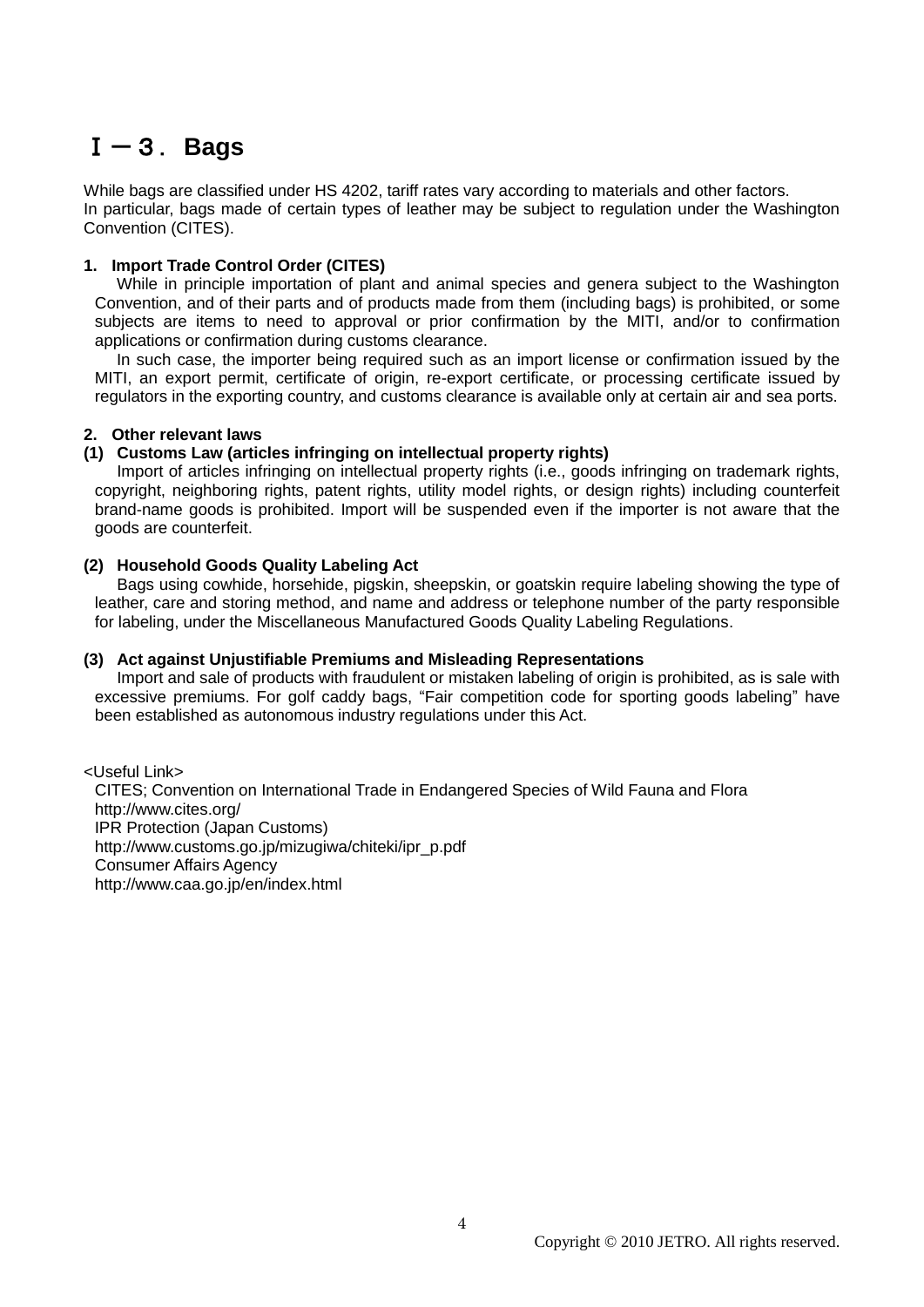# Ⅰ－３．Bags

While bags are classified under HS 4202, tariff rates vary according to materials and other factors. In particular, bags made of certain types of leather may be subject to regulation under the Washington Convention (CITES).

**1. Import Trade Control Order (CITES)**

While in principle importation of plant and animal species and genera subject to the Washington Convention, and of their parts and of products made from them (including bags) is prohibited, or some subjects are items to need to approval or prior confirmation by the MITI, and/or to confirmation applications or confirmation during customs clearance.

In such case, the importer being required such as an import license or confirmation issued by the MITI, an export permit, certificate of origin, re-export certificate, or processing certificate issued by regulators in the exporting country, and customs clearance is available only at certain air and sea ports.

**2. Other relevant laws**

**(1) Customs Law (articles infringing on intellectual property rights)**

Import of articles infringing on intellectual property rights (i.e., goods infringing on trademark rights, copyright, neighboring rights, patent rights, utility model rights, or design rights) including counterfeit brand-name goods is prohibited. Import will be suspended even if the importer is not aware that the goods are counterfeit.

**(2) Household Goods Quality Labeling Act**

Bags using cowhide, horsehide, pigskin, sheepskin, or goatskin require labeling showing the type of leather, care and storing method, and name and address or telephone number of the party responsible for labeling, under the Miscellaneous Manufactured Goods Quality Labeling Regulations.

**(3) Act against Unjustifiable Premiums and Misleading Representations**

Import and sale of products with fraudulent or mistaken labeling of origin is prohibited, as is sale with excessive premiums. For golf caddy bags, "Fair competition code for sporting goods labeling" have been established as autonomous industry regulations under this Act.

<Useful Link>

CITES; Convention on International Trade in Endangered Species of Wild Fauna and Flora
http://www.cites.org/
IPR Protection (Japan Customs)
http://www.customs.go.jp/mizugiwa/chiteki/ipr_p.pdf
Consumer Affairs Agency
http://www.caa.go.jp/en/index.html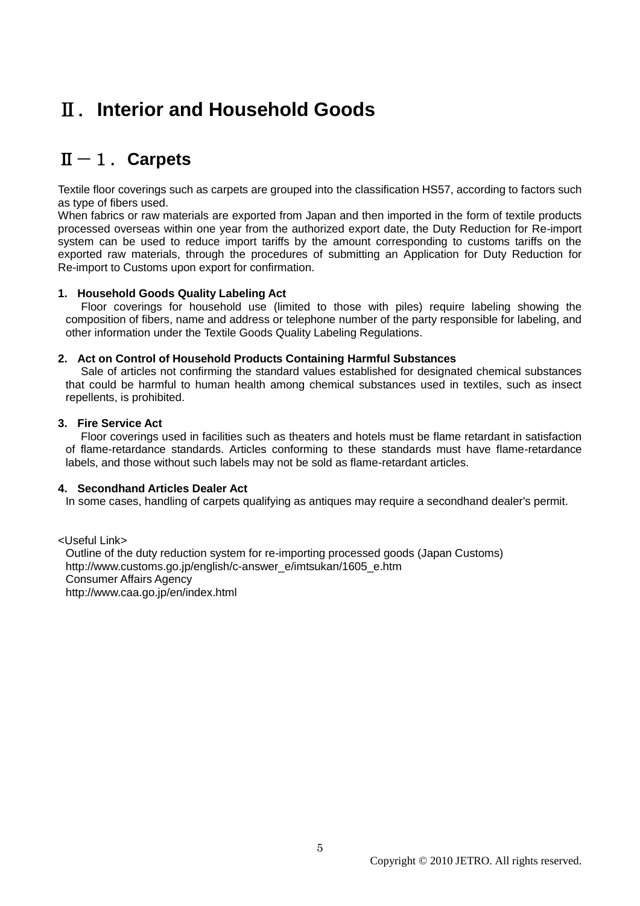# Ⅱ． Interior and Household Goods

## Ⅱ－１． Carpets

Textile floor coverings such as carpets are grouped into the classification HS57, according to factors such as type of fibers used.
When fabrics or raw materials are exported from Japan and then imported in the form of textile products processed overseas within one year from the authorized export date, the Duty Reduction for Re-import system can be used to reduce import tariffs by the amount corresponding to customs tariffs on the exported raw materials, through the procedures of submitting an Application for Duty Reduction for Re-import to Customs upon export for confirmation.

### 1. Household Goods Quality Labeling Act

Floor coverings for household use (limited to those with piles) require labeling showing the composition of fibers, name and address or telephone number of the party responsible for labeling, and other information under the Textile Goods Quality Labeling Regulations.

### 2. Act on Control of Household Products Containing Harmful Substances

Sale of articles not confirming the standard values established for designated chemical substances that could be harmful to human health among chemical substances used in textiles, such as insect repellents, is prohibited.

### 3. Fire Service Act

Floor coverings used in facilities such as theaters and hotels must be flame retardant in satisfaction of flame-retardance standards. Articles conforming to these standards must have flame-retardance labels, and those without such labels may not be sold as flame-retardant articles.

### 4. Secondhand Articles Dealer Act

In some cases, handling of carpets qualifying as antiques may require a secondhand dealer's permit.

<Useful Link>

Outline of the duty reduction system for re-importing processed goods (Japan Customs)
http://www.customs.go.jp/english/c-answer_e/imtsukan/1605_e.htm
Consumer Affairs Agency
http://www.caa.go.jp/en/index.html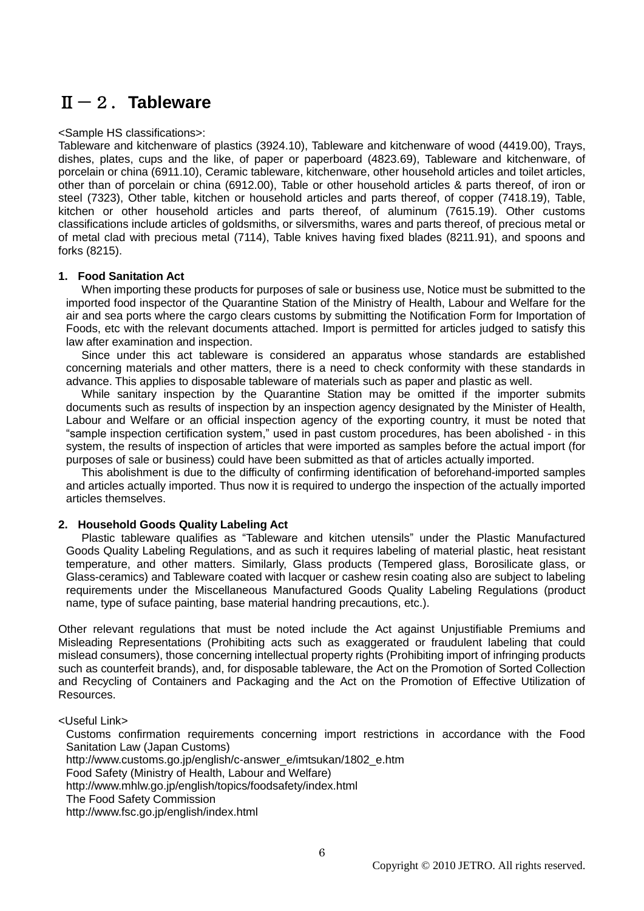# Ⅱ－２．Tableware

<Sample HS classifications>:

Tableware and kitchenware of plastics (3924.10), Tableware and kitchenware of wood (4419.00), Trays, dishes, plates, cups and the like, of paper or paperboard (4823.69), Tableware and kitchenware, of porcelain or china (6911.10), Ceramic tableware, kitchenware, other household articles and toilet articles, other than of porcelain or china (6912.00), Table or other household articles & parts thereof, of iron or steel (7323), Other table, kitchen or household articles and parts thereof, of copper (7418.19), Table, kitchen or other household articles and parts thereof, of aluminum (7615.19). Other customs classifications include articles of goldsmiths, or silversmiths, wares and parts thereof, of precious metal or of metal clad with precious metal (7114), Table knives having fixed blades (8211.91), and spoons and forks (8215).

**1. Food Sanitation Act**

When importing these products for purposes of sale or business use, Notice must be submitted to the imported food inspector of the Quarantine Station of the Ministry of Health, Labour and Welfare for the air and sea ports where the cargo clears customs by submitting the Notification Form for Importation of Foods, etc with the relevant documents attached. Import is permitted for articles judged to satisfy this law after examination and inspection.

Since under this act tableware is considered an apparatus whose standards are established concerning materials and other matters, there is a need to check conformity with these standards in advance. This applies to disposable tableware of materials such as paper and plastic as well.

While sanitary inspection by the Quarantine Station may be omitted if the importer submits documents such as results of inspection by an inspection agency designated by the Minister of Health, Labour and Welfare or an official inspection agency of the exporting country, it must be noted that "sample inspection certification system," used in past custom procedures, has been abolished - in this system, the results of inspection of articles that were imported as samples before the actual import (for purposes of sale or business) could have been submitted as that of articles actually imported.

This abolishment is due to the difficulty of confirming identification of beforehand-imported samples and articles actually imported. Thus now it is required to undergo the inspection of the actually imported articles themselves.

**2. Household Goods Quality Labeling Act**

Plastic tableware qualifies as "Tableware and kitchen utensils" under the Plastic Manufactured Goods Quality Labeling Regulations, and as such it requires labeling of material plastic, heat resistant temperature, and other matters. Similarly, Glass products (Tempered glass, Borosilicate glass, or Glass-ceramics) and Tableware coated with lacquer or cashew resin coating also are subject to labeling requirements under the Miscellaneous Manufactured Goods Quality Labeling Regulations (product name, type of suface painting, base material handring precautions, etc.).

Other relevant regulations that must be noted include the Act against Unjustifiable Premiums and Misleading Representations (Prohibiting acts such as exaggerated or fraudulent labeling that could mislead consumers), those concerning intellectual property rights (Prohibiting import of infringing products such as counterfeit brands), and, for disposable tableware, the Act on the Promotion of Sorted Collection and Recycling of Containers and Packaging and the Act on the Promotion of Effective Utilization of Resources.

<Useful Link>

Customs confirmation requirements concerning import restrictions in accordance with the Food Sanitation Law (Japan Customs)
http://www.customs.go.jp/english/c-answer_e/imtsukan/1802_e.htm
Food Safety (Ministry of Health, Labour and Welfare)
http://www.mhlw.go.jp/english/topics/foodsafety/index.html
The Food Safety Commission
http://www.fsc.go.jp/english/index.html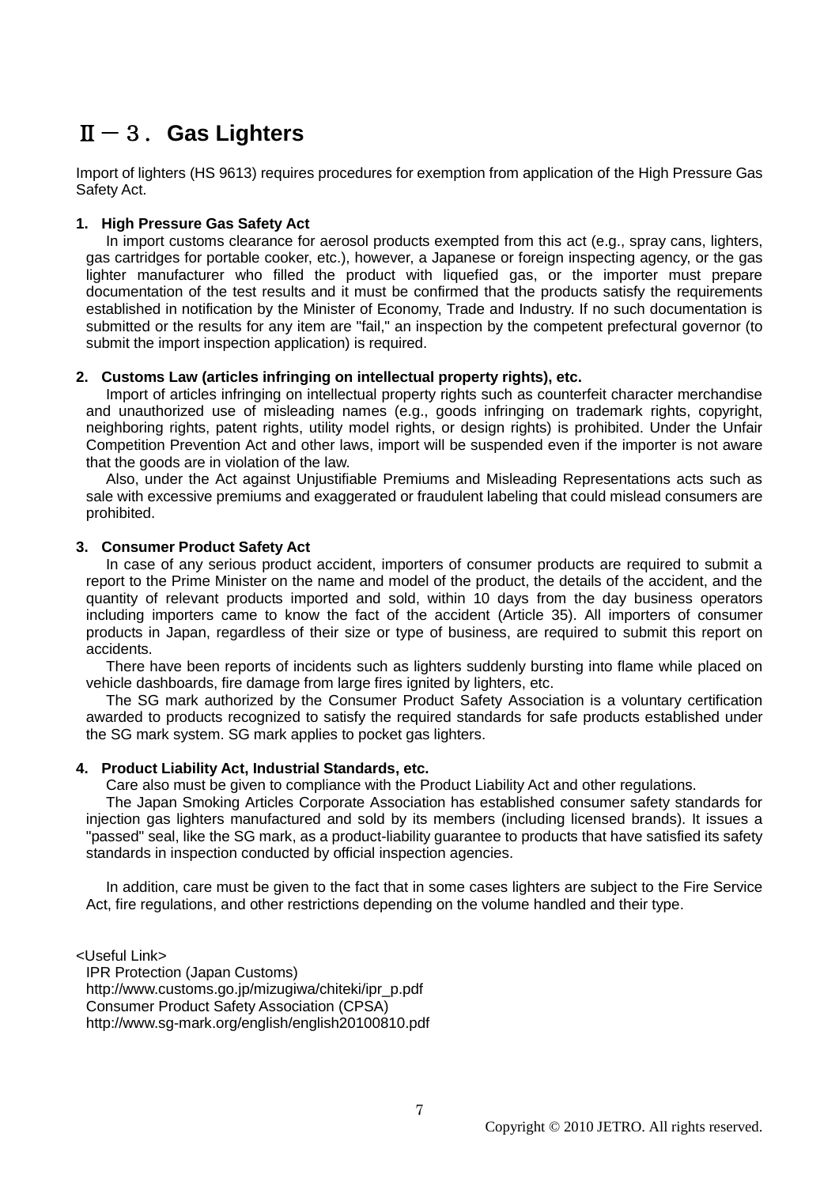# Ⅱ－３．Gas Lighters

Import of lighters (HS 9613) requires procedures for exemption from application of the High Pressure Gas Safety Act.

### 1. High Pressure Gas Safety Act

In import customs clearance for aerosol products exempted from this act (e.g., spray cans, lighters, gas cartridges for portable cooker, etc.), however, a Japanese or foreign inspecting agency, or the gas lighter manufacturer who filled the product with liquefied gas, or the importer must prepare documentation of the test results and it must be confirmed that the products satisfy the requirements established in notification by the Minister of Economy, Trade and Industry. If no such documentation is submitted or the results for any item are "fail," an inspection by the competent prefectural governor (to submit the import inspection application) is required.

### 2. Customs Law (articles infringing on intellectual property rights), etc.

Import of articles infringing on intellectual property rights such as counterfeit character merchandise and unauthorized use of misleading names (e.g., goods infringing on trademark rights, copyright, neighboring rights, patent rights, utility model rights, or design rights) is prohibited. Under the Unfair Competition Prevention Act and other laws, import will be suspended even if the importer is not aware that the goods are in violation of the law.

Also, under the Act against Unjustifiable Premiums and Misleading Representations acts such as sale with excessive premiums and exaggerated or fraudulent labeling that could mislead consumers are prohibited.

### 3. Consumer Product Safety Act

In case of any serious product accident, importers of consumer products are required to submit a report to the Prime Minister on the name and model of the product, the details of the accident, and the quantity of relevant products imported and sold, within 10 days from the day business operators including importers came to know the fact of the accident (Article 35). All importers of consumer products in Japan, regardless of their size or type of business, are required to submit this report on accidents.

There have been reports of incidents such as lighters suddenly bursting into flame while placed on vehicle dashboards, fire damage from large fires ignited by lighters, etc.

The SG mark authorized by the Consumer Product Safety Association is a voluntary certification awarded to products recognized to satisfy the required standards for safe products established under the SG mark system. SG mark applies to pocket gas lighters.

### 4. Product Liability Act, Industrial Standards, etc.

Care also must be given to compliance with the Product Liability Act and other regulations.

The Japan Smoking Articles Corporate Association has established consumer safety standards for injection gas lighters manufactured and sold by its members (including licensed brands). It issues a "passed" seal, like the SG mark, as a product-liability guarantee to products that have satisfied its safety standards in inspection conducted by official inspection agencies.

In addition, care must be given to the fact that in some cases lighters are subject to the Fire Service Act, fire regulations, and other restrictions depending on the volume handled and their type.

<Useful Link>

IPR Protection (Japan Customs)
http://www.customs.go.jp/mizugiwa/chiteki/ipr_p.pdf
Consumer Product Safety Association (CPSA)
http://www.sg-mark.org/english/english20100810.pdf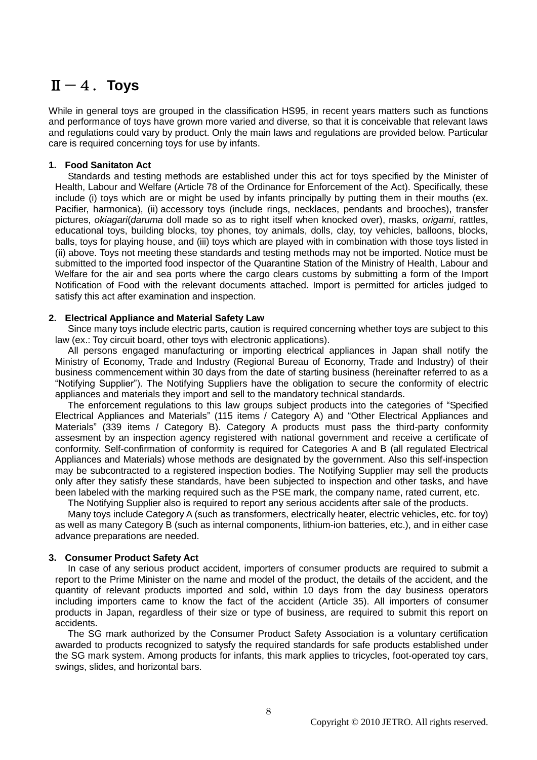# Ⅱ－４．Toys

While in general toys are grouped in the classification HS95, in recent years matters such as functions and performance of toys have grown more varied and diverse, so that it is conceivable that relevant laws and regulations could vary by product. Only the main laws and regulations are provided below. Particular care is required concerning toys for use by infants.

### 1. Food Sanitaton Act

Standards and testing methods are established under this act for toys specified by the Minister of Health, Labour and Welfare (Article 78 of the Ordinance for Enforcement of the Act). Specifically, these include (i) toys which are or might be used by infants principally by putting them in their mouths (ex. Pacifier, harmonica), (ii) accessory toys (include rings, necklaces, pendants and brooches), transfer pictures, *okiagari*(*daruma* doll made so as to right itself when knocked over), masks, *origami*, rattles, educational toys, building blocks, toy phones, toy animals, dolls, clay, toy vehicles, balloons, blocks, balls, toys for playing house, and (iii) toys which are played with in combination with those toys listed in (ii) above. Toys not meeting these standards and testing methods may not be imported. Notice must be submitted to the imported food inspector of the Quarantine Station of the Ministry of Health, Labour and Welfare for the air and sea ports where the cargo clears customs by submitting a form of the Import Notification of Food with the relevant documents attached. Import is permitted for articles judged to satisfy this act after examination and inspection.

### 2. Electrical Appliance and Material Safety Law

Since many toys include electric parts, caution is required concerning whether toys are subject to this law (ex.: Toy circuit board, other toys with electronic applications).

All persons engaged manufacturing or importing electrical appliances in Japan shall notify the Ministry of Economy, Trade and Industry (Regional Bureau of Economy, Trade and Industry) of their business commencement within 30 days from the date of starting business (hereinafter referred to as a "Notifying Supplier"). The Notifying Suppliers have the obligation to secure the conformity of electric appliances and materials they import and sell to the mandatory technical standards.

The enforcement regulations to this law groups subject products into the categories of "Specified Electrical Appliances and Materials" (115 items / Category A) and "Other Electrical Appliances and Materials" (339 items / Category B). Category A products must pass the third-party conformity assesment by an inspection agency registered with national government and receive a certificate of conformity. Self-confirmation of conformity is required for Categories A and B (all regulated Electrical Appliances and Materials) whose methods are designated by the government. Also this self-inspection may be subcontracted to a registered inspection bodies. The Notifying Supplier may sell the products only after they satisfy these standards, have been subjected to inspection and other tasks, and have been labeled with the marking required such as the PSE mark, the company name, rated current, etc.

The Notifying Supplier also is required to report any serious accidents after sale of the products.

Many toys include Category A (such as transformers, electrically heater, electric vehicles, etc. for toy) as well as many Category B (such as internal components, lithium-ion batteries, etc.), and in either case advance preparations are needed.

### 3. Consumer Product Safety Act

In case of any serious product accident, importers of consumer products are required to submit a report to the Prime Minister on the name and model of the product, the details of the accident, and the quantity of relevant products imported and sold, within 10 days from the day business operators including importers came to know the fact of the accident (Article 35). All importers of consumer products in Japan, regardless of their size or type of business, are required to submit this report on accidents.

The SG mark authorized by the Consumer Product Safety Association is a voluntary certification awarded to products recognized to satysfy the required standards for safe products established under the SG mark system. Among products for infants, this mark applies to tricycles, foot-operated toy cars, swings, slides, and horizontal bars.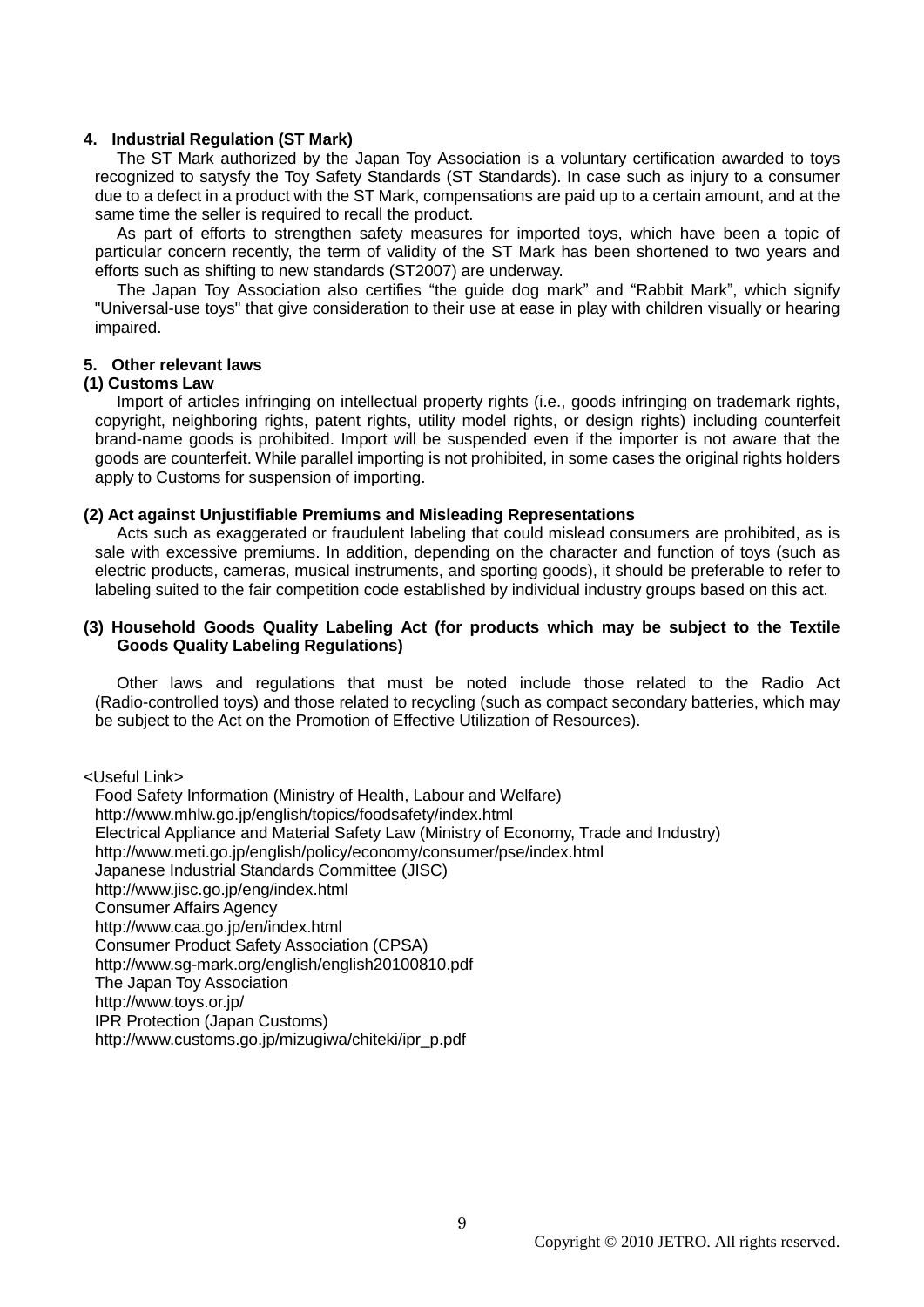## 4. Industrial Regulation (ST Mark)

The ST Mark authorized by the Japan Toy Association is a voluntary certification awarded to toys recognized to satysfy the Toy Safety Standards (ST Standards). In case such as injury to a consumer due to a defect in a product with the ST Mark, compensations are paid up to a certain amount, and at the same time the seller is required to recall the product.

As part of efforts to strengthen safety measures for imported toys, which have been a topic of particular concern recently, the term of validity of the ST Mark has been shortened to two years and efforts such as shifting to new standards (ST2007) are underway.

The Japan Toy Association also certifies “the guide dog mark” and “Rabbit Mark”, which signify "Universal-use toys" that give consideration to their use at ease in play with children visually or hearing impaired.

## 5. Other relevant laws

### (1) Customs Law

Import of articles infringing on intellectual property rights (i.e., goods infringing on trademark rights, copyright, neighboring rights, patent rights, utility model rights, or design rights) including counterfeit brand-name goods is prohibited. Import will be suspended even if the importer is not aware that the goods are counterfeit. While parallel importing is not prohibited, in some cases the original rights holders apply to Customs for suspension of importing.

### (2) Act against Unjustifiable Premiums and Misleading Representations

Acts such as exaggerated or fraudulent labeling that could mislead consumers are prohibited, as is sale with excessive premiums. In addition, depending on the character and function of toys (such as electric products, cameras, musical instruments, and sporting goods), it should be preferable to refer to labeling suited to the fair competition code established by individual industry groups based on this act.

### (3) Household Goods Quality Labeling Act (for products which may be subject to the Textile Goods Quality Labeling Regulations)

Other laws and regulations that must be noted include those related to the Radio Act (Radio-controlled toys) and those related to recycling (such as compact secondary batteries, which may be subject to the Act on the Promotion of Effective Utilization of Resources).

<Useful Link>

Food Safety Information (Ministry of Health, Labour and Welfare)
http://www.mhlw.go.jp/english/topics/foodsafety/index.html
Electrical Appliance and Material Safety Law (Ministry of Economy, Trade and Industry)
http://www.meti.go.jp/english/policy/economy/consumer/pse/index.html
Japanese Industrial Standards Committee (JISC)
http://www.jisc.go.jp/eng/index.html
Consumer Affairs Agency
http://www.caa.go.jp/en/index.html
Consumer Product Safety Association (CPSA)
http://www.sg-mark.org/english/english20100810.pdf
The Japan Toy Association
http://www.toys.or.jp/
IPR Protection (Japan Customs)
http://www.customs.go.jp/mizugiwa/chiteki/ipr_p.pdf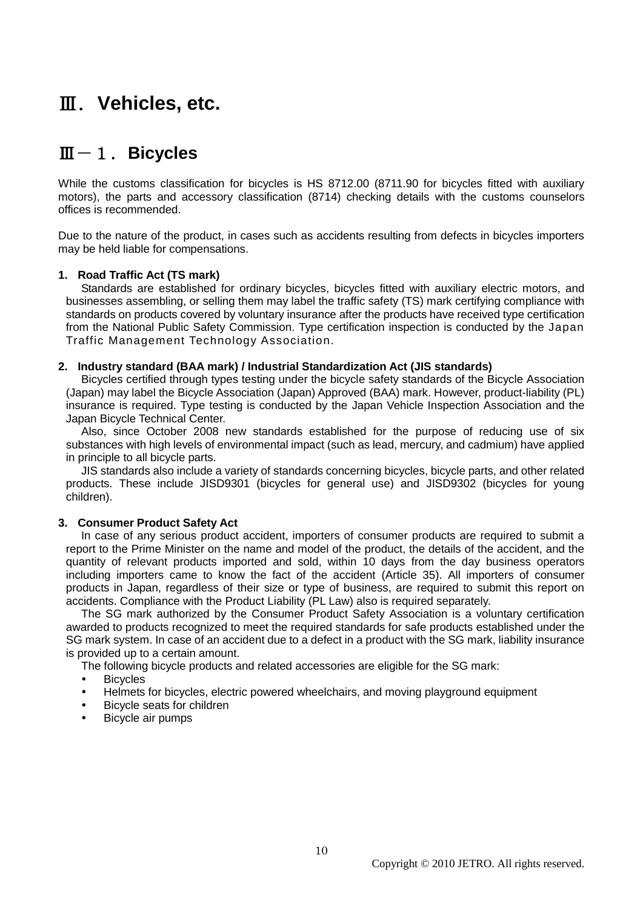# Ⅲ． Vehicles, etc.

## Ⅲ－１． Bicycles

While the customs classification for bicycles is HS 8712.00 (8711.90 for bicycles fitted with auxiliary motors), the parts and accessory classification (8714) checking details with the customs counselors offices is recommended.

Due to the nature of the product, in cases such as accidents resulting from defects in bicycles importers may be held liable for compensations.

### 1. Road Traffic Act (TS mark)

Standards are established for ordinary bicycles, bicycles fitted with auxiliary electric motors, and businesses assembling, or selling them may label the traffic safety (TS) mark certifying compliance with standards on products covered by voluntary insurance after the products have received type certification from the National Public Safety Commission. Type certification inspection is conducted by the Japan Traffic Management Technology Association.

### 2. Industry standard (BAA mark) / Industrial Standardization Act (JIS standards)

Bicycles certified through types testing under the bicycle safety standards of the Bicycle Association (Japan) may label the Bicycle Association (Japan) Approved (BAA) mark. However, product-liability (PL) insurance is required. Type testing is conducted by the Japan Vehicle Inspection Association and the Japan Bicycle Technical Center.

Also, since October 2008 new standards established for the purpose of reducing use of six substances with high levels of environmental impact (such as lead, mercury, and cadmium) have applied in principle to all bicycle parts.

JIS standards also include a variety of standards concerning bicycles, bicycle parts, and other related products. These include JISD9301 (bicycles for general use) and JISD9302 (bicycles for young children).

### 3. Consumer Product Safety Act

In case of any serious product accident, importers of consumer products are required to submit a report to the Prime Minister on the name and model of the product, the details of the accident, and the quantity of relevant products imported and sold, within 10 days from the day business operators including importers came to know the fact of the accident (Article 35). All importers of consumer products in Japan, regardless of their size or type of business, are required to submit this report on accidents. Compliance with the Product Liability (PL Law) also is required separately.

The SG mark authorized by the Consumer Product Safety Association is a voluntary certification awarded to products recognized to meet the required standards for safe products established under the SG mark system. In case of an accident due to a defect in a product with the SG mark, liability insurance is provided up to a certain amount.

The following bicycle products and related accessories are eligible for the SG mark:

- Bicycles
- Helmets for bicycles, electric powered wheelchairs, and moving playground equipment
- Bicycle seats for children
- Bicycle air pumps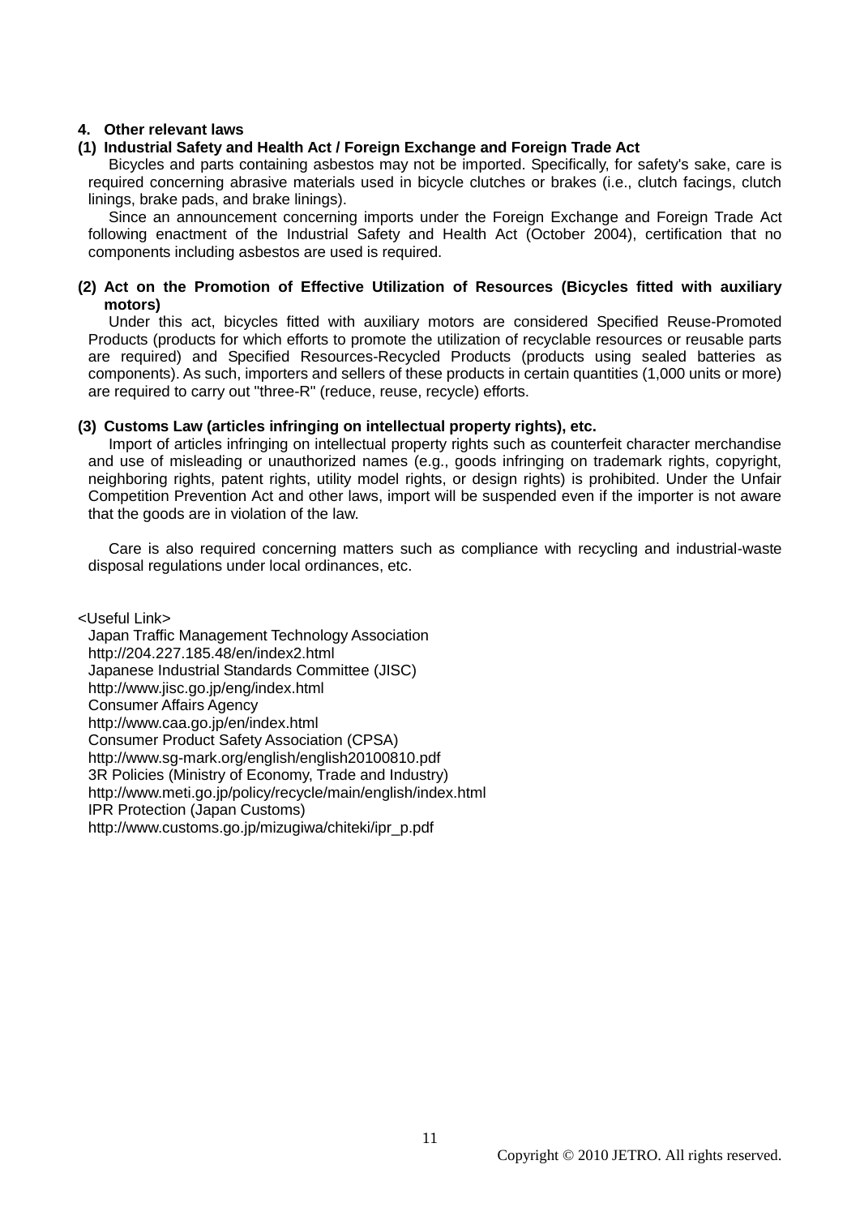## 4. Other relevant laws

### (1) Industrial Safety and Health Act / Foreign Exchange and Foreign Trade Act

Bicycles and parts containing asbestos may not be imported. Specifically, for safety's sake, care is required concerning abrasive materials used in bicycle clutches or brakes (i.e., clutch facings, clutch linings, brake pads, and brake linings).

Since an announcement concerning imports under the Foreign Exchange and Foreign Trade Act following enactment of the Industrial Safety and Health Act (October 2004), certification that no components including asbestos are used is required.

### (2) Act on the Promotion of Effective Utilization of Resources (Bicycles fitted with auxiliary motors)

Under this act, bicycles fitted with auxiliary motors are considered Specified Reuse-Promoted Products (products for which efforts to promote the utilization of recyclable resources or reusable parts are required) and Specified Resources-Recycled Products (products using sealed batteries as components). As such, importers and sellers of these products in certain quantities (1,000 units or more) are required to carry out "three-R" (reduce, reuse, recycle) efforts.

### (3) Customs Law (articles infringing on intellectual property rights), etc.

Import of articles infringing on intellectual property rights such as counterfeit character merchandise and use of misleading or unauthorized names (e.g., goods infringing on trademark rights, copyright, neighboring rights, patent rights, utility model rights, or design rights) is prohibited. Under the Unfair Competition Prevention Act and other laws, import will be suspended even if the importer is not aware that the goods are in violation of the law.

Care is also required concerning matters such as compliance with recycling and industrial-waste disposal regulations under local ordinances, etc.

<Useful Link>

Japan Traffic Management Technology Association
http://204.227.185.48/en/index2.html
Japanese Industrial Standards Committee (JISC)
http://www.jisc.go.jp/eng/index.html
Consumer Affairs Agency
http://www.caa.go.jp/en/index.html
Consumer Product Safety Association (CPSA)
http://www.sg-mark.org/english/english20100810.pdf
3R Policies (Ministry of Economy, Trade and Industry)
http://www.meti.go.jp/policy/recycle/main/english/index.html
IPR Protection (Japan Customs)
http://www.customs.go.jp/mizugiwa/chiteki/ipr_p.pdf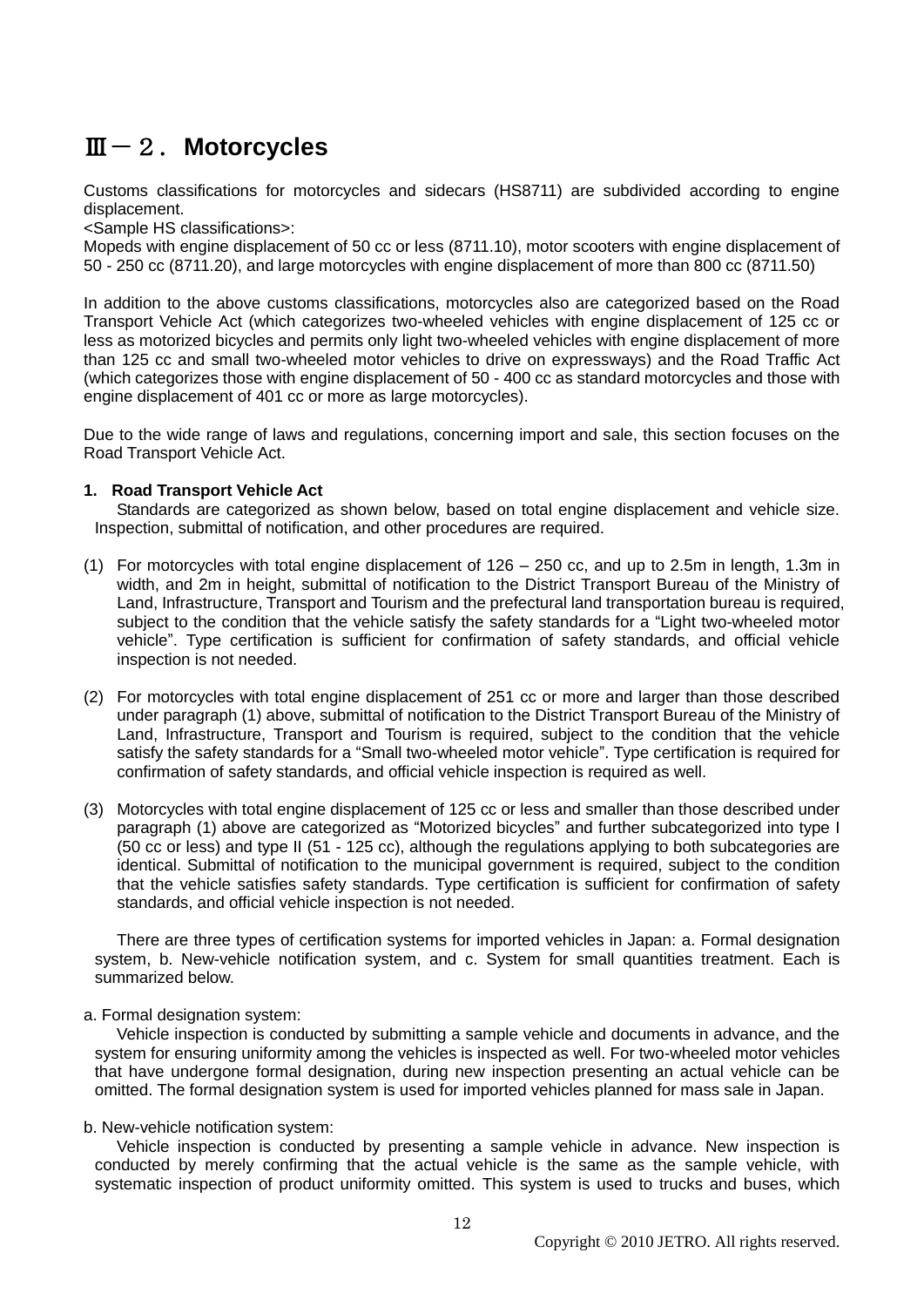## Ⅲ－２． Motorcycles

Customs classifications for motorcycles and sidecars (HS8711) are subdivided according to engine displacement.
<Sample HS classifications>:
Mopeds with engine displacement of 50 cc or less (8711.10), motor scooters with engine displacement of 50 - 250 cc (8711.20), and large motorcycles with engine displacement of more than 800 cc (8711.50)

In addition to the above customs classifications, motorcycles also are categorized based on the Road Transport Vehicle Act (which categorizes two-wheeled vehicles with engine displacement of 125 cc or less as motorized bicycles and permits only light two-wheeled vehicles with engine displacement of more than 125 cc and small two-wheeled motor vehicles to drive on expressways) and the Road Traffic Act (which categorizes those with engine displacement of 50 - 400 cc as standard motorcycles and those with engine displacement of 401 cc or more as large motorcycles).

Due to the wide range of laws and regulations, concerning import and sale, this section focuses on the Road Transport Vehicle Act.

**1. Road Transport Vehicle Act**

Standards are categorized as shown below, based on total engine displacement and vehicle size. Inspection, submittal of notification, and other procedures are required.

(1) For motorcycles with total engine displacement of 126 – 250 cc, and up to 2.5m in length, 1.3m in width, and 2m in height, submittal of notification to the District Transport Bureau of the Ministry of Land, Infrastructure, Transport and Tourism and the prefectural land transportation bureau is required, subject to the condition that the vehicle satisfy the safety standards for a "Light two-wheeled motor vehicle". Type certification is sufficient for confirmation of safety standards, and official vehicle inspection is not needed.

(2) For motorcycles with total engine displacement of 251 cc or more and larger than those described under paragraph (1) above, submittal of notification to the District Transport Bureau of the Ministry of Land, Infrastructure, Transport and Tourism is required, subject to the condition that the vehicle satisfy the safety standards for a "Small two-wheeled motor vehicle". Type certification is required for confirmation of safety standards, and official vehicle inspection is required as well.

(3) Motorcycles with total engine displacement of 125 cc or less and smaller than those described under paragraph (1) above are categorized as "Motorized bicycles" and further subcategorized into type I (50 cc or less) and type II (51 - 125 cc), although the regulations applying to both subcategories are identical. Submittal of notification to the municipal government is required, subject to the condition that the vehicle satisfies safety standards. Type certification is sufficient for confirmation of safety standards, and official vehicle inspection is not needed.

There are three types of certification systems for imported vehicles in Japan: a. Formal designation system, b. New-vehicle notification system, and c. System for small quantities treatment. Each is summarized below.

a. Formal designation system:

Vehicle inspection is conducted by submitting a sample vehicle and documents in advance, and the system for ensuring uniformity among the vehicles is inspected as well. For two-wheeled motor vehicles that have undergone formal designation, during new inspection presenting an actual vehicle can be omitted. The formal designation system is used for imported vehicles planned for mass sale in Japan.

b. New-vehicle notification system:

Vehicle inspection is conducted by presenting a sample vehicle in advance. New inspection is conducted by merely confirming that the actual vehicle is the same as the sample vehicle, with systematic inspection of product uniformity omitted. This system is used to trucks and buses, which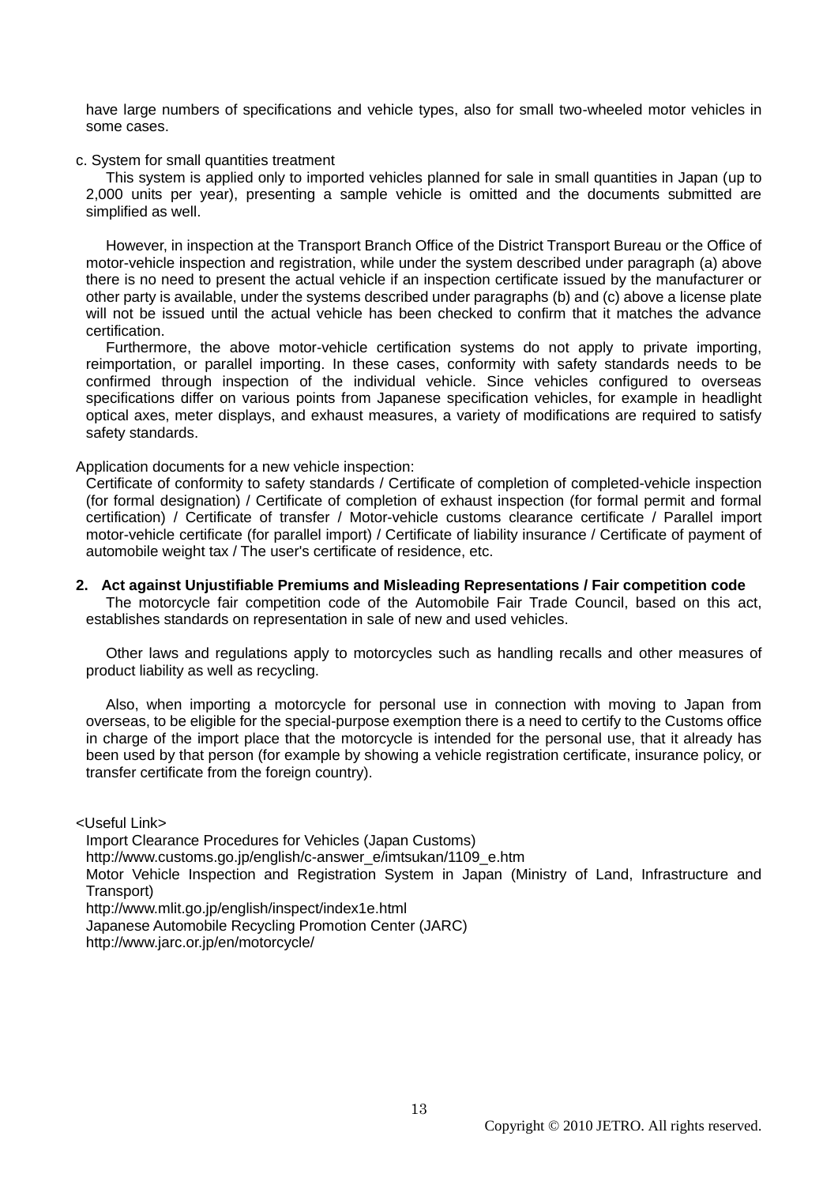have large numbers of specifications and vehicle types, also for small two-wheeled motor vehicles in some cases.

c. System for small quantities treatment

This system is applied only to imported vehicles planned for sale in small quantities in Japan (up to 2,000 units per year), presenting a sample vehicle is omitted and the documents submitted are simplified as well.

However, in inspection at the Transport Branch Office of the District Transport Bureau or the Office of motor-vehicle inspection and registration, while under the system described under paragraph (a) above there is no need to present the actual vehicle if an inspection certificate issued by the manufacturer or other party is available, under the systems described under paragraphs (b) and (c) above a license plate will not be issued until the actual vehicle has been checked to confirm that it matches the advance certification.

Furthermore, the above motor-vehicle certification systems do not apply to private importing, reimportation, or parallel importing. In these cases, conformity with safety standards needs to be confirmed through inspection of the individual vehicle. Since vehicles configured to overseas specifications differ on various points from Japanese specification vehicles, for example in headlight optical axes, meter displays, and exhaust measures, a variety of modifications are required to satisfy safety standards.

Application documents for a new vehicle inspection:

Certificate of conformity to safety standards / Certificate of completion of completed-vehicle inspection (for formal designation) / Certificate of completion of exhaust inspection (for formal permit and formal certification) / Certificate of transfer / Motor-vehicle customs clearance certificate / Parallel import motor-vehicle certificate (for parallel import) / Certificate of liability insurance / Certificate of payment of automobile weight tax / The user's certificate of residence, etc.

**2. Act against Unjustifiable Premiums and Misleading Representations / Fair competition code**

The motorcycle fair competition code of the Automobile Fair Trade Council, based on this act, establishes standards on representation in sale of new and used vehicles.

Other laws and regulations apply to motorcycles such as handling recalls and other measures of product liability as well as recycling.

Also, when importing a motorcycle for personal use in connection with moving to Japan from overseas, to be eligible for the special-purpose exemption there is a need to certify to the Customs office in charge of the import place that the motorcycle is intended for the personal use, that it already has been used by that person (for example by showing a vehicle registration certificate, insurance policy, or transfer certificate from the foreign country).

<Useful Link>

Import Clearance Procedures for Vehicles (Japan Customs)
http://www.customs.go.jp/english/c-answer_e/imtsukan/1109_e.htm
Motor Vehicle Inspection and Registration System in Japan (Ministry of Land, Infrastructure and Transport)
http://www.mlit.go.jp/english/inspect/index1e.html
Japanese Automobile Recycling Promotion Center (JARC)
http://www.jarc.or.jp/en/motorcycle/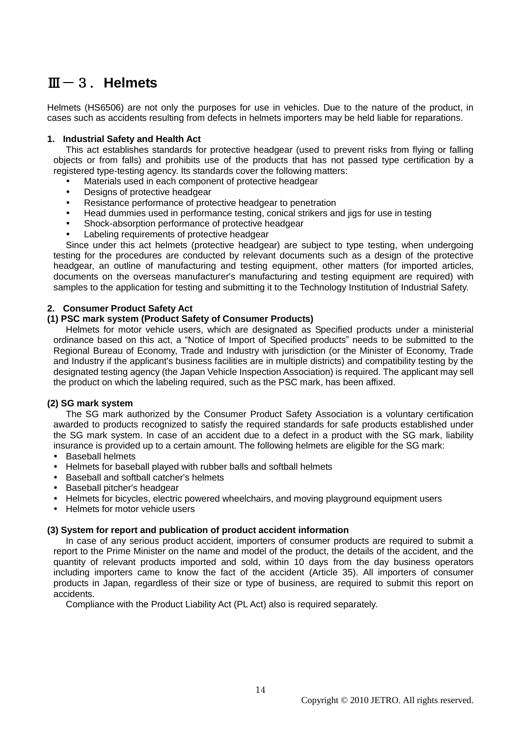# Ⅲ－３．Helmets

Helmets (HS6506) are not only the purposes for use in vehicles. Due to the nature of the product, in cases such as accidents resulting from defects in helmets importers may be held liable for reparations.

**1. Industrial Safety and Health Act**

This act establishes standards for protective headgear (used to prevent risks from flying or falling objects or from falls) and prohibits use of the products that has not passed type certification by a registered type-testing agency. Its standards cover the following matters:

- Materials used in each component of protective headgear
- Designs of protective headgear
- Resistance performance of protective headgear to penetration
- Head dummies used in performance testing, conical strikers and jigs for use in testing
- Shock-absorption performance of protective headgear
- Labeling requirements of protective headgear

Since under this act helmets (protective headgear) are subject to type testing, when undergoing testing for the procedures are conducted by relevant documents such as a design of the protective headgear, an outline of manufacturing and testing equipment, other matters (for imported articles, documents on the overseas manufacturer's manufacturing and testing equipment are required) with samples to the application for testing and submitting it to the Technology Institution of Industrial Safety.

**2. Consumer Product Safety Act**

**(1) PSC mark system (Product Safety of Consumer Products)**

Helmets for motor vehicle users, which are designated as Specified products under a ministerial ordinance based on this act, a “Notice of Import of Specified products” needs to be submitted to the Regional Bureau of Economy, Trade and Industry with jurisdiction (or the Minister of Economy, Trade and Industry if the applicant's business facilities are in multiple districts) and compatibility testing by the designated testing agency (the Japan Vehicle Inspection Association) is required. The applicant may sell the product on which the labeling required, such as the PSC mark, has been affixed.

**(2) SG mark system**

The SG mark authorized by the Consumer Product Safety Association is a voluntary certification awarded to products recognized to satisfy the required standards for safe products established under the SG mark system. In case of an accident due to a defect in a product with the SG mark, liability insurance is provided up to a certain amount. The following helmets are eligible for the SG mark:

- Baseball helmets
- Helmets for baseball played with rubber balls and softball helmets
- Baseball and softball catcher's helmets
- Baseball pitcher's headgear
- Helmets for bicycles, electric powered wheelchairs, and moving playground equipment users
- Helmets for motor vehicle users

**(3) System for report and publication of product accident information**

In case of any serious product accident, importers of consumer products are required to submit a report to the Prime Minister on the name and model of the product, the details of the accident, and the quantity of relevant products imported and sold, within 10 days from the day business operators including importers came to know the fact of the accident (Article 35). All importers of consumer products in Japan, regardless of their size or type of business, are required to submit this report on accidents.

Compliance with the Product Liability Act (PL Act) also is required separately.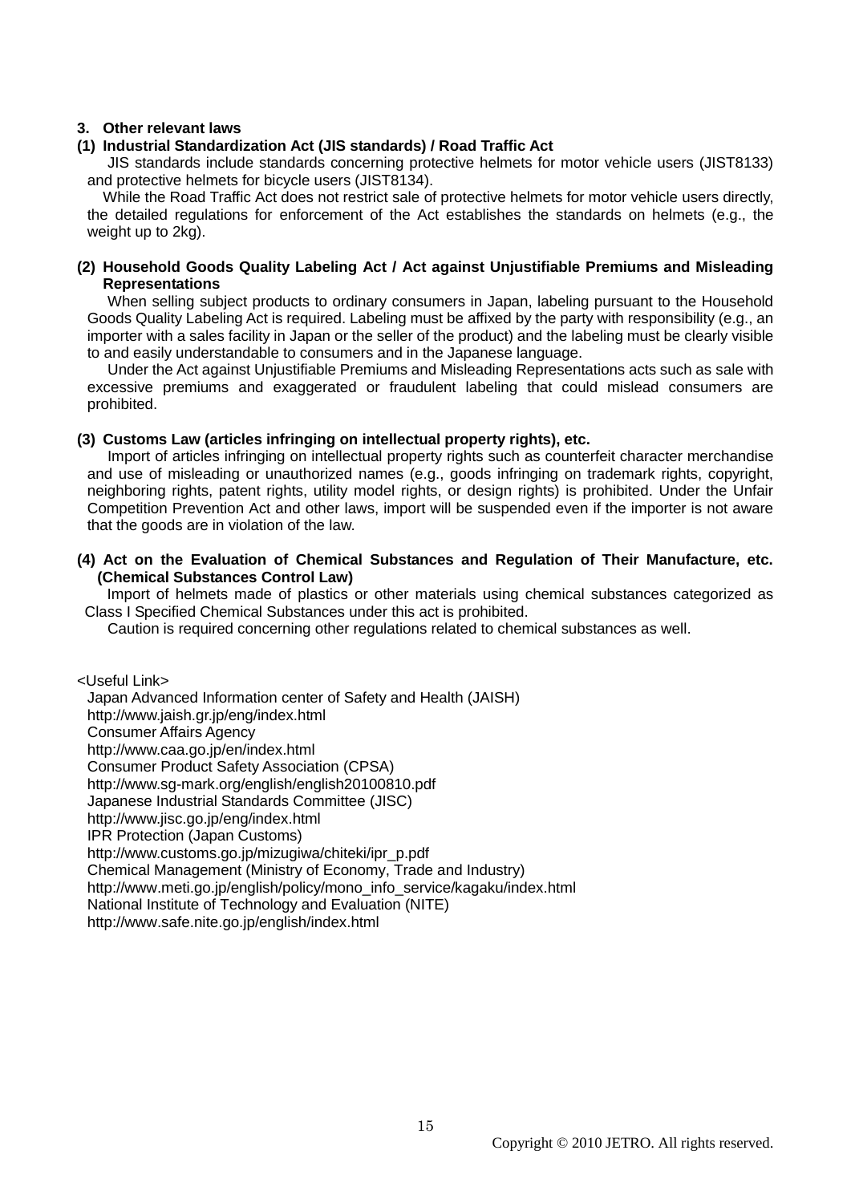### 3. Other relevant laws

#### (1) Industrial Standardization Act (JIS standards) / Road Traffic Act

JIS standards include standards concerning protective helmets for motor vehicle users (JIST8133) and protective helmets for bicycle users (JIST8134).

While the Road Traffic Act does not restrict sale of protective helmets for motor vehicle users directly, the detailed regulations for enforcement of the Act establishes the standards on helmets (e.g., the weight up to 2kg).

#### (2) Household Goods Quality Labeling Act / Act against Unjustifiable Premiums and Misleading Representations

When selling subject products to ordinary consumers in Japan, labeling pursuant to the Household Goods Quality Labeling Act is required. Labeling must be affixed by the party with responsibility (e.g., an importer with a sales facility in Japan or the seller of the product) and the labeling must be clearly visible to and easily understandable to consumers and in the Japanese language.

Under the Act against Unjustifiable Premiums and Misleading Representations acts such as sale with excessive premiums and exaggerated or fraudulent labeling that could mislead consumers are prohibited.

#### (3) Customs Law (articles infringing on intellectual property rights), etc.

Import of articles infringing on intellectual property rights such as counterfeit character merchandise and use of misleading or unauthorized names (e.g., goods infringing on trademark rights, copyright, neighboring rights, patent rights, utility model rights, or design rights) is prohibited. Under the Unfair Competition Prevention Act and other laws, import will be suspended even if the importer is not aware that the goods are in violation of the law.

#### (4) Act on the Evaluation of Chemical Substances and Regulation of Their Manufacture, etc. (Chemical Substances Control Law)

Import of helmets made of plastics or other materials using chemical substances categorized as Class I Specified Chemical Substances under this act is prohibited.

Caution is required concerning other regulations related to chemical substances as well.

<Useful Link>

Japan Advanced Information center of Safety and Health (JAISH)
http://www.jaish.gr.jp/eng/index.html
Consumer Affairs Agency
http://www.caa.go.jp/en/index.html
Consumer Product Safety Association (CPSA)
http://www.sg-mark.org/english/english20100810.pdf
Japanese Industrial Standards Committee (JISC)
http://www.jisc.go.jp/eng/index.html
IPR Protection (Japan Customs)
http://www.customs.go.jp/mizugiwa/chiteki/ipr_p.pdf
Chemical Management (Ministry of Economy, Trade and Industry)
http://www.meti.go.jp/english/policy/mono_info_service/kagaku/index.html
National Institute of Technology and Evaluation (NITE)
http://www.safe.nite.go.jp/english/index.html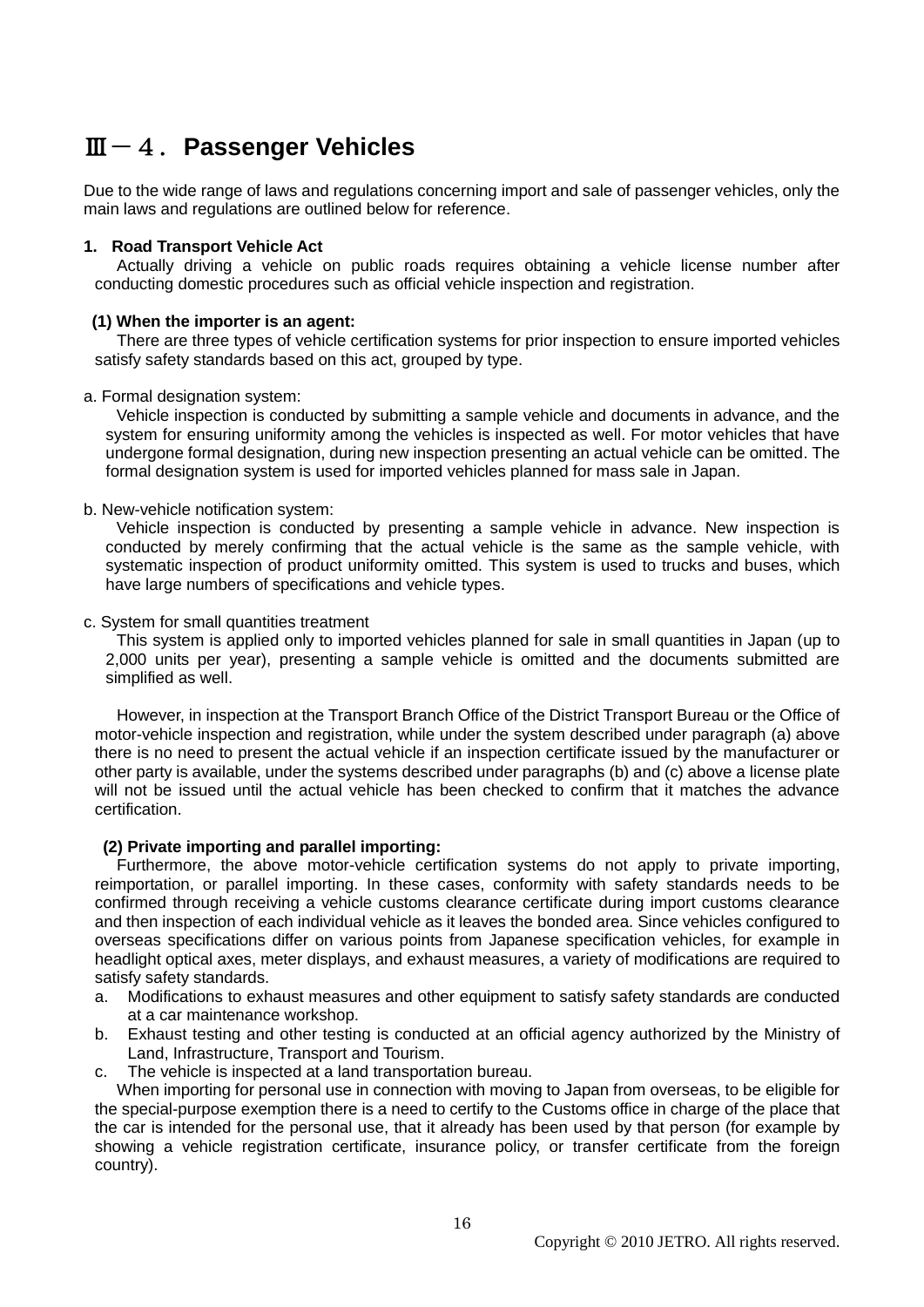# Ⅲ－４． Passenger Vehicles

Due to the wide range of laws and regulations concerning import and sale of passenger vehicles, only the main laws and regulations are outlined below for reference.

**1. Road Transport Vehicle Act**

Actually driving a vehicle on public roads requires obtaining a vehicle license number after conducting domestic procedures such as official vehicle inspection and registration.

**(1) When the importer is an agent:**

There are three types of vehicle certification systems for prior inspection to ensure imported vehicles satisfy safety standards based on this act, grouped by type.

a. Formal designation system:

Vehicle inspection is conducted by submitting a sample vehicle and documents in advance, and the system for ensuring uniformity among the vehicles is inspected as well. For motor vehicles that have undergone formal designation, during new inspection presenting an actual vehicle can be omitted. The formal designation system is used for imported vehicles planned for mass sale in Japan.

b. New-vehicle notification system:

Vehicle inspection is conducted by presenting a sample vehicle in advance. New inspection is conducted by merely confirming that the actual vehicle is the same as the sample vehicle, with systematic inspection of product uniformity omitted. This system is used to trucks and buses, which have large numbers of specifications and vehicle types.

c. System for small quantities treatment

This system is applied only to imported vehicles planned for sale in small quantities in Japan (up to 2,000 units per year), presenting a sample vehicle is omitted and the documents submitted are simplified as well.

However, in inspection at the Transport Branch Office of the District Transport Bureau or the Office of motor-vehicle inspection and registration, while under the system described under paragraph (a) above there is no need to present the actual vehicle if an inspection certificate issued by the manufacturer or other party is available, under the systems described under paragraphs (b) and (c) above a license plate will not be issued until the actual vehicle has been checked to confirm that it matches the advance certification.

**(2) Private importing and parallel importing:**

Furthermore, the above motor-vehicle certification systems do not apply to private importing, reimportation, or parallel importing. In these cases, conformity with safety standards needs to be confirmed through receiving a vehicle customs clearance certificate during import customs clearance and then inspection of each individual vehicle as it leaves the bonded area. Since vehicles configured to overseas specifications differ on various points from Japanese specification vehicles, for example in headlight optical axes, meter displays, and exhaust measures, a variety of modifications are required to satisfy safety standards.

a. Modifications to exhaust measures and other equipment to satisfy safety standards are conducted at a car maintenance workshop.
b. Exhaust testing and other testing is conducted at an official agency authorized by the Ministry of Land, Infrastructure, Transport and Tourism.
c. The vehicle is inspected at a land transportation bureau.

When importing for personal use in connection with moving to Japan from overseas, to be eligible for the special-purpose exemption there is a need to certify to the Customs office in charge of the place that the car is intended for the personal use, that it already has been used by that person (for example by showing a vehicle registration certificate, insurance policy, or transfer certificate from the foreign country).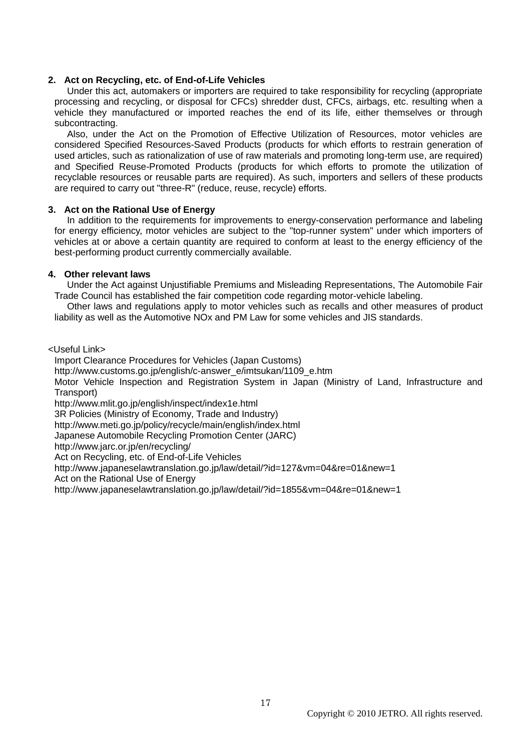### 2. Act on Recycling, etc. of End-of-Life Vehicles

Under this act, automakers or importers are required to take responsibility for recycling (appropriate processing and recycling, or disposal for CFCs) shredder dust, CFCs, airbags, etc. resulting when a vehicle they manufactured or imported reaches the end of its life, either themselves or through subcontracting.

Also, under the Act on the Promotion of Effective Utilization of Resources, motor vehicles are considered Specified Resources-Saved Products (products for which efforts to restrain generation of used articles, such as rationalization of use of raw materials and promoting long-term use, are required) and Specified Reuse-Promoted Products (products for which efforts to promote the utilization of recyclable resources or reusable parts are required). As such, importers and sellers of these products are required to carry out "three-R" (reduce, reuse, recycle) efforts.

### 3. Act on the Rational Use of Energy

In addition to the requirements for improvements to energy-conservation performance and labeling for energy efficiency, motor vehicles are subject to the "top-runner system" under which importers of vehicles at or above a certain quantity are required to conform at least to the energy efficiency of the best-performing product currently commercially available.

### 4. Other relevant laws

Under the Act against Unjustifiable Premiums and Misleading Representations, The Automobile Fair Trade Council has established the fair competition code regarding motor-vehicle labeling.

Other laws and regulations apply to motor vehicles such as recalls and other measures of product liability as well as the Automotive NOx and PM Law for some vehicles and JIS standards.

<Useful Link>

Import Clearance Procedures for Vehicles (Japan Customs)
http://www.customs.go.jp/english/c-answer_e/imtsukan/1109_e.htm
Motor Vehicle Inspection and Registration System in Japan (Ministry of Land, Infrastructure and Transport)
http://www.mlit.go.jp/english/inspect/index1e.html
3R Policies (Ministry of Economy, Trade and Industry)
http://www.meti.go.jp/policy/recycle/main/english/index.html
Japanese Automobile Recycling Promotion Center (JARC)
http://www.jarc.or.jp/en/recycling/
Act on Recycling, etc. of End-of-Life Vehicles
http://www.japaneselawtranslation.go.jp/law/detail/?id=127&vm=04&re=01&new=1
Act on the Rational Use of Energy
http://www.japaneselawtranslation.go.jp/law/detail/?id=1855&vm=04&re=01&new=1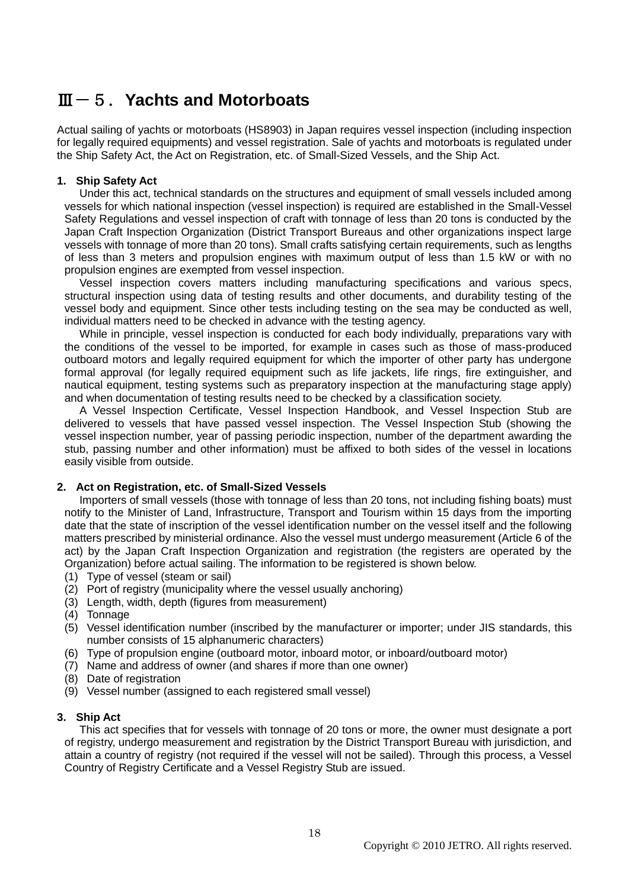# Ⅲ－５．Yachts and Motorboats

Actual sailing of yachts or motorboats (HS8903) in Japan requires vessel inspection (including inspection for legally required equipments) and vessel registration. Sale of yachts and motorboats is regulated under the Ship Safety Act, the Act on Registration, etc. of Small-Sized Vessels, and the Ship Act.

### 1. Ship Safety Act

Under this act, technical standards on the structures and equipment of small vessels included among vessels for which national inspection (vessel inspection) is required are established in the Small-Vessel Safety Regulations and vessel inspection of craft with tonnage of less than 20 tons is conducted by the Japan Craft Inspection Organization (District Transport Bureaus and other organizations inspect large vessels with tonnage of more than 20 tons). Small crafts satisfying certain requirements, such as lengths of less than 3 meters and propulsion engines with maximum output of less than 1.5 kW or with no propulsion engines are exempted from vessel inspection.

Vessel inspection covers matters including manufacturing specifications and various specs, structural inspection using data of testing results and other documents, and durability testing of the vessel body and equipment. Since other tests including testing on the sea may be conducted as well, individual matters need to be checked in advance with the testing agency.

While in principle, vessel inspection is conducted for each body individually, preparations vary with the conditions of the vessel to be imported, for example in cases such as those of mass-produced outboard motors and legally required equipment for which the importer of other party has undergone formal approval (for legally required equipment such as life jackets, life rings, fire extinguisher, and nautical equipment, testing systems such as preparatory inspection at the manufacturing stage apply) and when documentation of testing results need to be checked by a classification society.

A Vessel Inspection Certificate, Vessel Inspection Handbook, and Vessel Inspection Stub are delivered to vessels that have passed vessel inspection. The Vessel Inspection Stub (showing the vessel inspection number, year of passing periodic inspection, number of the department awarding the stub, passing number and other information) must be affixed to both sides of the vessel in locations easily visible from outside.

### 2. Act on Registration, etc. of Small-Sized Vessels

Importers of small vessels (those with tonnage of less than 20 tons, not including fishing boats) must notify to the Minister of Land, Infrastructure, Transport and Tourism within 15 days from the importing date that the state of inscription of the vessel identification number on the vessel itself and the following matters prescribed by ministerial ordinance. Also the vessel must undergo measurement (Article 6 of the act) by the Japan Craft Inspection Organization and registration (the registers are operated by the Organization) before actual sailing. The information to be registered is shown below.

(1) Type of vessel (steam or sail)
(2) Port of registry (municipality where the vessel usually anchoring)
(3) Length, width, depth (figures from measurement)
(4) Tonnage
(5) Vessel identification number (inscribed by the manufacturer or importer; under JIS standards, this number consists of 15 alphanumeric characters)
(6) Type of propulsion engine (outboard motor, inboard motor, or inboard/outboard motor)
(7) Name and address of owner (and shares if more than one owner)
(8) Date of registration
(9) Vessel number (assigned to each registered small vessel)

### 3. Ship Act

This act specifies that for vessels with tonnage of 20 tons or more, the owner must designate a port of registry, undergo measurement and registration by the District Transport Bureau with jurisdiction, and attain a country of registry (not required if the vessel will not be sailed). Through this process, a Vessel Country of Registry Certificate and a Vessel Registry Stub are issued.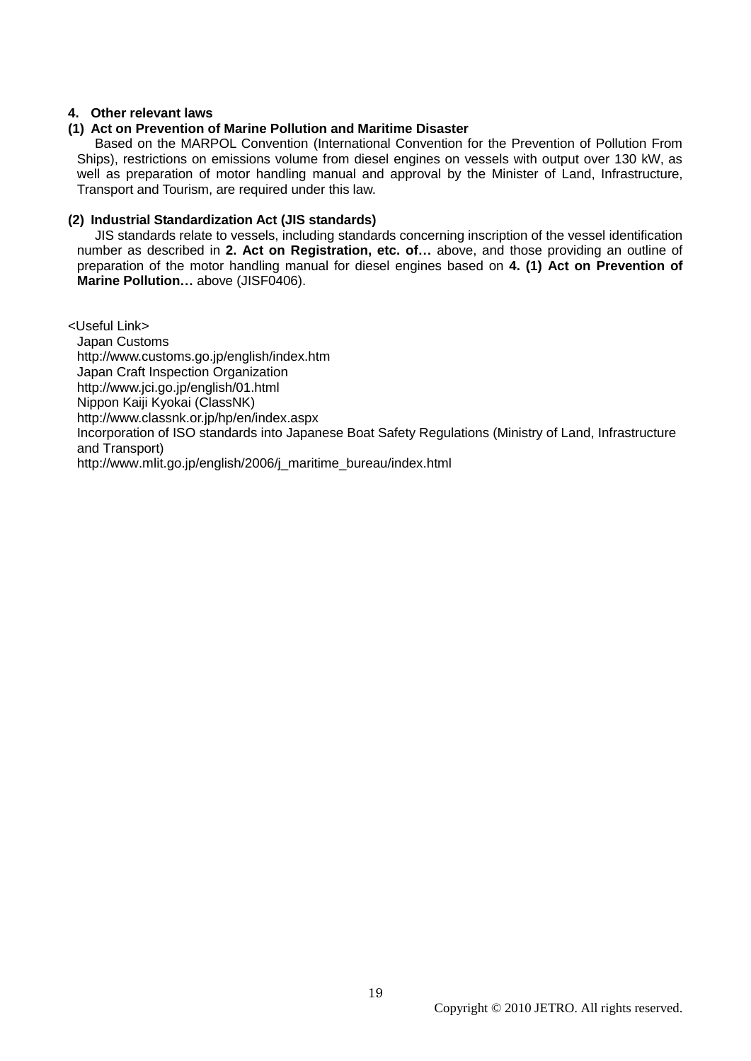## 4. Other relevant laws

### (1) Act on Prevention of Marine Pollution and Maritime Disaster

Based on the MARPOL Convention (International Convention for the Prevention of Pollution From Ships), restrictions on emissions volume from diesel engines on vessels with output over 130 kW, as well as preparation of motor handling manual and approval by the Minister of Land, Infrastructure, Transport and Tourism, are required under this law.

### (2) Industrial Standardization Act (JIS standards)

JIS standards relate to vessels, including standards concerning inscription of the vessel identification number as described in **2. Act on Registration, etc. of…** above, and those providing an outline of preparation of the motor handling manual for diesel engines based on **4. (1) Act on Prevention of Marine Pollution…** above (JISF0406).

<Useful Link>

Japan Customs
http://www.customs.go.jp/english/index.htm
Japan Craft Inspection Organization
http://www.jci.go.jp/english/01.html
Nippon Kaiji Kyokai (ClassNK)
http://www.classnk.or.jp/hp/en/index.aspx
Incorporation of ISO standards into Japanese Boat Safety Regulations (Ministry of Land, Infrastructure and Transport)
http://www.mlit.go.jp/english/2006/j_maritime_bureau/index.html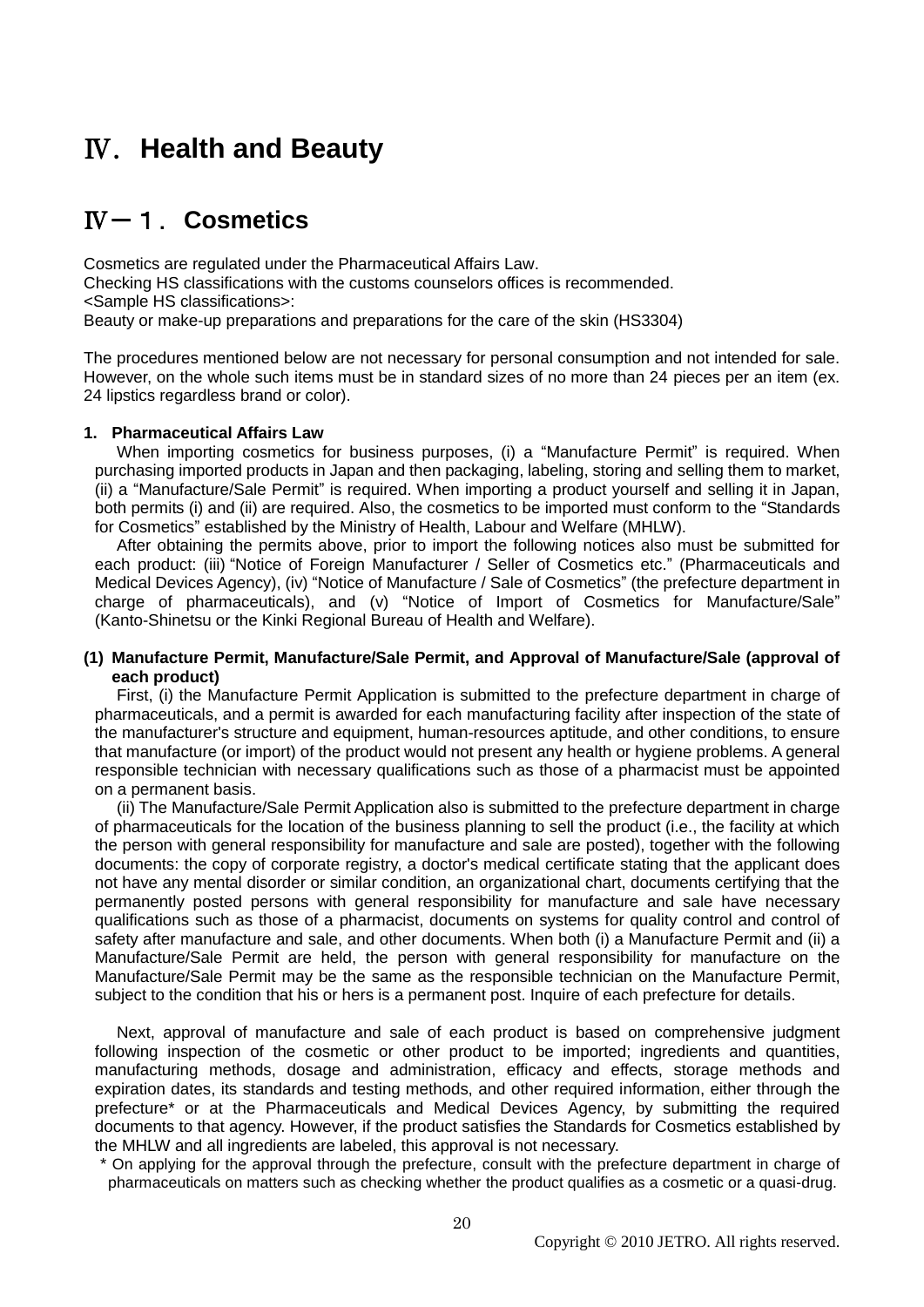# Ⅳ. Health and Beauty

## Ⅳ－１. Cosmetics

Cosmetics are regulated under the Pharmaceutical Affairs Law.
Checking HS classifications with the customs counselors offices is recommended.
<Sample HS classifications>:
Beauty or make-up preparations and preparations for the care of the skin (HS3304)

The procedures mentioned below are not necessary for personal consumption and not intended for sale. However, on the whole such items must be in standard sizes of no more than 24 pieces per an item (ex. 24 lipstics regardless brand or color).

### 1. Pharmaceutical Affairs Law

When importing cosmetics for business purposes, (i) a "Manufacture Permit" is required. When purchasing imported products in Japan and then packaging, labeling, storing and selling them to market, (ii) a "Manufacture/Sale Permit" is required. When importing a product yourself and selling it in Japan, both permits (i) and (ii) are required. Also, the cosmetics to be imported must conform to the "Standards for Cosmetics" established by the Ministry of Health, Labour and Welfare (MHLW).

After obtaining the permits above, prior to import the following notices also must be submitted for each product: (iii) "Notice of Foreign Manufacturer / Seller of Cosmetics etc." (Pharmaceuticals and Medical Devices Agency), (iv) "Notice of Manufacture / Sale of Cosmetics" (the prefecture department in charge of pharmaceuticals), and (v) "Notice of Import of Cosmetics for Manufacture/Sale" (Kanto-Shinetsu or the Kinki Regional Bureau of Health and Welfare).

#### (1) Manufacture Permit, Manufacture/Sale Permit, and Approval of Manufacture/Sale (approval of each product)

First, (i) the Manufacture Permit Application is submitted to the prefecture department in charge of pharmaceuticals, and a permit is awarded for each manufacturing facility after inspection of the state of the manufacturer's structure and equipment, human-resources aptitude, and other conditions, to ensure that manufacture (or import) of the product would not present any health or hygiene problems. A general responsible technician with necessary qualifications such as those of a pharmacist must be appointed on a permanent basis.

(ii) The Manufacture/Sale Permit Application also is submitted to the prefecture department in charge of pharmaceuticals for the location of the business planning to sell the product (i.e., the facility at which the person with general responsibility for manufacture and sale are posted), together with the following documents: the copy of corporate registry, a doctor's medical certificate stating that the applicant does not have any mental disorder or similar condition, an organizational chart, documents certifying that the permanently posted persons with general responsibility for manufacture and sale have necessary qualifications such as those of a pharmacist, documents on systems for quality control and control of safety after manufacture and sale, and other documents. When both (i) a Manufacture Permit and (ii) a Manufacture/Sale Permit are held, the person with general responsibility for manufacture on the Manufacture/Sale Permit may be the same as the responsible technician on the Manufacture Permit, subject to the condition that his or hers is a permanent post. Inquire of each prefecture for details.

Next, approval of manufacture and sale of each product is based on comprehensive judgment following inspection of the cosmetic or other product to be imported; ingredients and quantities, manufacturing methods, dosage and administration, efficacy and effects, storage methods and expiration dates, its standards and testing methods, and other required information, either through the prefecture* or at the Pharmaceuticals and Medical Devices Agency, by submitting the required documents to that agency. However, if the product satisfies the Standards for Cosmetics established by the MHLW and all ingredients are labeled, this approval is not necessary.

\* On applying for the approval through the prefecture, consult with the prefecture department in charge of pharmaceuticals on matters such as checking whether the product qualifies as a cosmetic or a quasi-drug.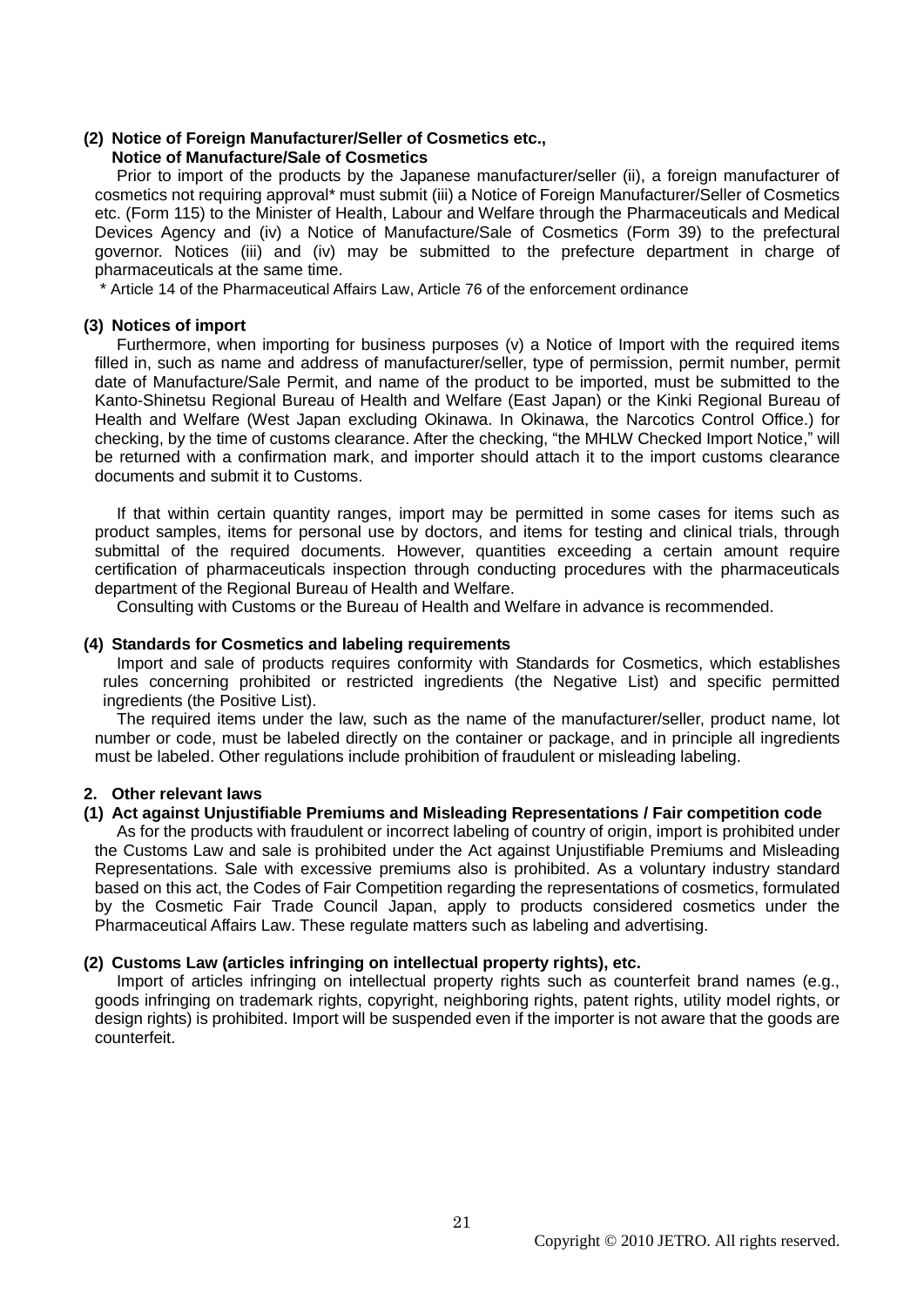### (2) Notice of Foreign Manufacturer/Seller of Cosmetics etc., Notice of Manufacture/Sale of Cosmetics

Prior to import of the products by the Japanese manufacturer/seller (ii), a foreign manufacturer of cosmetics not requiring approval* must submit (iii) a Notice of Foreign Manufacturer/Seller of Cosmetics etc. (Form 115) to the Minister of Health, Labour and Welfare through the Pharmaceuticals and Medical Devices Agency and (iv) a Notice of Manufacture/Sale of Cosmetics (Form 39) to the prefectural governor. Notices (iii) and (iv) may be submitted to the prefecture department in charge of pharmaceuticals at the same time.

\* Article 14 of the Pharmaceutical Affairs Law, Article 76 of the enforcement ordinance

### (3) Notices of import

Furthermore, when importing for business purposes (v) a Notice of Import with the required items filled in, such as name and address of manufacturer/seller, type of permission, permit number, permit date of Manufacture/Sale Permit, and name of the product to be imported, must be submitted to the Kanto-Shinetsu Regional Bureau of Health and Welfare (East Japan) or the Kinki Regional Bureau of Health and Welfare (West Japan excluding Okinawa. In Okinawa, the Narcotics Control Office.) for checking, by the time of customs clearance. After the checking, "the MHLW Checked Import Notice," will be returned with a confirmation mark, and importer should attach it to the import customs clearance documents and submit it to Customs.

If that within certain quantity ranges, import may be permitted in some cases for items such as product samples, items for personal use by doctors, and items for testing and clinical trials, through submittal of the required documents. However, quantities exceeding a certain amount require certification of pharmaceuticals inspection through conducting procedures with the pharmaceuticals department of the Regional Bureau of Health and Welfare.

Consulting with Customs or the Bureau of Health and Welfare in advance is recommended.

### (4) Standards for Cosmetics and labeling requirements

Import and sale of products requires conformity with Standards for Cosmetics, which establishes rules concerning prohibited or restricted ingredients (the Negative List) and specific permitted ingredients (the Positive List).

The required items under the law, such as the name of the manufacturer/seller, product name, lot number or code, must be labeled directly on the container or package, and in principle all ingredients must be labeled. Other regulations include prohibition of fraudulent or misleading labeling.

## 2. Other relevant laws

### (1) Act against Unjustifiable Premiums and Misleading Representations / Fair competition code

As for the products with fraudulent or incorrect labeling of country of origin, import is prohibited under the Customs Law and sale is prohibited under the Act against Unjustifiable Premiums and Misleading Representations. Sale with excessive premiums also is prohibited. As a voluntary industry standard based on this act, the Codes of Fair Competition regarding the representations of cosmetics, formulated by the Cosmetic Fair Trade Council Japan, apply to products considered cosmetics under the Pharmaceutical Affairs Law. These regulate matters such as labeling and advertising.

### (2) Customs Law (articles infringing on intellectual property rights), etc.

Import of articles infringing on intellectual property rights such as counterfeit brand names (e.g., goods infringing on trademark rights, copyright, neighboring rights, patent rights, utility model rights, or design rights) is prohibited. Import will be suspended even if the importer is not aware that the goods are counterfeit.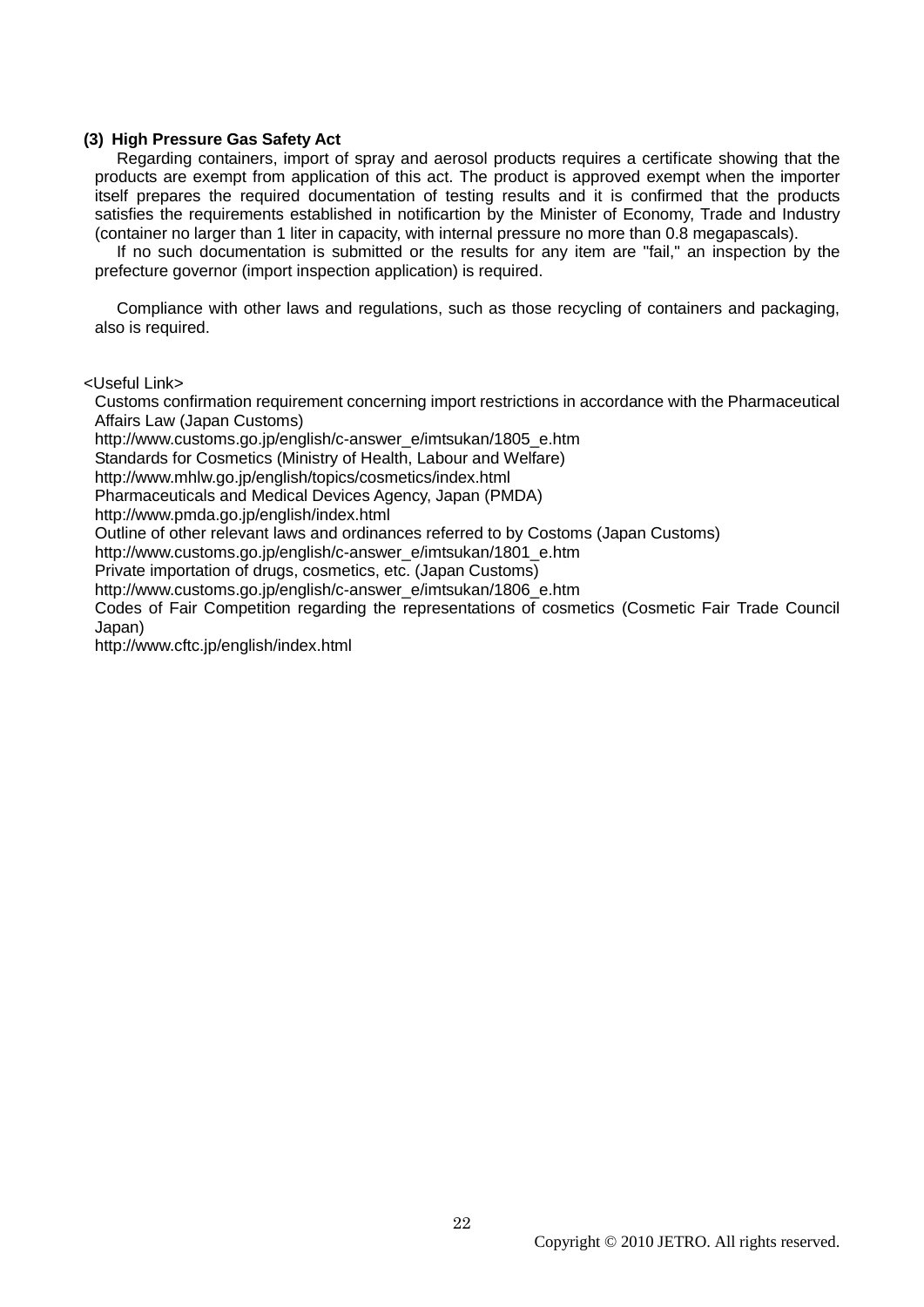### (3) High Pressure Gas Safety Act

Regarding containers, import of spray and aerosol products requires a certificate showing that the products are exempt from application of this act. The product is approved exempt when the importer itself prepares the required documentation of testing results and it is confirmed that the products satisfies the requirements established in notificartion by the Minister of Economy, Trade and Industry (container no larger than 1 liter in capacity, with internal pressure no more than 0.8 megapascals).

If no such documentation is submitted or the results for any item are "fail," an inspection by the prefecture governor (import inspection application) is required.

Compliance with other laws and regulations, such as those recycling of containers and packaging, also is required.

<Useful Link>

Customs confirmation requirement concerning import restrictions in accordance with the Pharmaceutical Affairs Law (Japan Customs)
http://www.customs.go.jp/english/c-answer_e/imtsukan/1805_e.htm
Standards for Cosmetics (Ministry of Health, Labour and Welfare)
http://www.mhlw.go.jp/english/topics/cosmetics/index.html
Pharmaceuticals and Medical Devices Agency, Japan (PMDA)
http://www.pmda.go.jp/english/index.html
Outline of other relevant laws and ordinances referred to by Costoms (Japan Customs)
http://www.customs.go.jp/english/c-answer_e/imtsukan/1801_e.htm
Private importation of drugs, cosmetics, etc. (Japan Customs)
http://www.customs.go.jp/english/c-answer_e/imtsukan/1806_e.htm
Codes of Fair Competition regarding the representations of cosmetics (Cosmetic Fair Trade Council Japan)
http://www.cftc.jp/english/index.html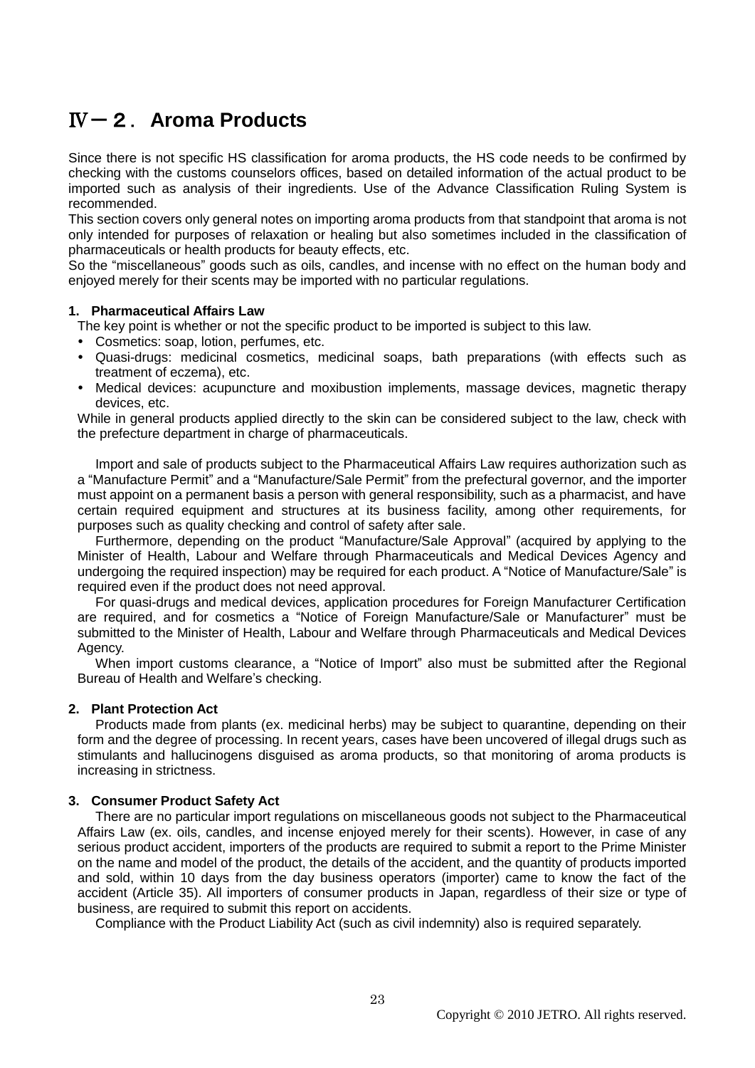## Ⅳ－２．Aroma Products

Since there is not specific HS classification for aroma products, the HS code needs to be confirmed by checking with the customs counselors offices, based on detailed information of the actual product to be imported such as analysis of their ingredients. Use of the Advance Classification Ruling System is recommended.

This section covers only general notes on importing aroma products from that standpoint that aroma is not only intended for purposes of relaxation or healing but also sometimes included in the classification of pharmaceuticals or health products for beauty effects, etc.

So the "miscellaneous" goods such as oils, candles, and incense with no effect on the human body and enjoyed merely for their scents may be imported with no particular regulations.

### 1. Pharmaceutical Affairs Law

The key point is whether or not the specific product to be imported is subject to this law.

- Cosmetics: soap, lotion, perfumes, etc.
- Quasi-drugs: medicinal cosmetics, medicinal soaps, bath preparations (with effects such as treatment of eczema), etc.
- Medical devices: acupuncture and moxibustion implements, massage devices, magnetic therapy devices, etc.

While in general products applied directly to the skin can be considered subject to the law, check with the prefecture department in charge of pharmaceuticals.

Import and sale of products subject to the Pharmaceutical Affairs Law requires authorization such as a "Manufacture Permit" and a "Manufacture/Sale Permit" from the prefectural governor, and the importer must appoint on a permanent basis a person with general responsibility, such as a pharmacist, and have certain required equipment and structures at its business facility, among other requirements, for purposes such as quality checking and control of safety after sale.

Furthermore, depending on the product "Manufacture/Sale Approval" (acquired by applying to the Minister of Health, Labour and Welfare through Pharmaceuticals and Medical Devices Agency and undergoing the required inspection) may be required for each product. A "Notice of Manufacture/Sale" is required even if the product does not need approval.

For quasi-drugs and medical devices, application procedures for Foreign Manufacturer Certification are required, and for cosmetics a "Notice of Foreign Manufacture/Sale or Manufacturer" must be submitted to the Minister of Health, Labour and Welfare through Pharmaceuticals and Medical Devices Agency.

When import customs clearance, a "Notice of Import" also must be submitted after the Regional Bureau of Health and Welfare's checking.

### 2. Plant Protection Act

Products made from plants (ex. medicinal herbs) may be subject to quarantine, depending on their form and the degree of processing. In recent years, cases have been uncovered of illegal drugs such as stimulants and hallucinogens disguised as aroma products, so that monitoring of aroma products is increasing in strictness.

### 3. Consumer Product Safety Act

There are no particular import regulations on miscellaneous goods not subject to the Pharmaceutical Affairs Law (ex. oils, candles, and incense enjoyed merely for their scents). However, in case of any serious product accident, importers of the products are required to submit a report to the Prime Minister on the name and model of the product, the details of the accident, and the quantity of products imported and sold, within 10 days from the day business operators (importer) came to know the fact of the accident (Article 35). All importers of consumer products in Japan, regardless of their size or type of business, are required to submit this report on accidents.

Compliance with the Product Liability Act (such as civil indemnity) also is required separately.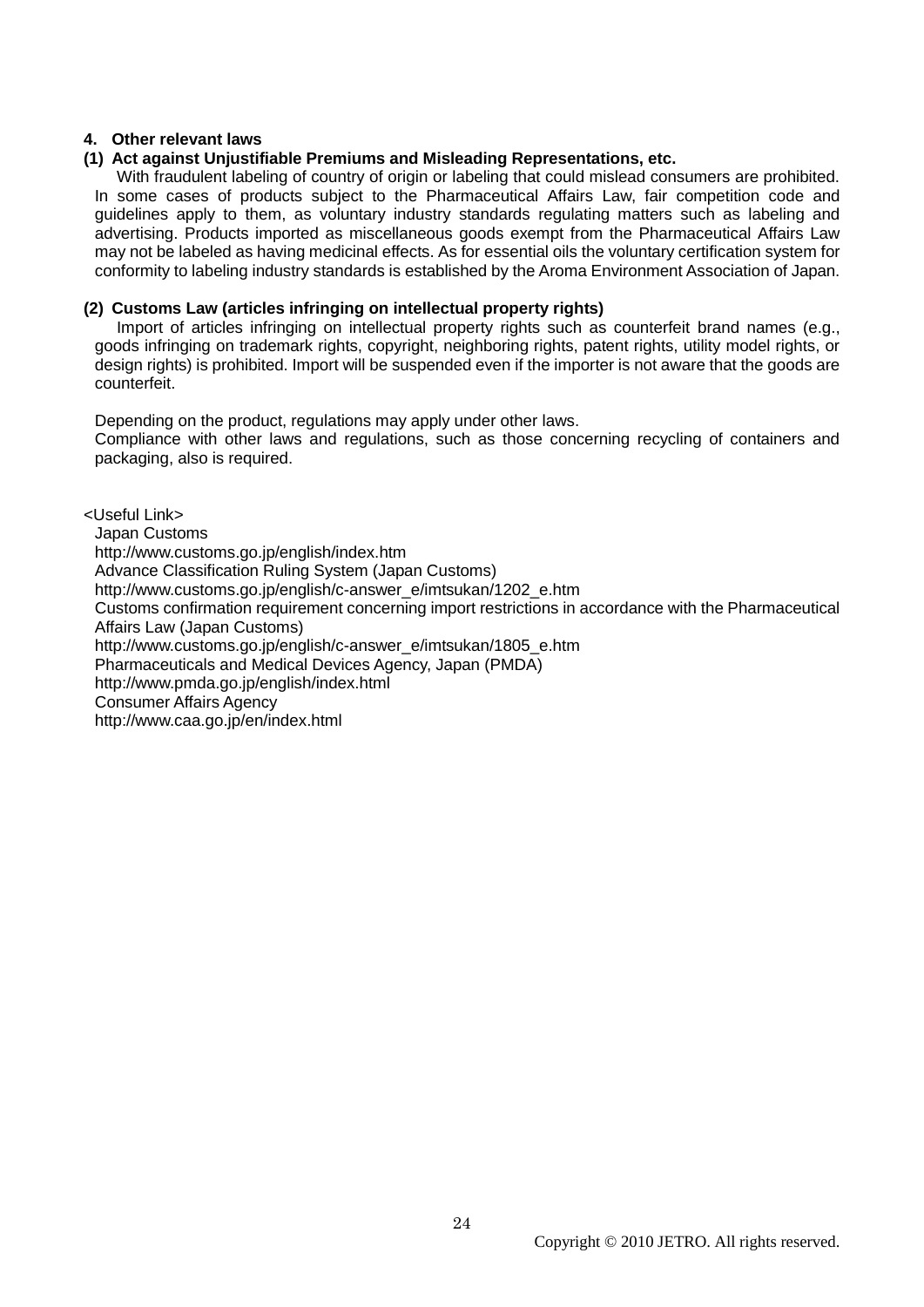## 4. Other relevant laws

### (1) Act against Unjustifiable Premiums and Misleading Representations, etc.

With fraudulent labeling of country of origin or labeling that could mislead consumers are prohibited. In some cases of products subject to the Pharmaceutical Affairs Law, fair competition code and guidelines apply to them, as voluntary industry standards regulating matters such as labeling and advertising. Products imported as miscellaneous goods exempt from the Pharmaceutical Affairs Law may not be labeled as having medicinal effects. As for essential oils the voluntary certification system for conformity to labeling industry standards is established by the Aroma Environment Association of Japan.

### (2) Customs Law (articles infringing on intellectual property rights)

Import of articles infringing on intellectual property rights such as counterfeit brand names (e.g., goods infringing on trademark rights, copyright, neighboring rights, patent rights, utility model rights, or design rights) is prohibited. Import will be suspended even if the importer is not aware that the goods are counterfeit.

Depending on the product, regulations may apply under other laws.
Compliance with other laws and regulations, such as those concerning recycling of containers and packaging, also is required.

<Useful Link>

Japan Customs
http://www.customs.go.jp/english/index.htm
Advance Classification Ruling System (Japan Customs)
http://www.customs.go.jp/english/c-answer_e/imtsukan/1202_e.htm
Customs confirmation requirement concerning import restrictions in accordance with the Pharmaceutical Affairs Law (Japan Customs)
http://www.customs.go.jp/english/c-answer_e/imtsukan/1805_e.htm
Pharmaceuticals and Medical Devices Agency, Japan (PMDA)
http://www.pmda.go.jp/english/index.html
Consumer Affairs Agency
http://www.caa.go.jp/en/index.html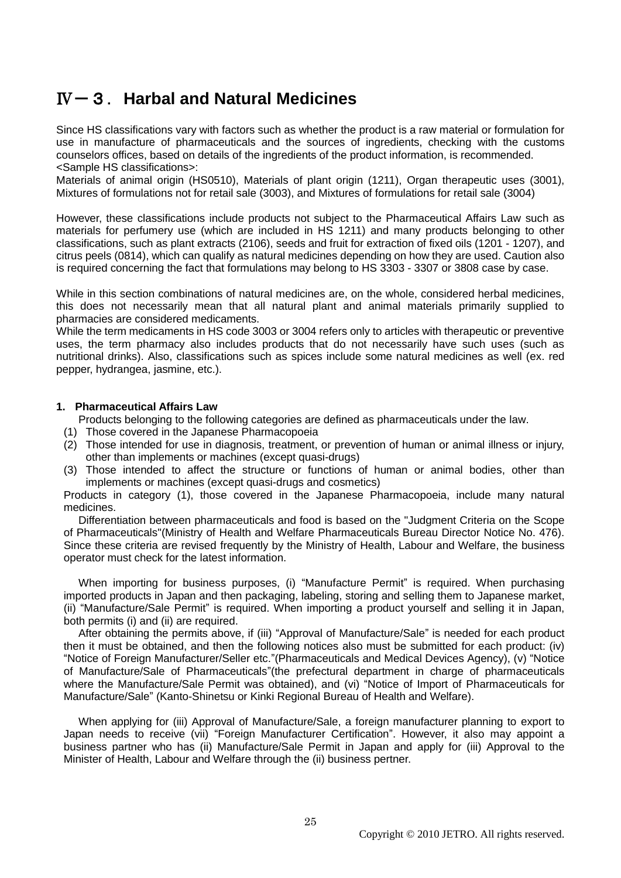# Ⅳ－３． Harbal and Natural Medicines

Since HS classifications vary with factors such as whether the product is a raw material or formulation for use in manufacture of pharmaceuticals and the sources of ingredients, checking with the customs counselors offices, based on details of the ingredients of the product information, is recommended.
<Sample HS classifications>:
Materials of animal origin (HS0510), Materials of plant origin (1211), Organ therapeutic uses (3001), Mixtures of formulations not for retail sale (3003), and Mixtures of formulations for retail sale (3004)

However, these classifications include products not subject to the Pharmaceutical Affairs Law such as materials for perfumery use (which are included in HS 1211) and many products belonging to other classifications, such as plant extracts (2106), seeds and fruit for extraction of fixed oils (1201 - 1207), and citrus peels (0814), which can qualify as natural medicines depending on how they are used. Caution also is required concerning the fact that formulations may belong to HS 3303 - 3307 or 3808 case by case.

While in this section combinations of natural medicines are, on the whole, considered herbal medicines, this does not necessarily mean that all natural plant and animal materials primarily supplied to pharmacies are considered medicaments.
While the term medicaments in HS code 3003 or 3004 refers only to articles with therapeutic or preventive uses, the term pharmacy also includes products that do not necessarily have such uses (such as nutritional drinks). Also, classifications such as spices include some natural medicines as well (ex. red pepper, hydrangea, jasmine, etc.).

### 1. Pharmaceutical Affairs Law

Products belonging to the following categories are defined as pharmaceuticals under the law.

(1) Those covered in the Japanese Pharmacopoeia
(2) Those intended for use in diagnosis, treatment, or prevention of human or animal illness or injury, other than implements or machines (except quasi-drugs)
(3) Those intended to affect the structure or functions of human or animal bodies, other than implements or machines (except quasi-drugs and cosmetics)

Products in category (1), those covered in the Japanese Pharmacopoeia, include many natural medicines.

Differentiation between pharmaceuticals and food is based on the "Judgment Criteria on the Scope of Pharmaceuticals"(Ministry of Health and Welfare Pharmaceuticals Bureau Director Notice No. 476). Since these criteria are revised frequently by the Ministry of Health, Labour and Welfare, the business operator must check for the latest information.

When importing for business purposes, (i) "Manufacture Permit" is required. When purchasing imported products in Japan and then packaging, labeling, storing and selling them to Japanese market, (ii) "Manufacture/Sale Permit" is required. When importing a product yourself and selling it in Japan, both permits (i) and (ii) are required.

After obtaining the permits above, if (iii) "Approval of Manufacture/Sale" is needed for each product then it must be obtained, and then the following notices also must be submitted for each product: (iv) "Notice of Foreign Manufacturer/Seller etc."(Pharmaceuticals and Medical Devices Agency), (v) "Notice of Manufacture/Sale of Pharmaceuticals"(the prefectural department in charge of pharmaceuticals where the Manufacture/Sale Permit was obtained), and (vi) "Notice of Import of Pharmaceuticals for Manufacture/Sale" (Kanto-Shinetsu or Kinki Regional Bureau of Health and Welfare).

When applying for (iii) Approval of Manufacture/Sale, a foreign manufacturer planning to export to Japan needs to receive (vii) "Foreign Manufacturer Certification". However, it also may appoint a business partner who has (ii) Manufacture/Sale Permit in Japan and apply for (iii) Approval to the Minister of Health, Labour and Welfare through the (ii) business pertner.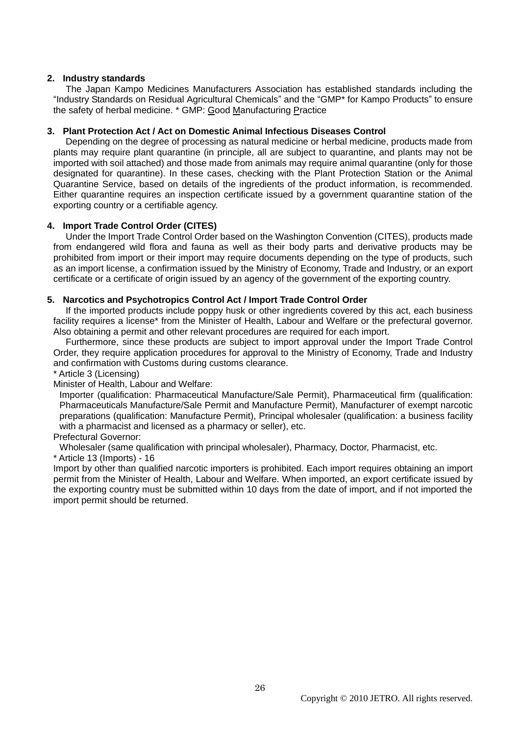### 2. Industry standards

The Japan Kampo Medicines Manufacturers Association has established standards including the "Industry Standards on Residual Agricultural Chemicals" and the "GMP* for Kampo Products" to ensure the safety of herbal medicine. * GMP: Good Manufacturing Practice

### 3. Plant Protection Act / Act on Domestic Animal Infectious Diseases Control

Depending on the degree of processing as natural medicine or herbal medicine, products made from plants may require plant quarantine (in principle, all are subject to quarantine, and plants may not be imported with soil attached) and those made from animals may require animal quarantine (only for those designated for quarantine). In these cases, checking with the Plant Protection Station or the Animal Quarantine Service, based on details of the ingredients of the product information, is recommended. Either quarantine requires an inspection certificate issued by a government quarantine station of the exporting country or a certifiable agency.

### 4. Import Trade Control Order (CITES)

Under the Import Trade Control Order based on the Washington Convention (CITES), products made from endangered wild flora and fauna as well as their body parts and derivative products may be prohibited from import or their import may require documents depending on the type of products, such as an import license, a confirmation issued by the Ministry of Economy, Trade and Industry, or an export certificate or a certificate of origin issued by an agency of the government of the exporting country.

### 5. Narcotics and Psychotropics Control Act / Import Trade Control Order

If the imported products include poppy husk or other ingredients covered by this act, each business facility requires a license* from the Minister of Health, Labour and Welfare or the prefectural governor. Also obtaining a permit and other relevant procedures are required for each import.

Furthermore, since these products are subject to import approval under the Import Trade Control Order, they require application procedures for approval to the Ministry of Economy, Trade and Industry and confirmation with Customs during customs clearance.

* Article 3 (Licensing)

Minister of Health, Labour and Welfare:

Importer (qualification: Pharmaceutical Manufacture/Sale Permit), Pharmaceutical firm (qualification: Pharmaceuticals Manufacture/Sale Permit and Manufacture Permit), Manufacturer of exempt narcotic preparations (qualification: Manufacture Permit), Principal wholesaler (qualification: a business facility with a pharmacist and licensed as a pharmacy or seller), etc.

Prefectural Governor:

Wholesaler (same qualification with principal wholesaler), Pharmacy, Doctor, Pharmacist, etc.

* Article 13 (Imports) - 16

Import by other than qualified narcotic importers is prohibited. Each import requires obtaining an import permit from the Minister of Health, Labour and Welfare. When imported, an export certificate issued by the exporting country must be submitted within 10 days from the date of import, and if not imported the import permit should be returned.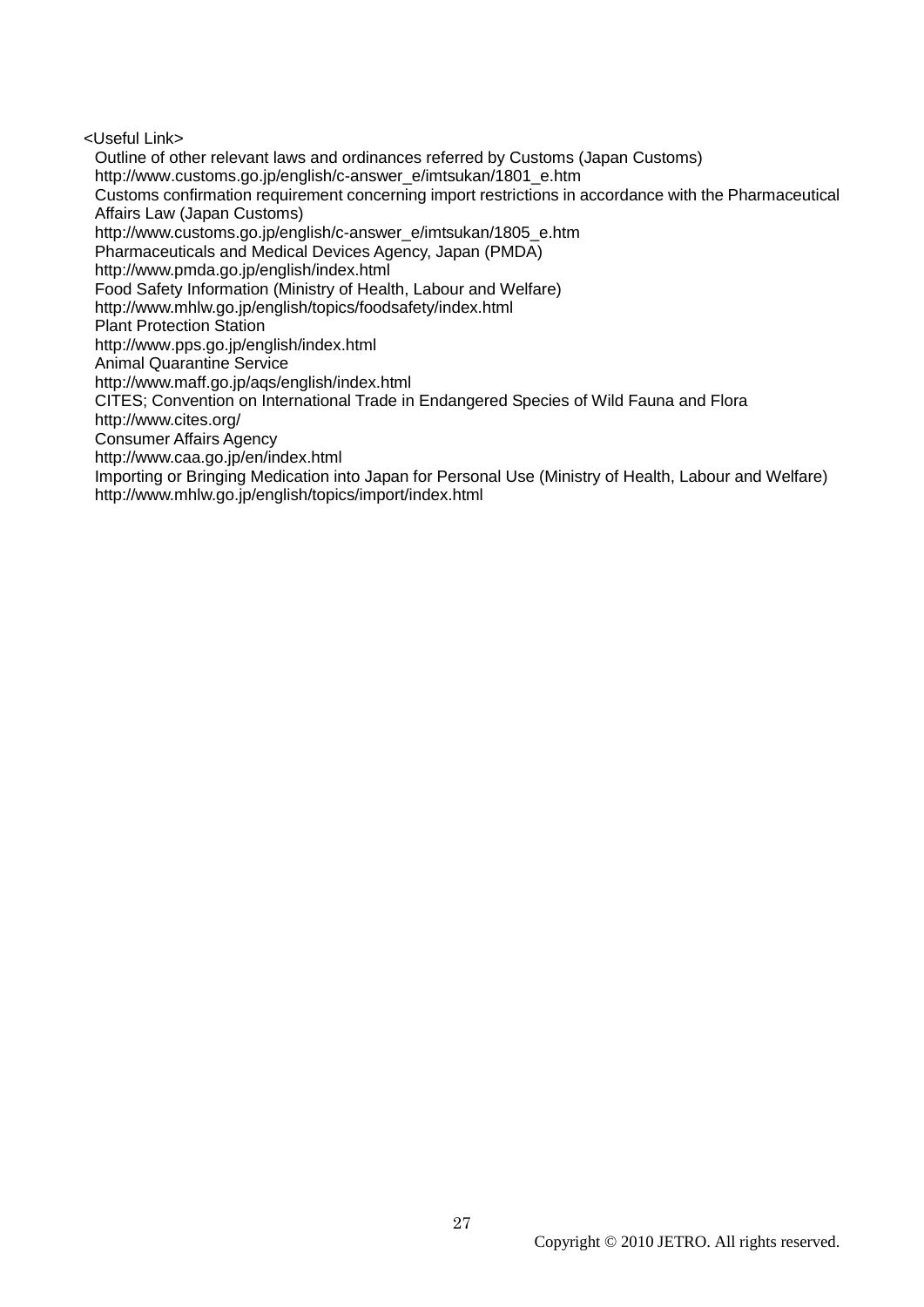<Useful Link>

Outline of other relevant laws and ordinances referred by Customs (Japan Customs)
http://www.customs.go.jp/english/c-answer_e/imtsukan/1801_e.htm

Customs confirmation requirement concerning import restrictions in accordance with the Pharmaceutical Affairs Law (Japan Customs)
http://www.customs.go.jp/english/c-answer_e/imtsukan/1805_e.htm

Pharmaceuticals and Medical Devices Agency, Japan (PMDA)
http://www.pmda.go.jp/english/index.html

Food Safety Information (Ministry of Health, Labour and Welfare)
http://www.mhlw.go.jp/english/topics/foodsafety/index.html

Plant Protection Station
http://www.pps.go.jp/english/index.html

Animal Quarantine Service
http://www.maff.go.jp/aqs/english/index.html

CITES; Convention on International Trade in Endangered Species of Wild Fauna and Flora
http://www.cites.org/

Consumer Affairs Agency
http://www.caa.go.jp/en/index.html

Importing or Bringing Medication into Japan for Personal Use (Ministry of Health, Labour and Welfare)
http://www.mhlw.go.jp/english/topics/import/index.html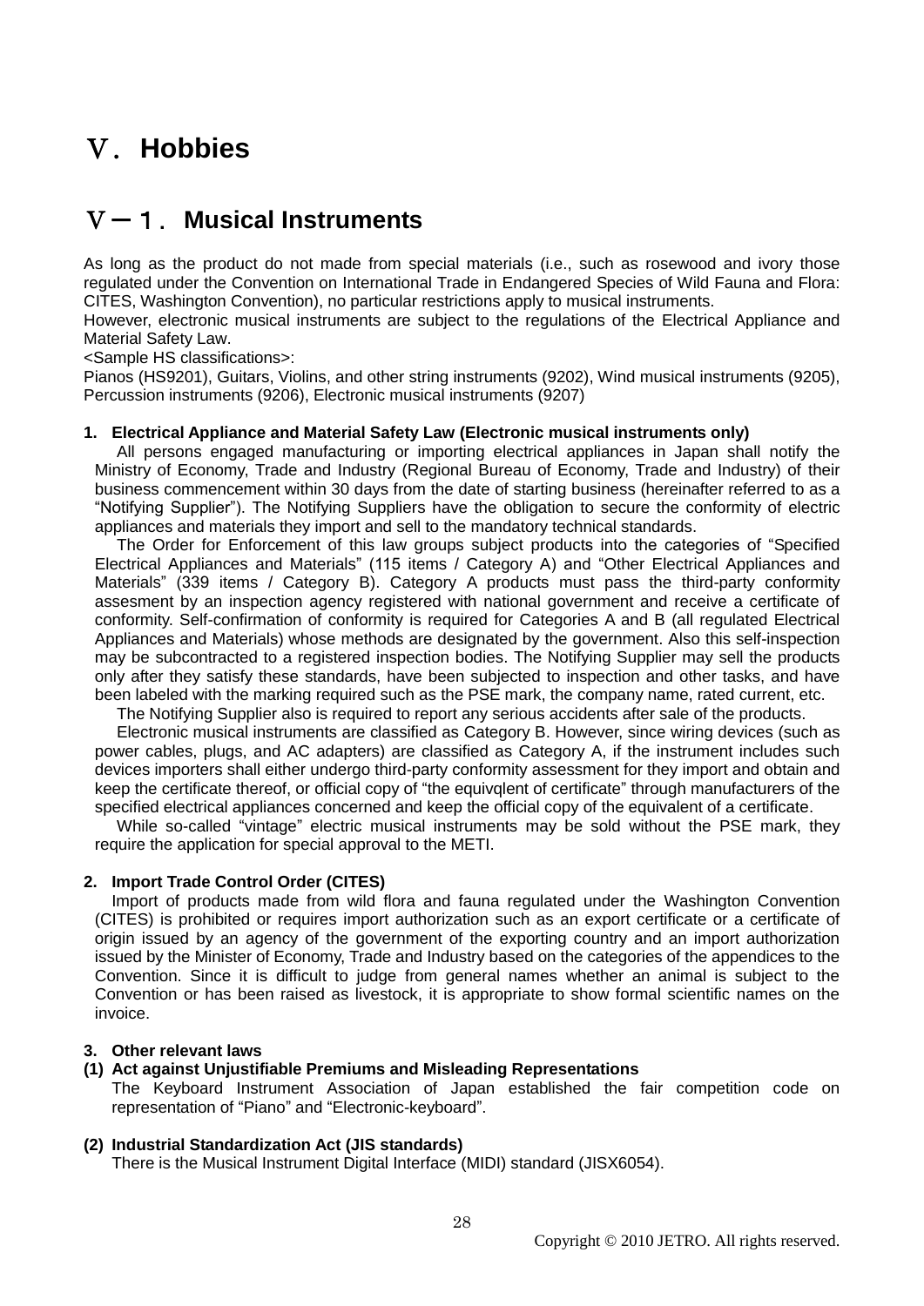# Ⅴ. Hobbies

## Ⅴ－１. Musical Instruments

As long as the product do not made from special materials (i.e., such as rosewood and ivory those regulated under the Convention on International Trade in Endangered Species of Wild Fauna and Flora: CITES, Washington Convention), no particular restrictions apply to musical instruments.
However, electronic musical instruments are subject to the regulations of the Electrical Appliance and Material Safety Law.
<Sample HS classifications>:
Pianos (HS9201), Guitars, Violins, and other string instruments (9202), Wind musical instruments (9205), Percussion instruments (9206), Electronic musical instruments (9207)

### 1. Electrical Appliance and Material Safety Law (Electronic musical instruments only)

All persons engaged manufacturing or importing electrical appliances in Japan shall notify the Ministry of Economy, Trade and Industry (Regional Bureau of Economy, Trade and Industry) of their business commencement within 30 days from the date of starting business (hereinafter referred to as a "Notifying Supplier"). The Notifying Suppliers have the obligation to secure the conformity of electric appliances and materials they import and sell to the mandatory technical standards.

The Order for Enforcement of this law groups subject products into the categories of "Specified Electrical Appliances and Materials" (115 items / Category A) and "Other Electrical Appliances and Materials" (339 items / Category B). Category A products must pass the third-party conformity assesment by an inspection agency registered with national government and receive a certificate of conformity. Self-confirmation of conformity is required for Categories A and B (all regulated Electrical Appliances and Materials) whose methods are designated by the government. Also this self-inspection may be subcontracted to a registered inspection bodies. The Notifying Supplier may sell the products only after they satisfy these standards, have been subjected to inspection and other tasks, and have been labeled with the marking required such as the PSE mark, the company name, rated current, etc.

The Notifying Supplier also is required to report any serious accidents after sale of the products.

Electronic musical instruments are classified as Category B. However, since wiring devices (such as power cables, plugs, and AC adapters) are classified as Category A, if the instrument includes such devices importers shall either undergo third-party conformity assessment for they import and obtain and keep the certificate thereof, or official copy of "the equivqlent of certificate" through manufacturers of the specified electrical appliances concerned and keep the official copy of the equivalent of a certificate.

While so-called "vintage" electric musical instruments may be sold without the PSE mark, they require the application for special approval to the METI.

### 2. Import Trade Control Order (CITES)

Import of products made from wild flora and fauna regulated under the Washington Convention (CITES) is prohibited or requires import authorization such as an export certificate or a certificate of origin issued by an agency of the government of the exporting country and an import authorization issued by the Minister of Economy, Trade and Industry based on the categories of the appendices to the Convention. Since it is difficult to judge from general names whether an animal is subject to the Convention or has been raised as livestock, it is appropriate to show formal scientific names on the invoice.

### 3. Other relevant laws

#### (1) Act against Unjustifiable Premiums and Misleading Representations

The Keyboard Instrument Association of Japan established the fair competition code on representation of "Piano" and "Electronic-keyboard".

#### (2) Industrial Standardization Act (JIS standards)

There is the Musical Instrument Digital Interface (MIDI) standard (JISX6054).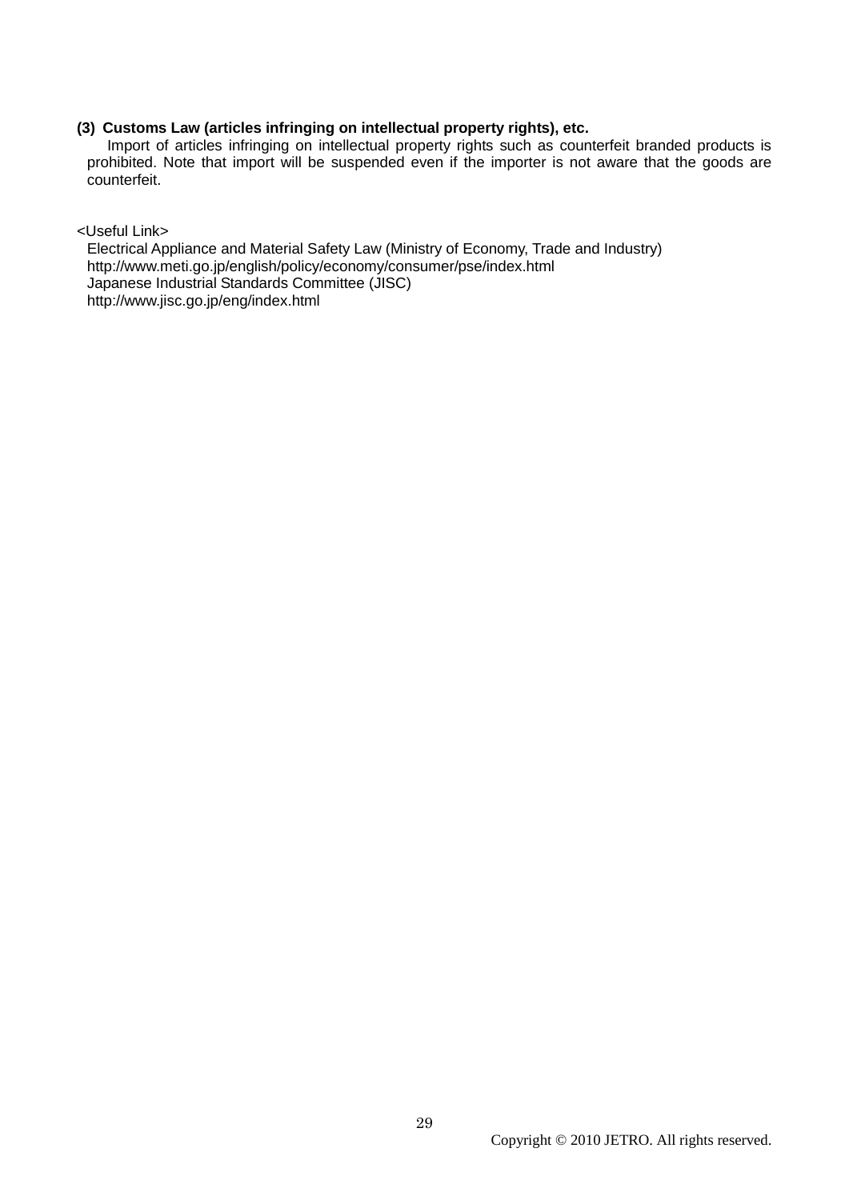**(3) Customs Law (articles infringing on intellectual property rights), etc.**

Import of articles infringing on intellectual property rights such as counterfeit branded products is prohibited. Note that import will be suspended even if the importer is not aware that the goods are counterfeit.

<Useful Link>

Electrical Appliance and Material Safety Law (Ministry of Economy, Trade and Industry)
http://www.meti.go.jp/english/policy/economy/consumer/pse/index.html
Japanese Industrial Standards Committee (JISC)
http://www.jisc.go.jp/eng/index.html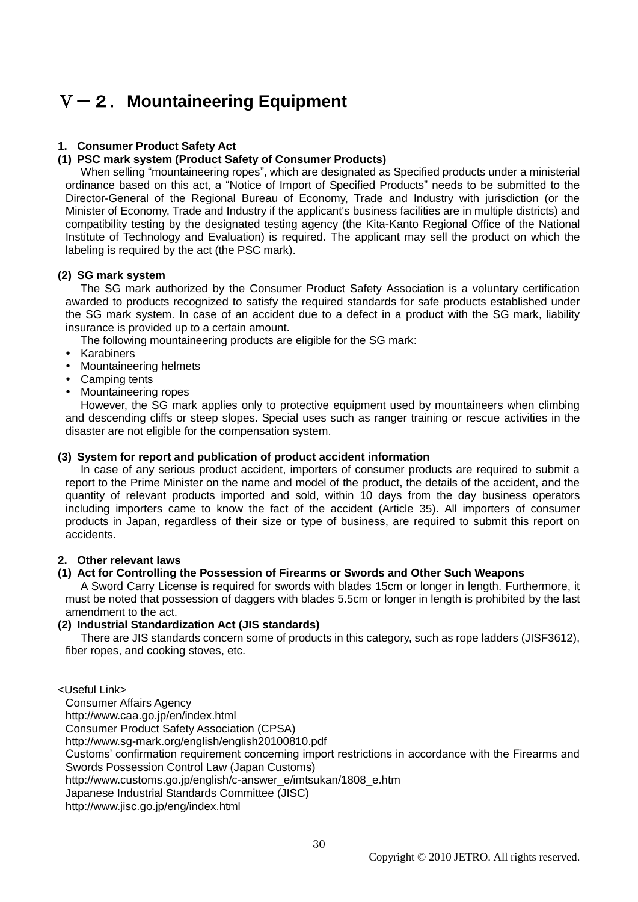# Ⅴ－２. Mountaineering Equipment

### 1. Consumer Product Safety Act

**(1) PSC mark system (Product Safety of Consumer Products)**

When selling "mountaineering ropes", which are designated as Specified products under a ministerial ordinance based on this act, a "Notice of Import of Specified Products" needs to be submitted to the Director-General of the Regional Bureau of Economy, Trade and Industry with jurisdiction (or the Minister of Economy, Trade and Industry if the applicant's business facilities are in multiple districts) and compatibility testing by the designated testing agency (the Kita-Kanto Regional Office of the National Institute of Technology and Evaluation) is required. The applicant may sell the product on which the labeling is required by the act (the PSC mark).

**(2) SG mark system**

The SG mark authorized by the Consumer Product Safety Association is a voluntary certification awarded to products recognized to satisfy the required standards for safe products established under the SG mark system. In case of an accident due to a defect in a product with the SG mark, liability insurance is provided up to a certain amount.

The following mountaineering products are eligible for the SG mark:

- Karabiners
- Mountaineering helmets
- Camping tents
- Mountaineering ropes

However, the SG mark applies only to protective equipment used by mountaineers when climbing and descending cliffs or steep slopes. Special uses such as ranger training or rescue activities in the disaster are not eligible for the compensation system.

**(3) System for report and publication of product accident information**

In case of any serious product accident, importers of consumer products are required to submit a report to the Prime Minister on the name and model of the product, the details of the accident, and the quantity of relevant products imported and sold, within 10 days from the day business operators including importers came to know the fact of the accident (Article 35). All importers of consumer products in Japan, regardless of their size or type of business, are required to submit this report on accidents.

### 2. Other relevant laws

**(1) Act for Controlling the Possession of Firearms or Swords and Other Such Weapons**

A Sword Carry License is required for swords with blades 15cm or longer in length. Furthermore, it must be noted that possession of daggers with blades 5.5cm or longer in length is prohibited by the last amendment to the act.

**(2) Industrial Standardization Act (JIS standards)**

There are JIS standards concern some of products in this category, such as rope ladders (JISF3612), fiber ropes, and cooking stoves, etc.

<Useful Link>

Consumer Affairs Agency
http://www.caa.go.jp/en/index.html
Consumer Product Safety Association (CPSA)
http://www.sg-mark.org/english/english20100810.pdf
Customs' confirmation requirement concerning import restrictions in accordance with the Firearms and Swords Possession Control Law (Japan Customs)
http://www.customs.go.jp/english/c-answer_e/imtsukan/1808_e.htm
Japanese Industrial Standards Committee (JISC)
http://www.jisc.go.jp/eng/index.html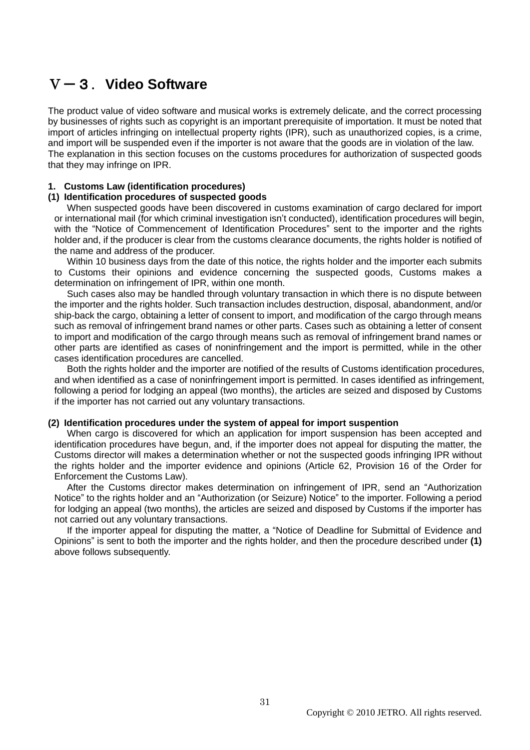# Ⅴ－３．Video Software

The product value of video software and musical works is extremely delicate, and the correct processing by businesses of rights such as copyright is an important prerequisite of importation. It must be noted that import of articles infringing on intellectual property rights (IPR), such as unauthorized copies, is a crime, and import will be suspended even if the importer is not aware that the goods are in violation of the law. The explanation in this section focuses on the customs procedures for authorization of suspected goods that they may infringe on IPR.

### 1. Customs Law (identification procedures)

#### (1) Identification procedures of suspected goods

When suspected goods have been discovered in customs examination of cargo declared for import or international mail (for which criminal investigation isn't conducted), identification procedures will begin, with the "Notice of Commencement of Identification Procedures" sent to the importer and the rights holder and, if the producer is clear from the customs clearance documents, the rights holder is notified of the name and address of the producer.

Within 10 business days from the date of this notice, the rights holder and the importer each submits to Customs their opinions and evidence concerning the suspected goods, Customs makes a determination on infringement of IPR, within one month.

Such cases also may be handled through voluntary transaction in which there is no dispute between the importer and the rights holder. Such transaction includes destruction, disposal, abandonment, and/or ship-back the cargo, obtaining a letter of consent to import, and modification of the cargo through means such as removal of infringement brand names or other parts. Cases such as obtaining a letter of consent to import and modification of the cargo through means such as removal of infringement brand names or other parts are identified as cases of noninfringement and the import is permitted, while in the other cases identification procedures are cancelled.

Both the rights holder and the importer are notified of the results of Customs identification procedures, and when identified as a case of noninfringement import is permitted. In cases identified as infringement, following a period for lodging an appeal (two months), the articles are seized and disposed by Customs if the importer has not carried out any voluntary transactions.

#### (2) Identification procedures under the system of appeal for import suspention

When cargo is discovered for which an application for import suspension has been accepted and identification procedures have begun, and, if the importer does not appeal for disputing the matter, the Customs director will makes a determination whether or not the suspected goods infringing IPR without the rights holder and the importer evidence and opinions (Article 62, Provision 16 of the Order for Enforcement the Customs Law).

After the Customs director makes determination on infringement of IPR, send an "Authorization Notice" to the rights holder and an "Authorization (or Seizure) Notice" to the importer. Following a period for lodging an appeal (two months), the articles are seized and disposed by Customs if the importer has not carried out any voluntary transactions.

If the importer appeal for disputing the matter, a "Notice of Deadline for Submittal of Evidence and Opinions" is sent to both the importer and the rights holder, and then the procedure described under **(1)** above follows subsequently.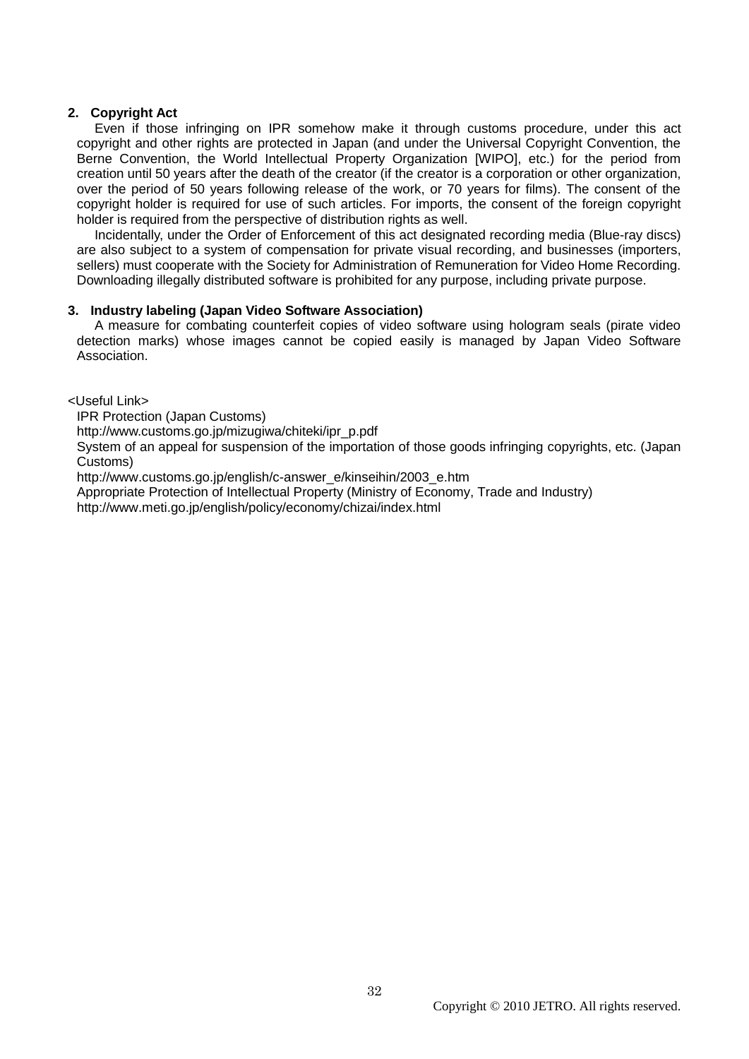### 2. Copyright Act

Even if those infringing on IPR somehow make it through customs procedure, under this act copyright and other rights are protected in Japan (and under the Universal Copyright Convention, the Berne Convention, the World Intellectual Property Organization [WIPO], etc.) for the period from creation until 50 years after the death of the creator (if the creator is a corporation or other organization, over the period of 50 years following release of the work, or 70 years for films). The consent of the copyright holder is required for use of such articles. For imports, the consent of the foreign copyright holder is required from the perspective of distribution rights as well.

Incidentally, under the Order of Enforcement of this act designated recording media (Blue-ray discs) are also subject to a system of compensation for private visual recording, and businesses (importers, sellers) must cooperate with the Society for Administration of Remuneration for Video Home Recording. Downloading illegally distributed software is prohibited for any purpose, including private purpose.

### 3. Industry labeling (Japan Video Software Association)

A measure for combating counterfeit copies of video software using hologram seals (pirate video detection marks) whose images cannot be copied easily is managed by Japan Video Software Association.

<Useful Link>

IPR Protection (Japan Customs)
http://www.customs.go.jp/mizugiwa/chiteki/ipr_p.pdf

System of an appeal for suspension of the importation of those goods infringing copyrights, etc. (Japan Customs)
http://www.customs.go.jp/english/c-answer_e/kinseihin/2003_e.htm

Appropriate Protection of Intellectual Property (Ministry of Economy, Trade and Industry)
http://www.meti.go.jp/english/policy/economy/chizai/index.html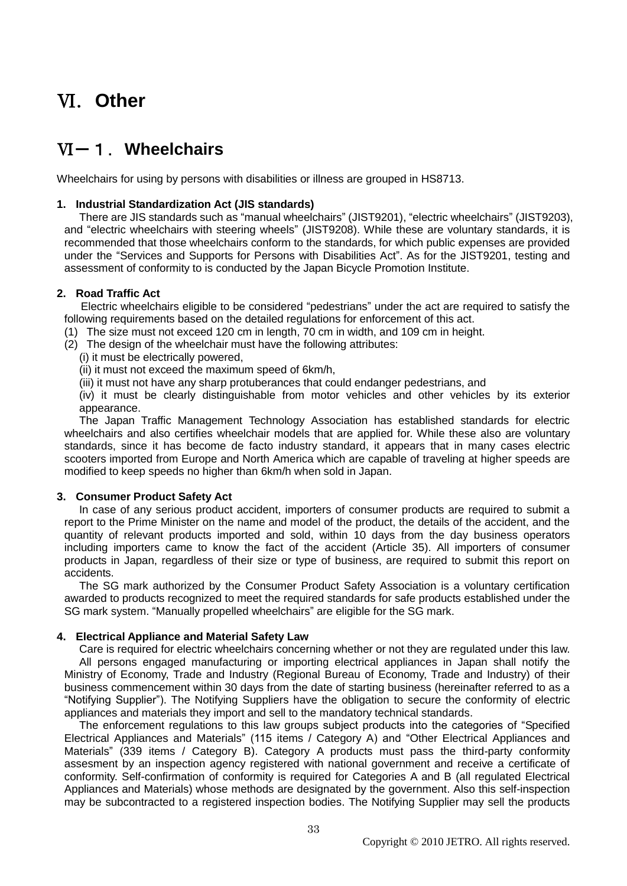# Ⅵ. Other

## Ⅵ－１．Wheelchairs

Wheelchairs for using by persons with disabilities or illness are grouped in HS8713.

### 1. Industrial Standardization Act (JIS standards)

There are JIS standards such as "manual wheelchairs" (JIST9201), "electric wheelchairs" (JIST9203), and "electric wheelchairs with steering wheels" (JIST9208). While these are voluntary standards, it is recommended that those wheelchairs conform to the standards, for which public expenses are provided under the "Services and Supports for Persons with Disabilities Act". As for the JIST9201, testing and assessment of conformity to is conducted by the Japan Bicycle Promotion Institute.

### 2. Road Traffic Act

Electric wheelchairs eligible to be considered "pedestrians" under the act are required to satisfy the following requirements based on the detailed regulations for enforcement of this act.

(1) The size must not exceed 120 cm in length, 70 cm in width, and 109 cm in height.

(2) The design of the wheelchair must have the following attributes:

(i) it must be electrically powered,

(ii) it must not exceed the maximum speed of 6km/h,

(iii) it must not have any sharp protuberances that could endanger pedestrians, and

(iv) it must be clearly distinguishable from motor vehicles and other vehicles by its exterior appearance.

The Japan Traffic Management Technology Association has established standards for electric wheelchairs and also certifies wheelchair models that are applied for. While these also are voluntary standards, since it has become de facto industry standard, it appears that in many cases electric scooters imported from Europe and North America which are capable of traveling at higher speeds are modified to keep speeds no higher than 6km/h when sold in Japan.

### 3. Consumer Product Safety Act

In case of any serious product accident, importers of consumer products are required to submit a report to the Prime Minister on the name and model of the product, the details of the accident, and the quantity of relevant products imported and sold, within 10 days from the day business operators including importers came to know the fact of the accident (Article 35). All importers of consumer products in Japan, regardless of their size or type of business, are required to submit this report on accidents.

The SG mark authorized by the Consumer Product Safety Association is a voluntary certification awarded to products recognized to meet the required standards for safe products established under the SG mark system. "Manually propelled wheelchairs" are eligible for the SG mark.

### 4. Electrical Appliance and Material Safety Law

Care is required for electric wheelchairs concerning whether or not they are regulated under this law.

All persons engaged manufacturing or importing electrical appliances in Japan shall notify the Ministry of Economy, Trade and Industry (Regional Bureau of Economy, Trade and Industry) of their business commencement within 30 days from the date of starting business (hereinafter referred to as a "Notifying Supplier"). The Notifying Suppliers have the obligation to secure the conformity of electric appliances and materials they import and sell to the mandatory technical standards.

The enforcement regulations to this law groups subject products into the categories of "Specified Electrical Appliances and Materials" (115 items / Category A) and "Other Electrical Appliances and Materials" (339 items / Category B). Category A products must pass the third-party conformity assesment by an inspection agency registered with national government and receive a certificate of conformity. Self-confirmation of conformity is required for Categories A and B (all regulated Electrical Appliances and Materials) whose methods are designated by the government. Also this self-inspection may be subcontracted to a registered inspection bodies. The Notifying Supplier may sell the products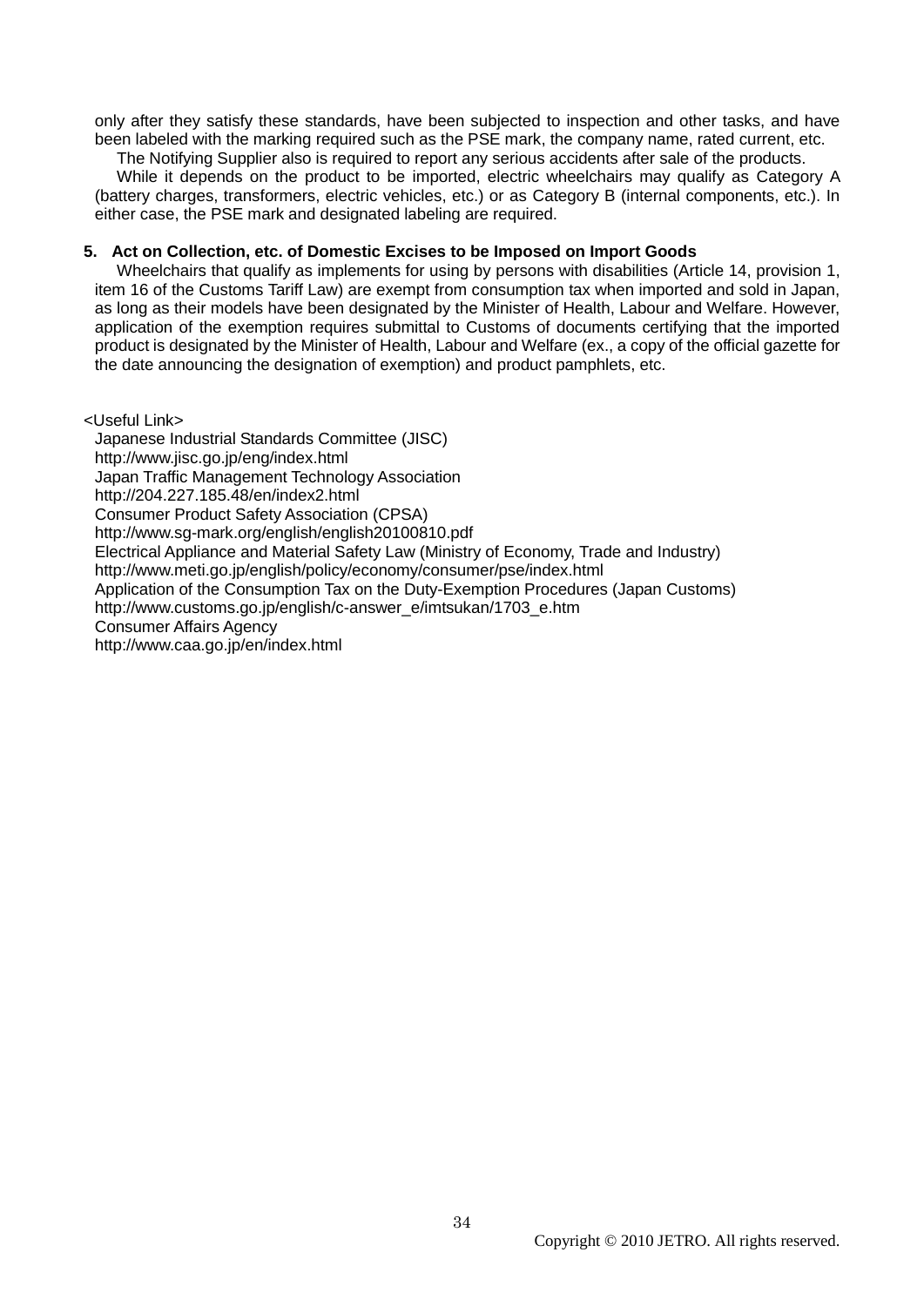only after they satisfy these standards, have been subjected to inspection and other tasks, and have been labeled with the marking required such as the PSE mark, the company name, rated current, etc.

The Notifying Supplier also is required to report any serious accidents after sale of the products.

While it depends on the product to be imported, electric wheelchairs may qualify as Category A (battery charges, transformers, electric vehicles, etc.) or as Category B (internal components, etc.). In either case, the PSE mark and designated labeling are required.

### 5. Act on Collection, etc. of Domestic Excises to be Imposed on Import Goods

Wheelchairs that qualify as implements for using by persons with disabilities (Article 14, provision 1, item 16 of the Customs Tariff Law) are exempt from consumption tax when imported and sold in Japan, as long as their models have been designated by the Minister of Health, Labour and Welfare. However, application of the exemption requires submittal to Customs of documents certifying that the imported product is designated by the Minister of Health, Labour and Welfare (ex., a copy of the official gazette for the date announcing the designation of exemption) and product pamphlets, etc.

<Useful Link>

Japanese Industrial Standards Committee (JISC)
http://www.jisc.go.jp/eng/index.html
Japan Traffic Management Technology Association
http://204.227.185.48/en/index2.html
Consumer Product Safety Association (CPSA)
http://www.sg-mark.org/english/english20100810.pdf
Electrical Appliance and Material Safety Law (Ministry of Economy, Trade and Industry)
http://www.meti.go.jp/english/policy/economy/consumer/pse/index.html
Application of the Consumption Tax on the Duty-Exemption Procedures (Japan Customs)
http://www.customs.go.jp/english/c-answer_e/imtsukan/1703_e.htm
Consumer Affairs Agency
http://www.caa.go.jp/en/index.html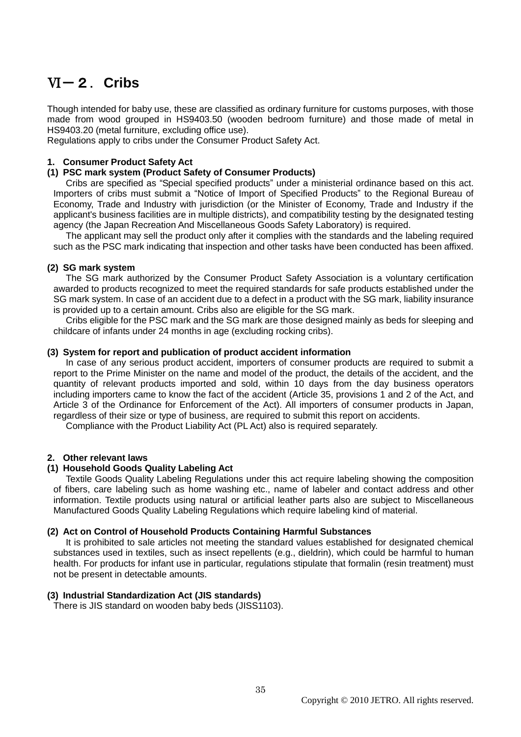# Ⅵ－２． Cribs

Though intended for baby use, these are classified as ordinary furniture for customs purposes, with those made from wood grouped in HS9403.50 (wooden bedroom furniture) and those made of metal in HS9403.20 (metal furniture, excluding office use).
Regulations apply to cribs under the Consumer Product Safety Act.

### 1. Consumer Product Safety Act

#### (1) PSC mark system (Product Safety of Consumer Products)

Cribs are specified as "Special specified products" under a ministerial ordinance based on this act. Importers of cribs must submit a "Notice of Import of Specified Products" to the Regional Bureau of Economy, Trade and Industry with jurisdiction (or the Minister of Economy, Trade and Industry if the applicant's business facilities are in multiple districts), and compatibility testing by the designated testing agency (the Japan Recreation And Miscellaneous Goods Safety Laboratory) is required.

The applicant may sell the product only after it complies with the standards and the labeling required such as the PSC mark indicating that inspection and other tasks have been conducted has been affixed.

#### (2) SG mark system

The SG mark authorized by the Consumer Product Safety Association is a voluntary certification awarded to products recognized to meet the required standards for safe products established under the SG mark system. In case of an accident due to a defect in a product with the SG mark, liability insurance is provided up to a certain amount. Cribs also are eligible for the SG mark.

Cribs eligible for the PSC mark and the SG mark are those designed mainly as beds for sleeping and childcare of infants under 24 months in age (excluding rocking cribs).

#### (3) System for report and publication of product accident information

In case of any serious product accident, importers of consumer products are required to submit a report to the Prime Minister on the name and model of the product, the details of the accident, and the quantity of relevant products imported and sold, within 10 days from the day business operators including importers came to know the fact of the accident (Article 35, provisions 1 and 2 of the Act, and Article 3 of the Ordinance for Enforcement of the Act). All importers of consumer products in Japan, regardless of their size or type of business, are required to submit this report on accidents.

Compliance with the Product Liability Act (PL Act) also is required separately.

### 2. Other relevant laws

#### (1) Household Goods Quality Labeling Act

Textile Goods Quality Labeling Regulations under this act require labeling showing the composition of fibers, care labeling such as home washing etc., name of labeler and contact address and other information. Textile products using natural or artificial leather parts also are subject to Miscellaneous Manufactured Goods Quality Labeling Regulations which require labeling kind of material.

#### (2) Act on Control of Household Products Containing Harmful Substances

It is prohibited to sale articles not meeting the standard values established for designated chemical substances used in textiles, such as insect repellents (e.g., dieldrin), which could be harmful to human health. For products for infant use in particular, regulations stipulate that formalin (resin treatment) must not be present in detectable amounts.

#### (3) Industrial Standardization Act (JIS standards)

There is JIS standard on wooden baby beds (JISS1103).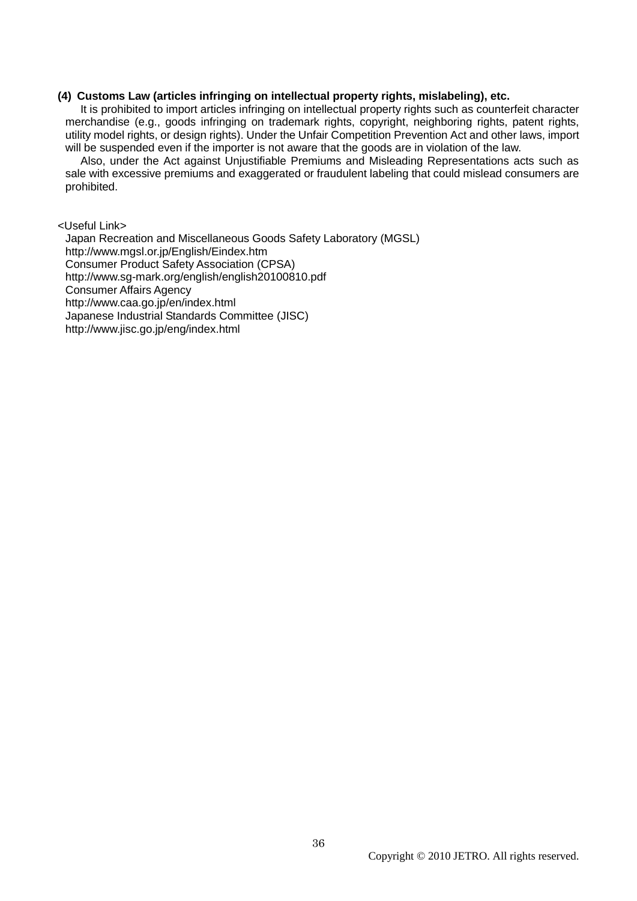### (4) Customs Law (articles infringing on intellectual property rights, mislabeling), etc.

It is prohibited to import articles infringing on intellectual property rights such as counterfeit character merchandise (e.g., goods infringing on trademark rights, copyright, neighboring rights, patent rights, utility model rights, or design rights). Under the Unfair Competition Prevention Act and other laws, import will be suspended even if the importer is not aware that the goods are in violation of the law.

Also, under the Act against Unjustifiable Premiums and Misleading Representations acts such as sale with excessive premiums and exaggerated or fraudulent labeling that could mislead consumers are prohibited.

<Useful Link>

Japan Recreation and Miscellaneous Goods Safety Laboratory (MGSL)
http://www.mgsl.or.jp/English/Eindex.htm
Consumer Product Safety Association (CPSA)
http://www.sg-mark.org/english/english20100810.pdf
Consumer Affairs Agency
http://www.caa.go.jp/en/index.html
Japanese Industrial Standards Committee (JISC)
http://www.jisc.go.jp/eng/index.html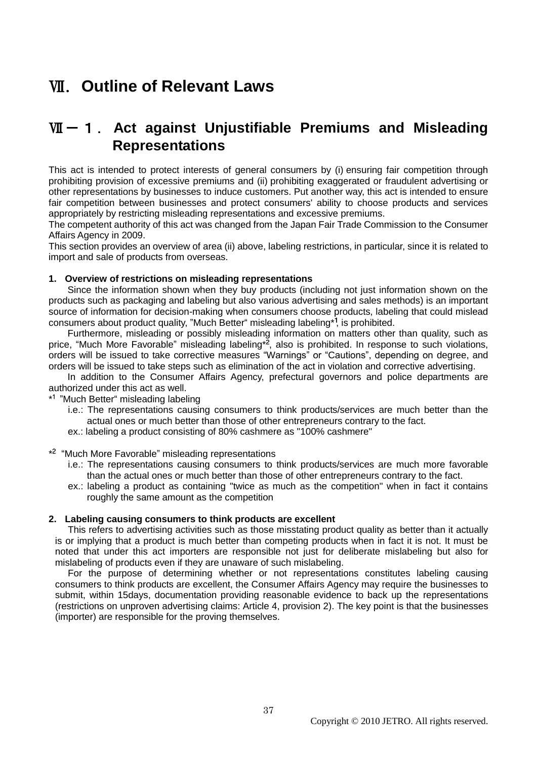# Ⅶ. Outline of Relevant Laws

## Ⅶ－１. Act against Unjustifiable Premiums and Misleading Representations

This act is intended to protect interests of general consumers by (i) ensuring fair competition through prohibiting provision of excessive premiums and (ii) prohibiting exaggerated or fraudulent advertising or other representations by businesses to induce customers. Put another way, this act is intended to ensure fair competition between businesses and protect consumers' ability to choose products and services appropriately by restricting misleading representations and excessive premiums.

The competent authority of this act was changed from the Japan Fair Trade Commission to the Consumer Affairs Agency in 2009.

This section provides an overview of area (ii) above, labeling restrictions, in particular, since it is related to import and sale of products from overseas.

### 1. Overview of restrictions on misleading representations

Since the information shown when they buy products (including not just information shown on the products such as packaging and labeling but also various advertising and sales methods) is an important source of information for decision-making when consumers choose products, labeling that could mislead consumers about product quality, "Much Better" misleading labeling*[1], is prohibited.

Furthermore, misleading or possibly misleading information on matters other than quality, such as price, "Much More Favorable" misleading labeling*[2], also is prohibited. In response to such violations, orders will be issued to take corrective measures "Warnings" or "Cautions", depending on degree, and orders will be issued to take steps such as elimination of the act in violation and corrective advertising.

In addition to the Consumer Affairs Agency, prefectural governors and police departments are authorized under this act as well.

*[1] "Much Better" misleading labeling

i.e.: The representations causing consumers to think products/services are much better than the actual ones or much better than those of other entrepreneurs contrary to the fact.

ex.: labeling a product consisting of 80% cashmere as "100% cashmere"

*[2] "Much More Favorable" misleading representations

i.e.: The representations causing consumers to think products/services are much more favorable than the actual ones or much better than those of other entrepreneurs contrary to the fact.

ex.: labeling a product as containing "twice as much as the competition" when in fact it contains roughly the same amount as the competition

### 2. Labeling causing consumers to think products are excellent

This refers to advertising activities such as those misstating product quality as better than it actually is or implying that a product is much better than competing products when in fact it is not. It must be noted that under this act importers are responsible not just for deliberate mislabeling but also for mislabeling of products even if they are unaware of such mislabeling.

For the purpose of determining whether or not representations constitutes labeling causing consumers to think products are excellent, the Consumer Affairs Agency may require the businesses to submit, within 15days, documentation providing reasonable evidence to back up the representations (restrictions on unproven advertising claims: Article 4, provision 2). The key point is that the businesses (importer) are responsible for the proving themselves.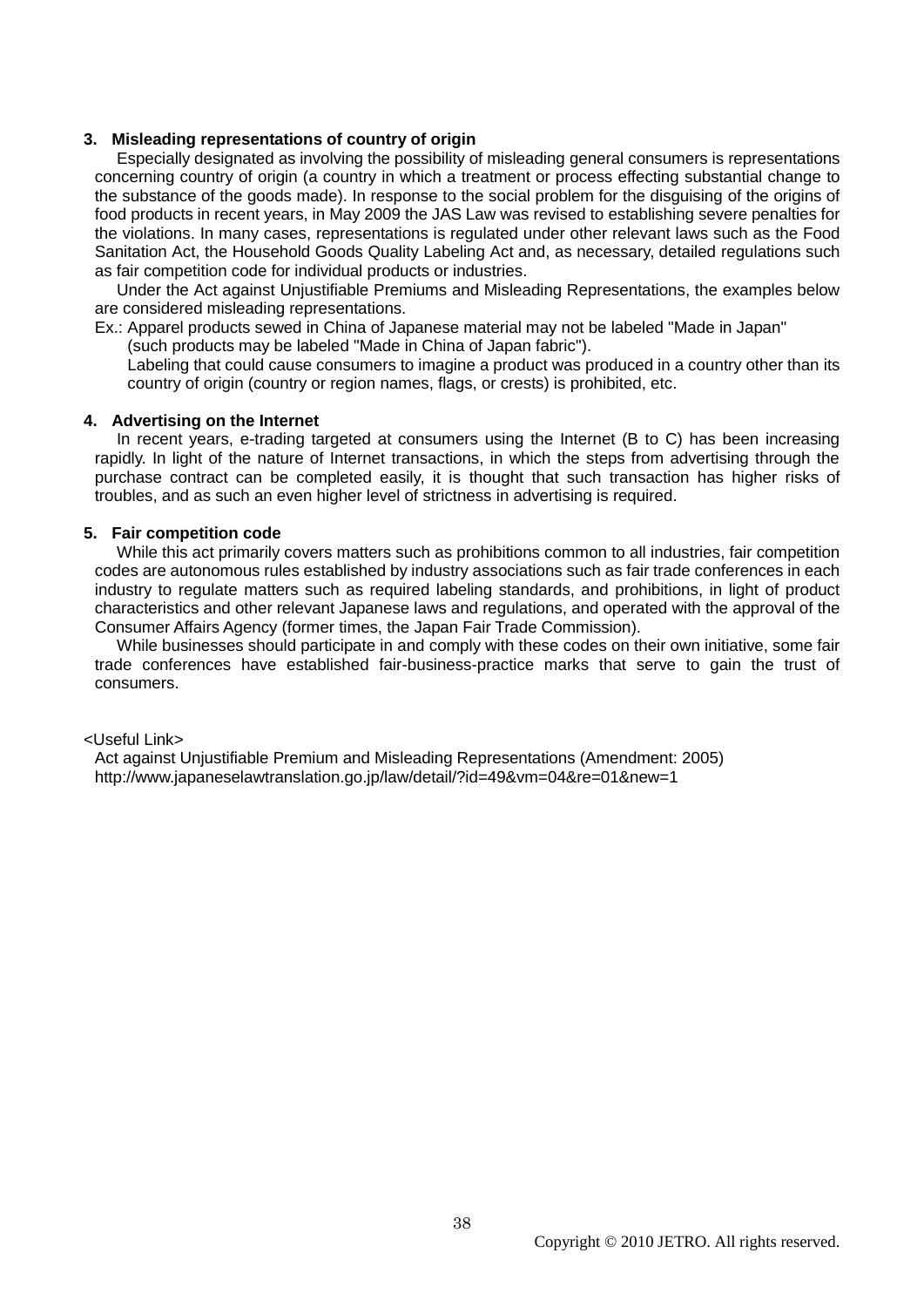### 3. Misleading representations of country of origin

Especially designated as involving the possibility of misleading general consumers is representations concerning country of origin (a country in which a treatment or process effecting substantial change to the substance of the goods made). In response to the social problem for the disguising of the origins of food products in recent years, in May 2009 the JAS Law was revised to establishing severe penalties for the violations. In many cases, representations is regulated under other relevant laws such as the Food Sanitation Act, the Household Goods Quality Labeling Act and, as necessary, detailed regulations such as fair competition code for individual products or industries.

Under the Act against Unjustifiable Premiums and Misleading Representations, the examples below are considered misleading representations.

Ex.: Apparel products sewed in China of Japanese material may not be labeled "Made in Japan" (such products may be labeled "Made in China of Japan fabric").

Labeling that could cause consumers to imagine a product was produced in a country other than its country of origin (country or region names, flags, or crests) is prohibited, etc.

### 4. Advertising on the Internet

In recent years, e-trading targeted at consumers using the Internet (B to C) has been increasing rapidly. In light of the nature of Internet transactions, in which the steps from advertising through the purchase contract can be completed easily, it is thought that such transaction has higher risks of troubles, and as such an even higher level of strictness in advertising is required.

### 5. Fair competition code

While this act primarily covers matters such as prohibitions common to all industries, fair competition codes are autonomous rules established by industry associations such as fair trade conferences in each industry to regulate matters such as required labeling standards, and prohibitions, in light of product characteristics and other relevant Japanese laws and regulations, and operated with the approval of the Consumer Affairs Agency (former times, the Japan Fair Trade Commission).

While businesses should participate in and comply with these codes on their own initiative, some fair trade conferences have established fair-business-practice marks that serve to gain the trust of consumers.

<Useful Link>

Act against Unjustifiable Premium and Misleading Representations (Amendment: 2005)
http://www.japaneselawtranslation.go.jp/law/detail/?id=49&vm=04&re=01&new=1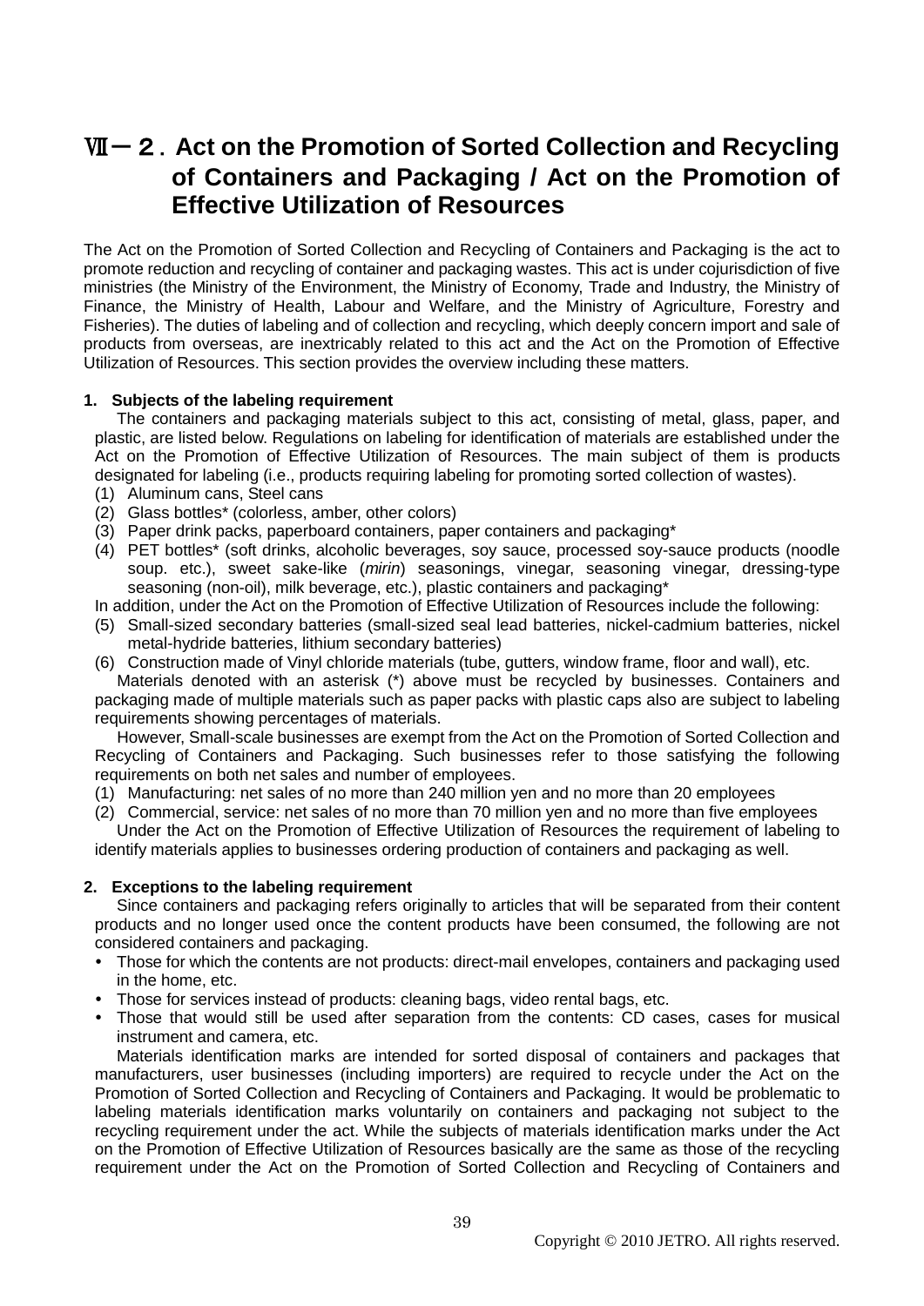# Ⅶ－２．Act on the Promotion of Sorted Collection and Recycling of Containers and Packaging / Act on the Promotion of Effective Utilization of Resources

The Act on the Promotion of Sorted Collection and Recycling of Containers and Packaging is the act to promote reduction and recycling of container and packaging wastes. This act is under cojurisdiction of five ministries (the Ministry of the Environment, the Ministry of Economy, Trade and Industry, the Ministry of Finance, the Ministry of Health, Labour and Welfare, and the Ministry of Agriculture, Forestry and Fisheries). The duties of labeling and of collection and recycling, which deeply concern import and sale of products from overseas, are inextricably related to this act and the Act on the Promotion of Effective Utilization of Resources. This section provides the overview including these matters.

## 1. Subjects of the labeling requirement

The containers and packaging materials subject to this act, consisting of metal, glass, paper, and plastic, are listed below. Regulations on labeling for identification of materials are established under the Act on the Promotion of Effective Utilization of Resources. The main subject of them is products designated for labeling (i.e., products requiring labeling for promoting sorted collection of wastes).

(1) Aluminum cans, Steel cans
(2) Glass bottles* (colorless, amber, other colors)
(3) Paper drink packs, paperboard containers, paper containers and packaging*
(4) PET bottles* (soft drinks, alcoholic beverages, soy sauce, processed soy-sauce products (noodle soup. etc.), sweet sake-like (*mirin*) seasonings, vinegar, seasoning vinegar, dressing-type seasoning (non-oil), milk beverage, etc.), plastic containers and packaging*

In addition, under the Act on the Promotion of Effective Utilization of Resources include the following:

(5) Small-sized secondary batteries (small-sized seal lead batteries, nickel-cadmium batteries, nickel metal-hydride batteries, lithium secondary batteries)
(6) Construction made of Vinyl chloride materials (tube, gutters, window frame, floor and wall), etc.

Materials denoted with an asterisk (*) above must be recycled by businesses. Containers and packaging made of multiple materials such as paper packs with plastic caps also are subject to labeling requirements showing percentages of materials.

However, Small-scale businesses are exempt from the Act on the Promotion of Sorted Collection and Recycling of Containers and Packaging. Such businesses refer to those satisfying the following requirements on both net sales and number of employees.

(1) Manufacturing: net sales of no more than 240 million yen and no more than 20 employees
(2) Commercial, service: net sales of no more than 70 million yen and no more than five employees

Under the Act on the Promotion of Effective Utilization of Resources the requirement of labeling to identify materials applies to businesses ordering production of containers and packaging as well.

## 2. Exceptions to the labeling requirement

Since containers and packaging refers originally to articles that will be separated from their content products and no longer used once the content products have been consumed, the following are not considered containers and packaging.

- Those for which the contents are not products: direct-mail envelopes, containers and packaging used in the home, etc.
- Those for services instead of products: cleaning bags, video rental bags, etc.
- Those that would still be used after separation from the contents: CD cases, cases for musical instrument and camera, etc.

Materials identification marks are intended for sorted disposal of containers and packages that manufacturers, user businesses (including importers) are required to recycle under the Act on the Promotion of Sorted Collection and Recycling of Containers and Packaging. It would be problematic to labeling materials identification marks voluntarily on containers and packaging not subject to the recycling requirement under the act. While the subjects of materials identification marks under the Act on the Promotion of Effective Utilization of Resources basically are the same as those of the recycling requirement under the Act on the Promotion of Sorted Collection and Recycling of Containers and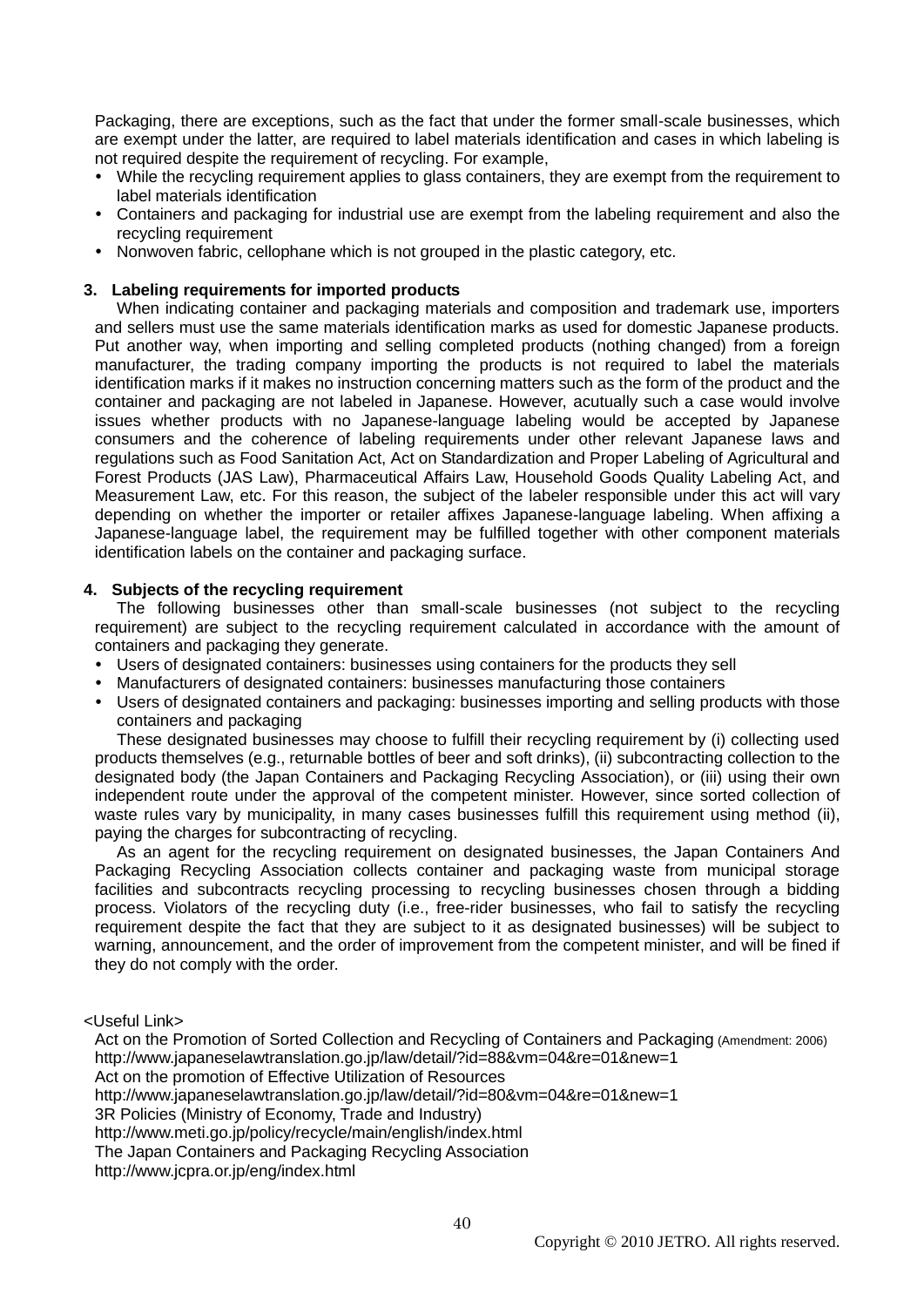Packaging, there are exceptions, such as the fact that under the former small-scale businesses, which are exempt under the latter, are required to label materials identification and cases in which labeling is not required despite the requirement of recycling. For example,

- While the recycling requirement applies to glass containers, they are exempt from the requirement to label materials identification
- Containers and packaging for industrial use are exempt from the labeling requirement and also the recycling requirement
- Nonwoven fabric, cellophane which is not grouped in the plastic category, etc.

### 3. Labeling requirements for imported products

When indicating container and packaging materials and composition and trademark use, importers and sellers must use the same materials identification marks as used for domestic Japanese products. Put another way, when importing and selling completed products (nothing changed) from a foreign manufacturer, the trading company importing the products is not required to label the materials identification marks if it makes no instruction concerning matters such as the form of the product and the container and packaging are not labeled in Japanese. However, acutually such a case would involve issues whether products with no Japanese-language labeling would be accepted by Japanese consumers and the coherence of labeling requirements under other relevant Japanese laws and regulations such as Food Sanitation Act, Act on Standardization and Proper Labeling of Agricultural and Forest Products (JAS Law), Pharmaceutical Affairs Law, Household Goods Quality Labeling Act, and Measurement Law, etc. For this reason, the subject of the labeler responsible under this act will vary depending on whether the importer or retailer affixes Japanese-language labeling. When affixing a Japanese-language label, the requirement may be fulfilled together with other component materials identification labels on the container and packaging surface.

### 4. Subjects of the recycling requirement

The following businesses other than small-scale businesses (not subject to the recycling requirement) are subject to the recycling requirement calculated in accordance with the amount of containers and packaging they generate.

- Users of designated containers: businesses using containers for the products they sell
- Manufacturers of designated containers: businesses manufacturing those containers
- Users of designated containers and packaging: businesses importing and selling products with those containers and packaging

These designated businesses may choose to fulfill their recycling requirement by (i) collecting used products themselves (e.g., returnable bottles of beer and soft drinks), (ii) subcontracting collection to the designated body (the Japan Containers and Packaging Recycling Association), or (iii) using their own independent route under the approval of the competent minister. However, since sorted collection of waste rules vary by municipality, in many cases businesses fulfill this requirement using method (ii), paying the charges for subcontracting of recycling.

As an agent for the recycling requirement on designated businesses, the Japan Containers And Packaging Recycling Association collects container and packaging waste from municipal storage facilities and subcontracts recycling processing to recycling businesses chosen through a bidding process. Violators of the recycling duty (i.e., free-rider businesses, who fail to satisfy the recycling requirement despite the fact that they are subject to it as designated businesses) will be subject to warning, announcement, and the order of improvement from the competent minister, and will be fined if they do not comply with the order.

<Useful Link>

Act on the Promotion of Sorted Collection and Recycling of Containers and Packaging (Amendment: 2006)
http://www.japaneselawtranslation.go.jp/law/detail/?id=88&vm=04&re=01&new=1
Act on the promotion of Effective Utilization of Resources
http://www.japaneselawtranslation.go.jp/law/detail/?id=80&vm=04&re=01&new=1
3R Policies (Ministry of Economy, Trade and Industry)
http://www.meti.go.jp/policy/recycle/main/english/index.html
The Japan Containers and Packaging Recycling Association
http://www.jcpra.or.jp/eng/index.html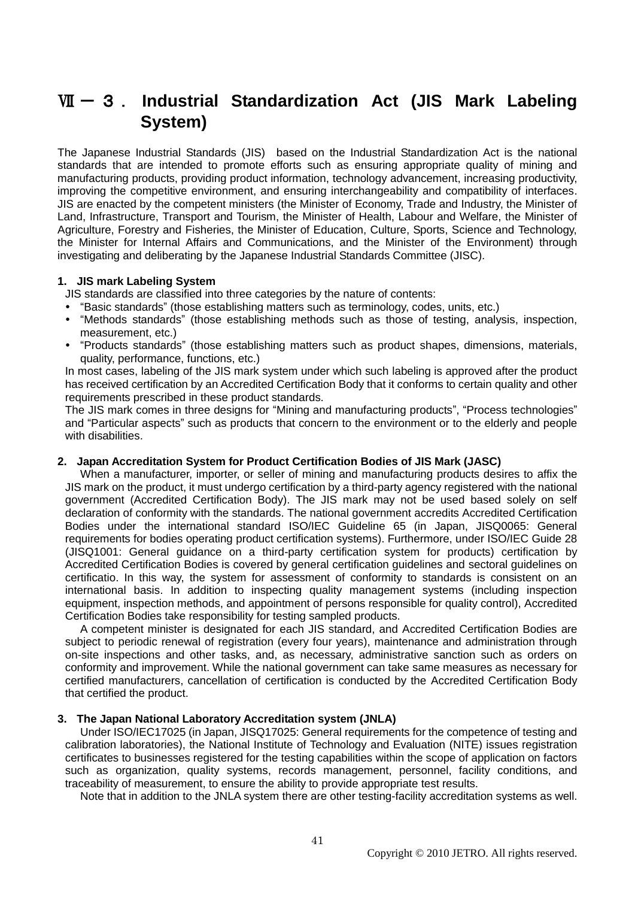# Ⅶ－３．Industrial Standardization Act (JIS Mark Labeling System)

The Japanese Industrial Standards (JIS) based on the Industrial Standardization Act is the national standards that are intended to promote efforts such as ensuring appropriate quality of mining and manufacturing products, providing product information, technology advancement, increasing productivity, improving the competitive environment, and ensuring interchangeability and compatibility of interfaces. JIS are enacted by the competent ministers (the Minister of Economy, Trade and Industry, the Minister of Land, Infrastructure, Transport and Tourism, the Minister of Health, Labour and Welfare, the Minister of Agriculture, Forestry and Fisheries, the Minister of Education, Culture, Sports, Science and Technology, the Minister for Internal Affairs and Communications, and the Minister of the Environment) through investigating and deliberating by the Japanese Industrial Standards Committee (JISC).

### 1. JIS mark Labeling System

JIS standards are classified into three categories by the nature of contents:

- “Basic standards” (those establishing matters such as terminology, codes, units, etc.)
- “Methods standards” (those establishing methods such as those of testing, analysis, inspection, measurement, etc.)
- “Products standards” (those establishing matters such as product shapes, dimensions, materials, quality, performance, functions, etc.)

In most cases, labeling of the JIS mark system under which such labeling is approved after the product has received certification by an Accredited Certification Body that it conforms to certain quality and other requirements prescribed in these product standards.

The JIS mark comes in three designs for “Mining and manufacturing products”, “Process technologies” and “Particular aspects” such as products that concern to the environment or to the elderly and people with disabilities.

### 2. Japan Accreditation System for Product Certification Bodies of JIS Mark (JASC)

When a manufacturer, importer, or seller of mining and manufacturing products desires to affix the JIS mark on the product, it must undergo certification by a third-party agency registered with the national government (Accredited Certification Body). The JIS mark may not be used based solely on self declaration of conformity with the standards. The national government accredits Accredited Certification Bodies under the international standard ISO/IEC Guideline 65 (in Japan, JISQ0065: General requirements for bodies operating product certification systems). Furthermore, under ISO/IEC Guide 28 (JISQ1001: General guidance on a third-party certification system for products) certification by Accredited Certification Bodies is covered by general certification guidelines and sectoral guidelines on certificatio. In this way, the system for assessment of conformity to standards is consistent on an international basis. In addition to inspecting quality management systems (including inspection equipment, inspection methods, and appointment of persons responsible for quality control), Accredited Certification Bodies take responsibility for testing sampled products.

A competent minister is designated for each JIS standard, and Accredited Certification Bodies are subject to periodic renewal of registration (every four years), maintenance and administration through on-site inspections and other tasks, and, as necessary, administrative sanction such as orders on conformity and improvement. While the national government can take same measures as necessary for certified manufacturers, cancellation of certification is conducted by the Accredited Certification Body that certified the product.

### 3. The Japan National Laboratory Accreditation system (JNLA)

Under ISO/IEC17025 (in Japan, JISQ17025: General requirements for the competence of testing and calibration laboratories), the National Institute of Technology and Evaluation (NITE) issues registration certificates to businesses registered for the testing capabilities within the scope of application on factors such as organization, quality systems, records management, personnel, facility conditions, and traceability of measurement, to ensure the ability to provide appropriate test results.

Note that in addition to the JNLA system there are other testing-facility accreditation systems as well.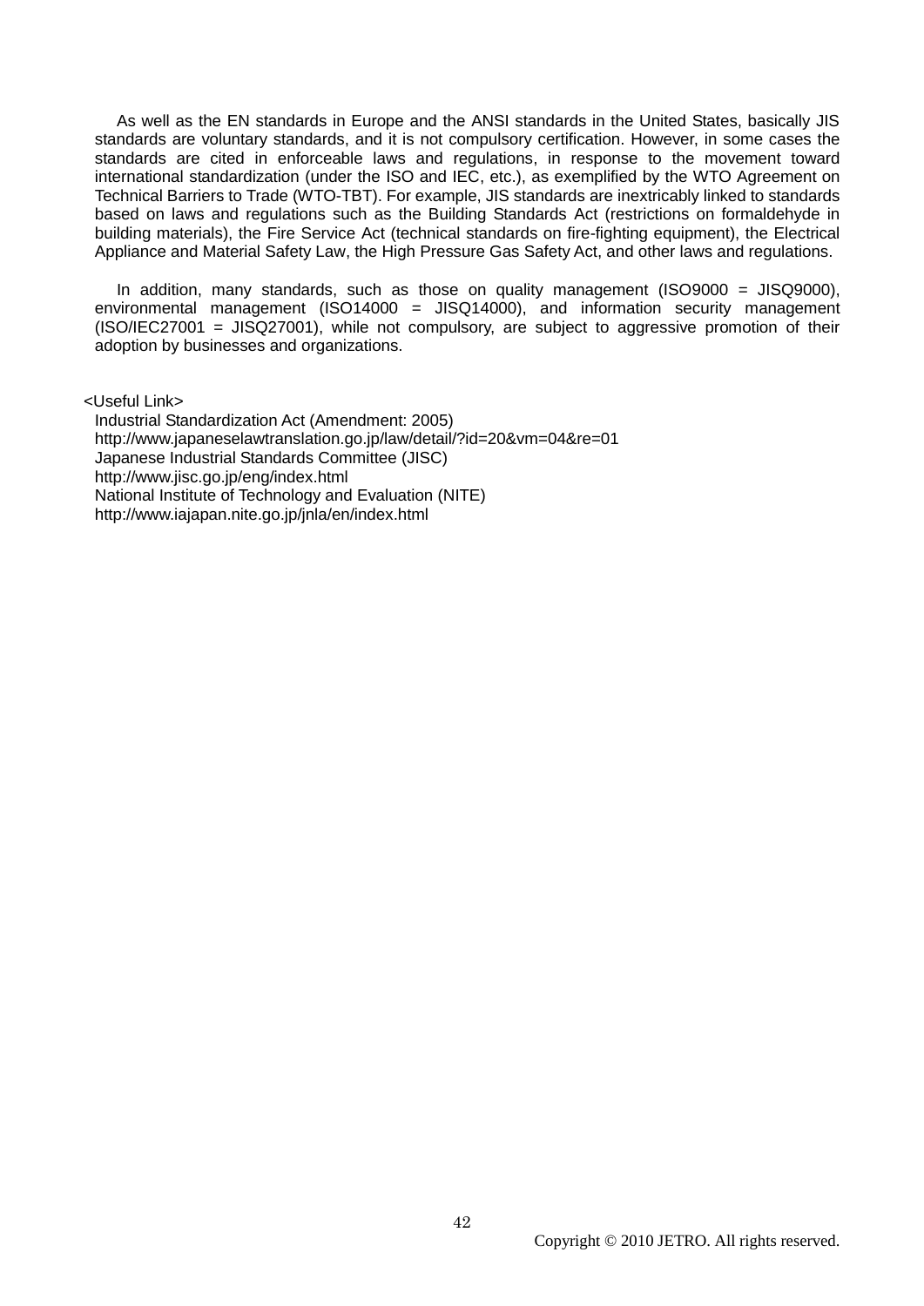As well as the EN standards in Europe and the ANSI standards in the United States, basically JIS standards are voluntary standards, and it is not compulsory certification. However, in some cases the standards are cited in enforceable laws and regulations, in response to the movement toward international standardization (under the ISO and IEC, etc.), as exemplified by the WTO Agreement on Technical Barriers to Trade (WTO-TBT). For example, JIS standards are inextricably linked to standards based on laws and regulations such as the Building Standards Act (restrictions on formaldehyde in building materials), the Fire Service Act (technical standards on fire-fighting equipment), the Electrical Appliance and Material Safety Law, the High Pressure Gas Safety Act, and other laws and regulations.

In addition, many standards, such as those on quality management (ISO9000 = JISQ9000), environmental management (ISO14000 = JISQ14000), and information security management (ISO/IEC27001 = JISQ27001), while not compulsory, are subject to aggressive promotion of their adoption by businesses and organizations.

<Useful Link>

Industrial Standardization Act (Amendment: 2005)
http://www.japaneselawtranslation.go.jp/law/detail/?id=20&vm=04&re=01
Japanese Industrial Standards Committee (JISC)
http://www.jisc.go.jp/eng/index.html
National Institute of Technology and Evaluation (NITE)
http://www.iajapan.nite.go.jp/jnla/en/index.html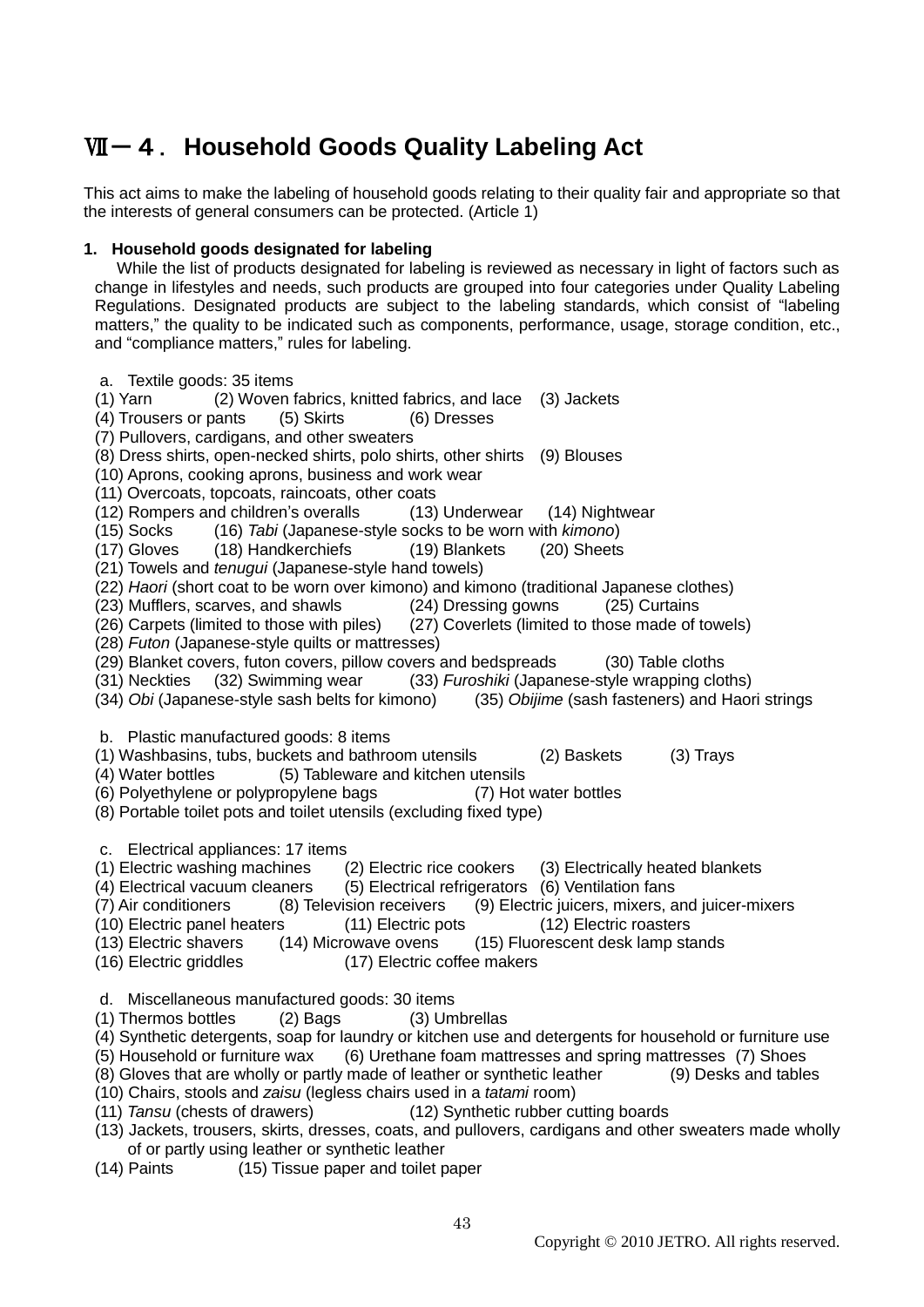# Ⅶ－４． Household Goods Quality Labeling Act

This act aims to make the labeling of household goods relating to their quality fair and appropriate so that the interests of general consumers can be protected. (Article 1)

**1. Household goods designated for labeling**

While the list of products designated for labeling is reviewed as necessary in light of factors such as change in lifestyles and needs, such products are grouped into four categories under Quality Labeling Regulations. Designated products are subject to the labeling standards, which consist of "labeling matters," the quality to be indicated such as components, performance, usage, storage condition, etc., and "compliance matters," rules for labeling.

a. Textile goods: 35 items

(1) Yarn (2) Woven fabrics, knitted fabrics, and lace (3) Jackets
(4) Trousers or pants (5) Skirts (6) Dresses
(7) Pullovers, cardigans, and other sweaters
(8) Dress shirts, open-necked shirts, polo shirts, other shirts (9) Blouses
(10) Aprons, cooking aprons, business and work wear
(11) Overcoats, topcoats, raincoats, other coats
(12) Rompers and children's overalls (13) Underwear (14) Nightwear
(15) Socks (16) *Tabi* (Japanese-style socks to be worn with *kimono*)
(17) Gloves (18) Handkerchiefs (19) Blankets (20) Sheets
(21) Towels and *tenugui* (Japanese-style hand towels)
(22) *Haori* (short coat to be worn over kimono) and kimono (traditional Japanese clothes)
(23) Mufflers, scarves, and shawls (24) Dressing gowns (25) Curtains
(26) Carpets (limited to those with piles) (27) Coverlets (limited to those made of towels)
(28) *Futon* (Japanese-style quilts or mattresses)
(29) Blanket covers, futon covers, pillow covers and bedspreads (30) Table cloths
(31) Neckties (32) Swimming wear (33) *Furoshiki* (Japanese-style wrapping cloths)
(34) *Obi* (Japanese-style sash belts for kimono) (35) *Obijime* (sash fasteners) and Haori strings

b. Plastic manufactured goods: 8 items

(1) Washbasins, tubs, buckets and bathroom utensils (2) Baskets (3) Trays
(4) Water bottles (5) Tableware and kitchen utensils
(6) Polyethylene or polypropylene bags (7) Hot water bottles
(8) Portable toilet pots and toilet utensils (excluding fixed type)

c. Electrical appliances: 17 items

(1) Electric washing machines (2) Electric rice cookers (3) Electrically heated blankets
(4) Electrical vacuum cleaners (5) Electrical refrigerators (6) Ventilation fans
(7) Air conditioners (8) Television receivers (9) Electric juicers, mixers, and juicer-mixers
(10) Electric panel heaters (11) Electric pots (12) Electric roasters
(13) Electric shavers (14) Microwave ovens (15) Fluorescent desk lamp stands
(16) Electric griddles (17) Electric coffee makers

d. Miscellaneous manufactured goods: 30 items

(1) Thermos bottles (2) Bags (3) Umbrellas
(4) Synthetic detergents, soap for laundry or kitchen use and detergents for household or furniture use
(5) Household or furniture wax (6) Urethane foam mattresses and spring mattresses (7) Shoes
(8) Gloves that are wholly or partly made of leather or synthetic leather (9) Desks and tables
(10) Chairs, stools and *zaisu* (legless chairs used in a *tatami* room)
(11) *Tansu* (chests of drawers) (12) Synthetic rubber cutting boards
(13) Jackets, trousers, skirts, dresses, coats, and pullovers, cardigans and other sweaters made wholly of or partly using leather or synthetic leather
(14) Paints (15) Tissue paper and toilet paper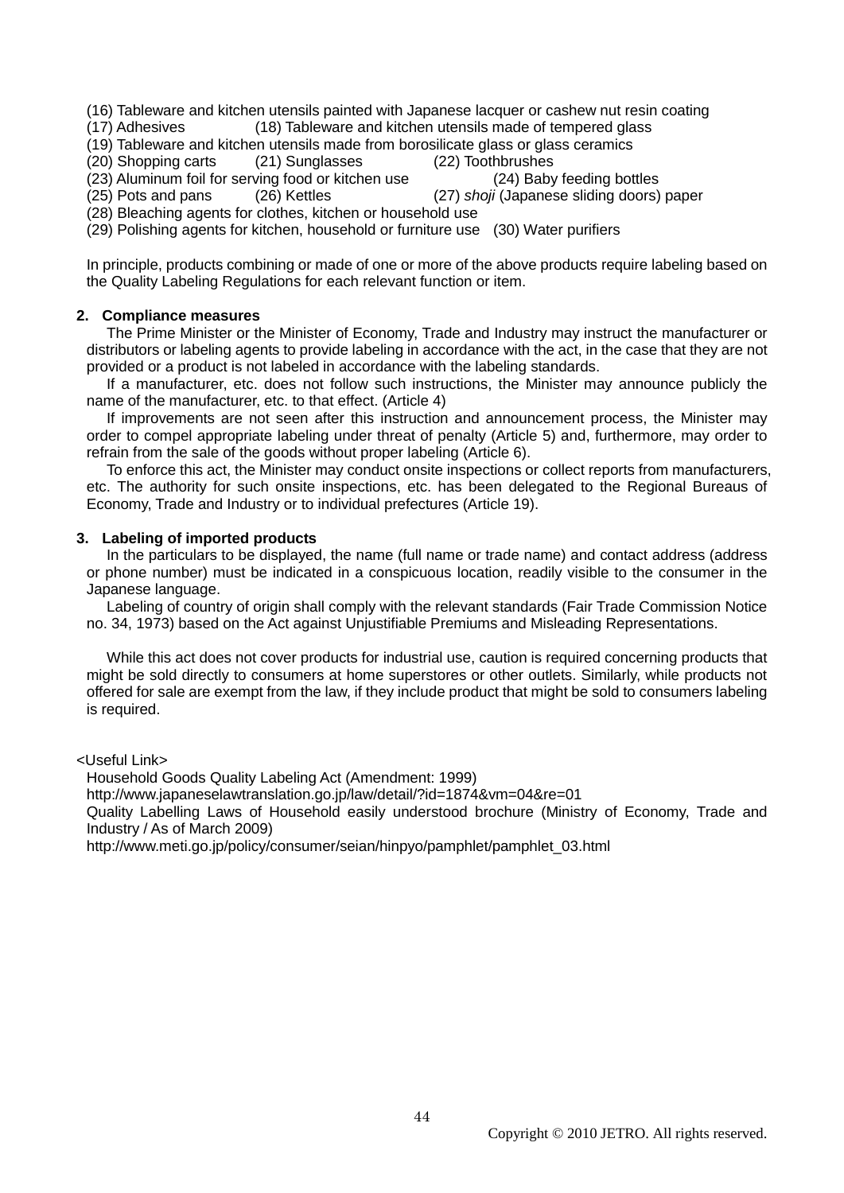(16) Tableware and kitchen utensils painted with Japanese lacquer or cashew nut resin coating
(17) Adhesives (18) Tableware and kitchen utensils made of tempered glass
(19) Tableware and kitchen utensils made from borosilicate glass or glass ceramics
(20) Shopping carts (21) Sunglasses (22) Toothbrushes
(23) Aluminum foil for serving food or kitchen use (24) Baby feeding bottles
(25) Pots and pans (26) Kettles (27) *shoji* (Japanese sliding doors) paper
(28) Bleaching agents for clothes, kitchen or household use
(29) Polishing agents for kitchen, household or furniture use (30) Water purifiers

In principle, products combining or made of one or more of the above products require labeling based on the Quality Labeling Regulations for each relevant function or item.

**2. Compliance measures**

The Prime Minister or the Minister of Economy, Trade and Industry may instruct the manufacturer or distributors or labeling agents to provide labeling in accordance with the act, in the case that they are not provided or a product is not labeled in accordance with the labeling standards.

If a manufacturer, etc. does not follow such instructions, the Minister may announce publicly the name of the manufacturer, etc. to that effect. (Article 4)

If improvements are not seen after this instruction and announcement process, the Minister may order to compel appropriate labeling under threat of penalty (Article 5) and, furthermore, may order to refrain from the sale of the goods without proper labeling (Article 6).

To enforce this act, the Minister may conduct onsite inspections or collect reports from manufacturers, etc. The authority for such onsite inspections, etc. has been delegated to the Regional Bureaus of Economy, Trade and Industry or to individual prefectures (Article 19).

**3. Labeling of imported products**

In the particulars to be displayed, the name (full name or trade name) and contact address (address or phone number) must be indicated in a conspicuous location, readily visible to the consumer in the Japanese language.

Labeling of country of origin shall comply with the relevant standards (Fair Trade Commission Notice no. 34, 1973) based on the Act against Unjustifiable Premiums and Misleading Representations.

While this act does not cover products for industrial use, caution is required concerning products that might be sold directly to consumers at home superstores or other outlets. Similarly, while products not offered for sale are exempt from the law, if they include product that might be sold to consumers labeling is required.

<Useful Link>

Household Goods Quality Labeling Act (Amendment: 1999)
http://www.japaneselawtranslation.go.jp/law/detail/?id=1874&vm=04&re=01
Quality Labelling Laws of Household easily understood brochure (Ministry of Economy, Trade and Industry / As of March 2009)
http://www.meti.go.jp/policy/consumer/seian/hinpyo/pamphlet/pamphlet_03.html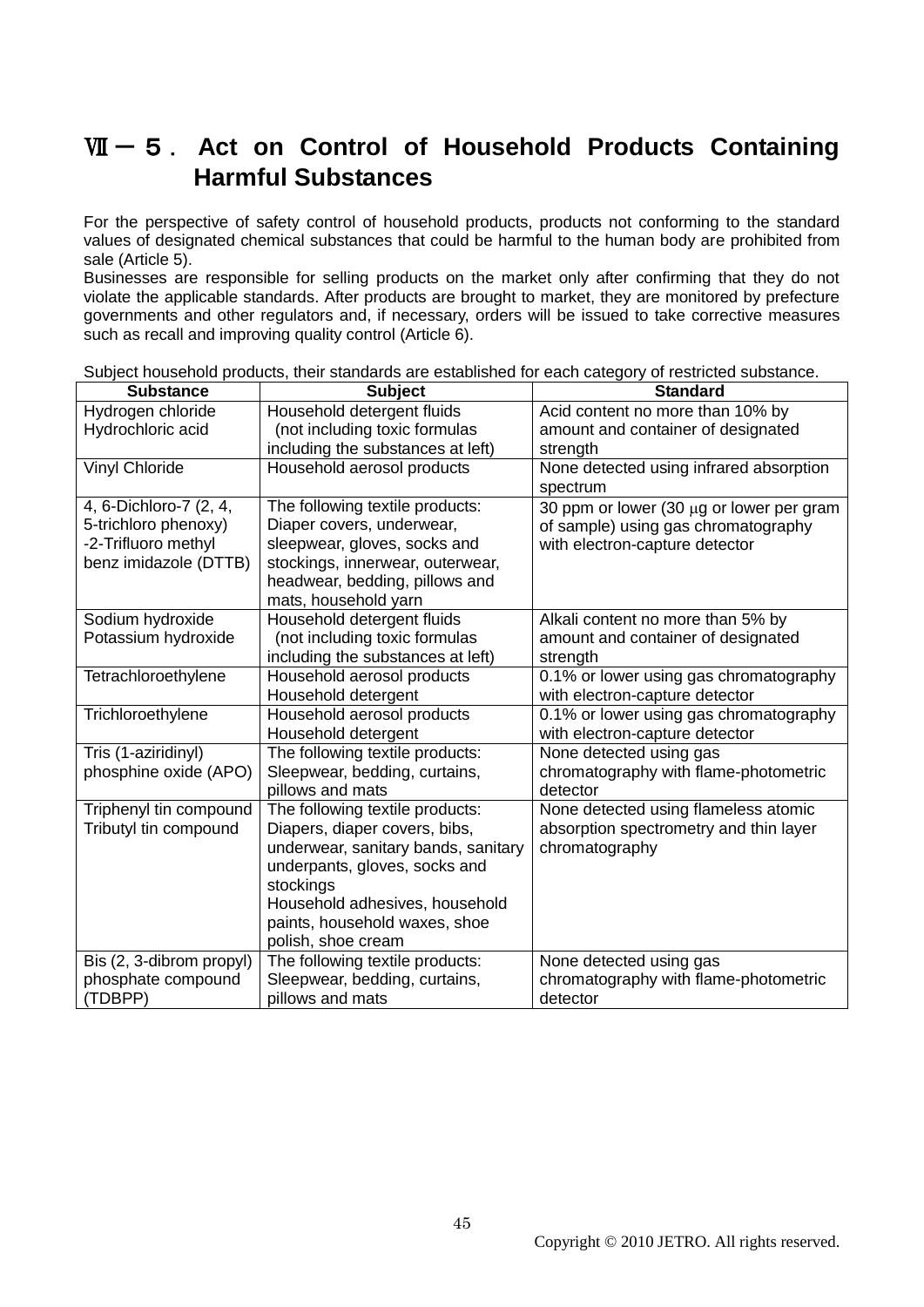# Ⅶ－５． Act on Control of Household Products Containing Harmful Substances

For the perspective of safety control of household products, products not conforming to the standard values of designated chemical substances that could be harmful to the human body are prohibited from sale (Article 5).

Businesses are responsible for selling products on the market only after confirming that they do not violate the applicable standards. After products are brought to market, they are monitored by prefecture governments and other regulators and, if necessary, orders will be issued to take corrective measures such as recall and improving quality control (Article 6).

Subject household products, their standards are established for each category of restricted substance.

| Substance | Subject | Standard |
|---|---|---|
| Hydrogen chloride<br>Hydrochloric acid | Household detergent fluids<br>(not including toxic formulas including the substances at left) | Acid content no more than 10% by amount and container of designated strength |
| Vinyl Chloride | Household aerosol products | None detected using infrared absorption spectrum |
| 4, 6-Dichloro-7 (2, 4, 5-trichloro phenoxy) -2-Trifluoro methyl benz imidazole (DTTB) | The following textile products:<br>Diaper covers, underwear, sleepwear, gloves, socks and stockings, innerwear, outerwear, headwear, bedding, pillows and mats, household yarn | 30 ppm or lower (30 μg or lower per gram of sample) using gas chromatography with electron-capture detector |
| Sodium hydroxide<br>Potassium hydroxide | Household detergent fluids<br>(not including toxic formulas including the substances at left) | Alkali content no more than 5% by amount and container of designated strength |
| Tetrachloroethylene | Household aerosol products<br>Household detergent | 0.1% or lower using gas chromatography with electron-capture detector |
| Trichloroethylene | Household aerosol products<br>Household detergent | 0.1% or lower using gas chromatography with electron-capture detector |
| Tris (1-aziridinyl) phosphine oxide (APO) | The following textile products:<br>Sleepwear, bedding, curtains, pillows and mats | None detected using gas chromatography with flame-photometric detector |
| Triphenyl tin compound<br>Tributyl tin compound | The following textile products:<br>Diapers, diaper covers, bibs, underwear, sanitary bands, sanitary underpants, gloves, socks and stockings<br>Household adhesives, household paints, household waxes, shoe polish, shoe cream | None detected using flameless atomic absorption spectrometry and thin layer chromatography |
| Bis (2, 3-dibrom propyl) phosphate compound (TDBPP) | The following textile products:<br>Sleepwear, bedding, curtains, pillows and mats | None detected using gas chromatography with flame-photometric detector |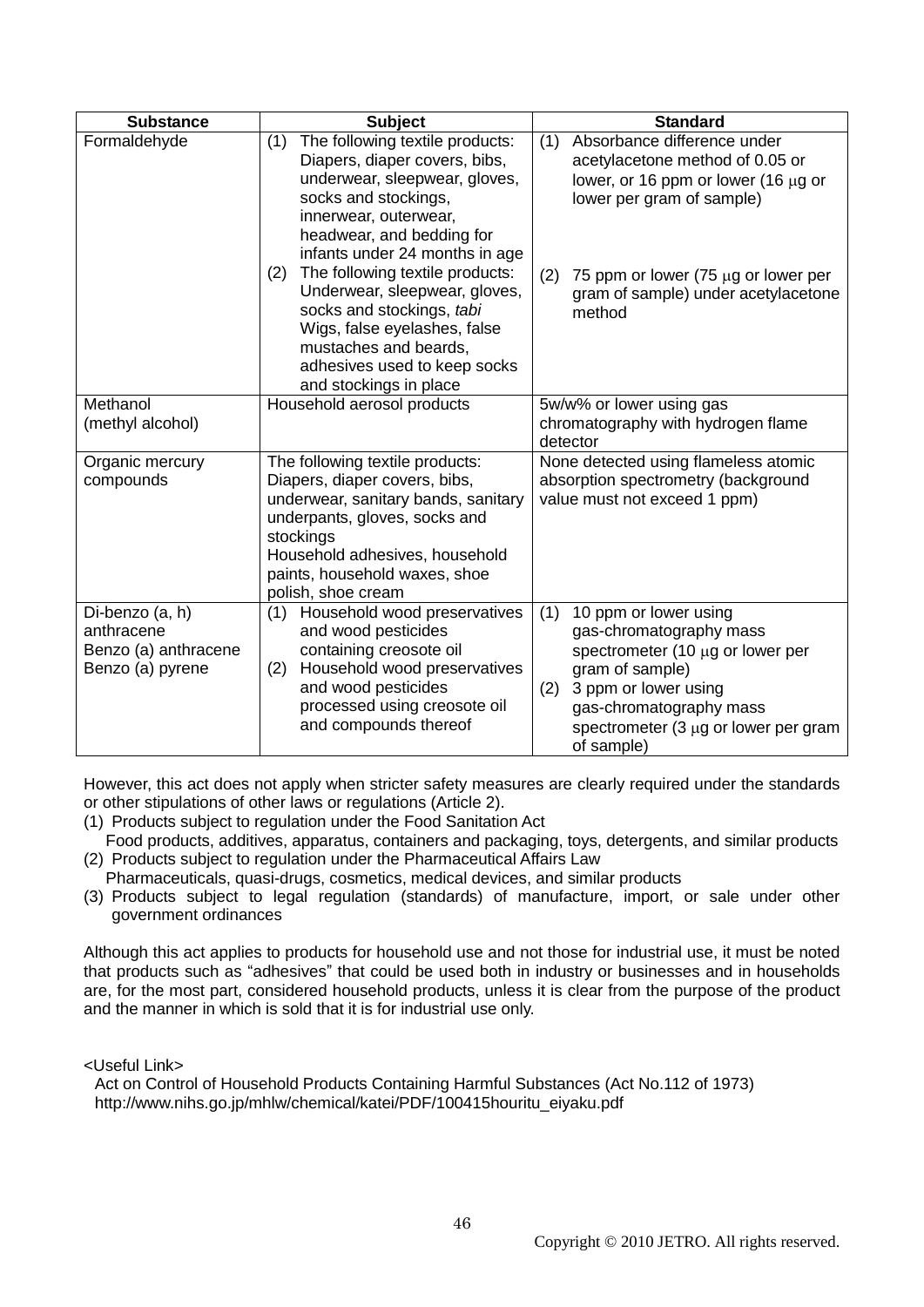| Substance | Subject | Standard |
|---|---|---|
| Formaldehyde | (1) The following textile products: Diapers, diaper covers, bibs, underwear, sleepwear, gloves, socks and stockings, innerwear, outerwear, headwear, and bedding for infants under 24 months in age<br>(2) The following textile products: Underwear, sleepwear, gloves, socks and stockings, *tabi* Wigs, false eyelashes, false mustaches and beards, adhesives used to keep socks and stockings in place | (1) Absorbance difference under acetylacetone method of 0.05 or lower, or 16 ppm or lower (16 μg or lower per gram of sample)<br>(2) 75 ppm or lower (75 μg or lower per gram of sample) under acetylacetone method |
| Methanol (methyl alcohol) | Household aerosol products | 5w/w% or lower using gas chromatography with hydrogen flame detector |
| Organic mercury compounds | The following textile products: Diapers, diaper covers, bibs, underwear, sanitary bands, sanitary underpants, gloves, socks and stockings<br>Household adhesives, household paints, household waxes, shoe polish, shoe cream | None detected using flameless atomic absorption spectrometry (background value must not exceed 1 ppm) |
| Di-benzo (a, h) anthracene<br>Benzo (a) anthracene<br>Benzo (a) pyrene | (1) Household wood preservatives and wood pesticides containing creosote oil<br>(2) Household wood preservatives and wood pesticides processed using creosote oil and compounds thereof | (1) 10 ppm or lower using gas-chromatography mass spectrometer (10 μg or lower per gram of sample)<br>(2) 3 ppm or lower using gas-chromatography mass spectrometer (3 μg or lower per gram of sample) |

However, this act does not apply when stricter safety measures are clearly required under the standards or other stipulations of other laws or regulations (Article 2).

(1) Products subject to regulation under the Food Sanitation Act
   Food products, additives, apparatus, containers and packaging, toys, detergents, and similar products
(2) Products subject to regulation under the Pharmaceutical Affairs Law
   Pharmaceuticals, quasi-drugs, cosmetics, medical devices, and similar products
(3) Products subject to legal regulation (standards) of manufacture, import, or sale under other government ordinances

Although this act applies to products for household use and not those for industrial use, it must be noted that products such as "adhesives" that could be used both in industry or businesses and in households are, for the most part, considered household products, unless it is clear from the purpose of the product and the manner in which is sold that it is for industrial use only.

<Useful Link>

Act on Control of Household Products Containing Harmful Substances (Act No.112 of 1973)
http://www.nihs.go.jp/mhlw/chemical/katei/PDF/100415houritu_eiyaku.pdf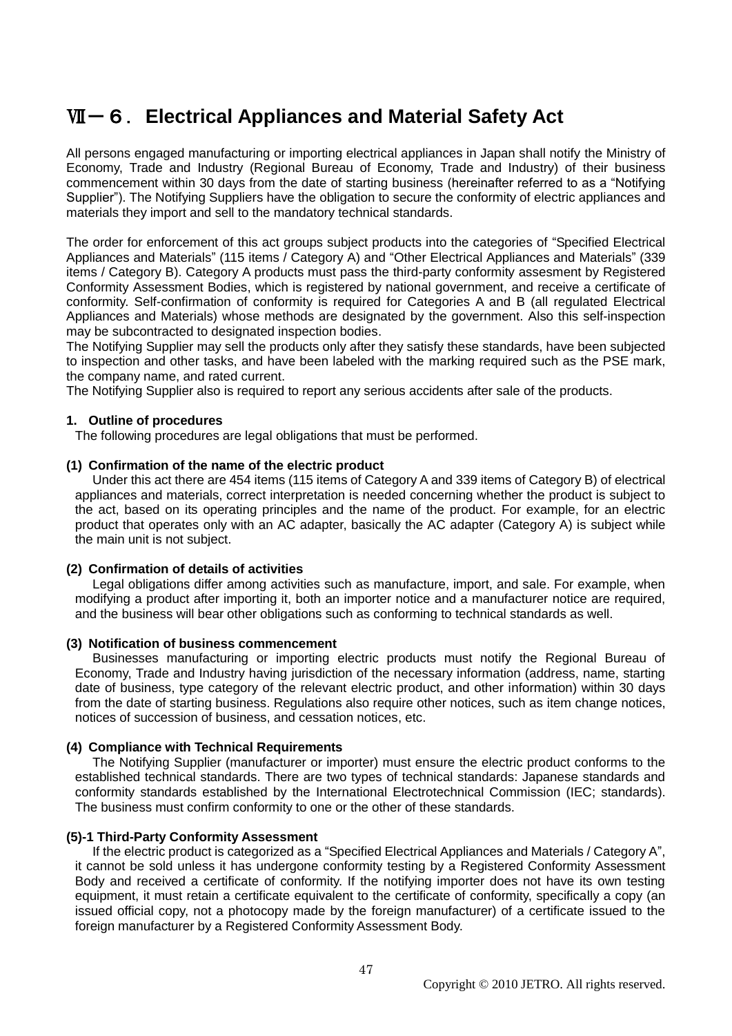# Ⅶ－６．Electrical Appliances and Material Safety Act

All persons engaged manufacturing or importing electrical appliances in Japan shall notify the Ministry of Economy, Trade and Industry (Regional Bureau of Economy, Trade and Industry) of their business commencement within 30 days from the date of starting business (hereinafter referred to as a "Notifying Supplier"). The Notifying Suppliers have the obligation to secure the conformity of electric appliances and materials they import and sell to the mandatory technical standards.

The order for enforcement of this act groups subject products into the categories of "Specified Electrical Appliances and Materials" (115 items / Category A) and "Other Electrical Appliances and Materials" (339 items / Category B). Category A products must pass the third-party conformity assesment by Registered Conformity Assessment Bodies, which is registered by national government, and receive a certificate of conformity. Self-confirmation of conformity is required for Categories A and B (all regulated Electrical Appliances and Materials) whose methods are designated by the government. Also this self-inspection may be subcontracted to designated inspection bodies.

The Notifying Supplier may sell the products only after they satisfy these standards, have been subjected to inspection and other tasks, and have been labeled with the marking required such as the PSE mark, the company name, and rated current.

The Notifying Supplier also is required to report any serious accidents after sale of the products.

### 1. Outline of procedures

The following procedures are legal obligations that must be performed.

#### (1) Confirmation of the name of the electric product

Under this act there are 454 items (115 items of Category A and 339 items of Category B) of electrical appliances and materials, correct interpretation is needed concerning whether the product is subject to the act, based on its operating principles and the name of the product. For example, for an electric product that operates only with an AC adapter, basically the AC adapter (Category A) is subject while the main unit is not subject.

#### (2) Confirmation of details of activities

Legal obligations differ among activities such as manufacture, import, and sale. For example, when modifying a product after importing it, both an importer notice and a manufacturer notice are required, and the business will bear other obligations such as conforming to technical standards as well.

#### (3) Notification of business commencement

Businesses manufacturing or importing electric products must notify the Regional Bureau of Economy, Trade and Industry having jurisdiction of the necessary information (address, name, starting date of business, type category of the relevant electric product, and other information) within 30 days from the date of starting business. Regulations also require other notices, such as item change notices, notices of succession of business, and cessation notices, etc.

#### (4) Compliance with Technical Requirements

The Notifying Supplier (manufacturer or importer) must ensure the electric product conforms to the established technical standards. There are two types of technical standards: Japanese standards and conformity standards established by the International Electrotechnical Commission (IEC; standards). The business must confirm conformity to one or the other of these standards.

#### (5)-1 Third-Party Conformity Assessment

If the electric product is categorized as a "Specified Electrical Appliances and Materials / Category A", it cannot be sold unless it has undergone conformity testing by a Registered Conformity Assessment Body and received a certificate of conformity. If the notifying importer does not have its own testing equipment, it must retain a certificate equivalent to the certificate of conformity, specifically a copy (an issued official copy, not a photocopy made by the foreign manufacturer) of a certificate issued to the foreign manufacturer by a Registered Conformity Assessment Body.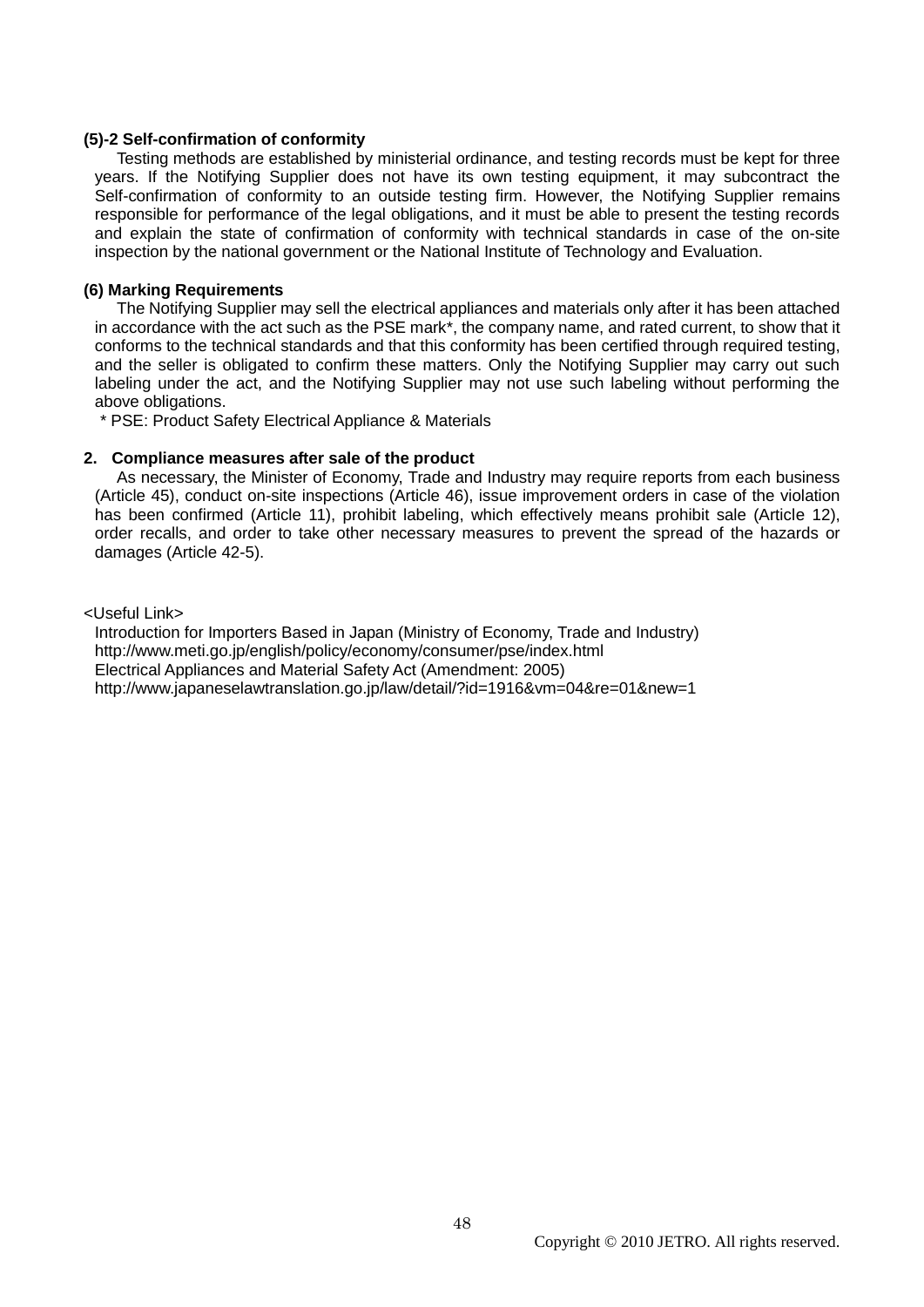**(5)-2 Self-confirmation of conformity**

Testing methods are established by ministerial ordinance, and testing records must be kept for three years. If the Notifying Supplier does not have its own testing equipment, it may subcontract the Self-confirmation of conformity to an outside testing firm. However, the Notifying Supplier remains responsible for performance of the legal obligations, and it must be able to present the testing records and explain the state of confirmation of conformity with technical standards in case of the on-site inspection by the national government or the National Institute of Technology and Evaluation.

**(6) Marking Requirements**

The Notifying Supplier may sell the electrical appliances and materials only after it has been attached in accordance with the act such as the PSE mark*, the company name, and rated current, to show that it conforms to the technical standards and that this conformity has been certified through required testing, and the seller is obligated to confirm these matters. Only the Notifying Supplier may carry out such labeling under the act, and the Notifying Supplier may not use such labeling without performing the above obligations.

* PSE: Product Safety Electrical Appliance & Materials

**2. Compliance measures after sale of the product**

As necessary, the Minister of Economy, Trade and Industry may require reports from each business (Article 45), conduct on-site inspections (Article 46), issue improvement orders in case of the violation has been confirmed (Article 11), prohibit labeling, which effectively means prohibit sale (Article 12), order recalls, and order to take other necessary measures to prevent the spread of the hazards or damages (Article 42-5).

<Useful Link>

Introduction for Importers Based in Japan (Ministry of Economy, Trade and Industry)
http://www.meti.go.jp/english/policy/economy/consumer/pse/index.html
Electrical Appliances and Material Safety Act (Amendment: 2005)
http://www.japaneselawtranslation.go.jp/law/detail/?id=1916&vm=04&re=01&new=1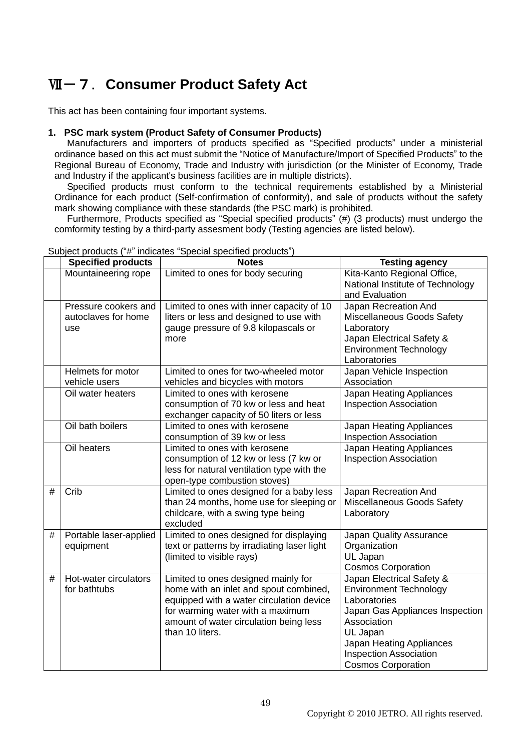# Ⅶ－７． Consumer Product Safety Act

This act has been containing four important systems.

**1. PSC mark system (Product Safety of Consumer Products)**

Manufacturers and importers of products specified as “Specified products” under a ministerial ordinance based on this act must submit the “Notice of Manufacture/Import of Specified Products” to the Regional Bureau of Economy, Trade and Industry with jurisdiction (or the Minister of Economy, Trade and Industry if the applicant's business facilities are in multiple districts).

Specified products must conform to the technical requirements established by a Ministerial Ordinance for each product (Self-confirmation of conformity), and sale of products without the safety mark showing compliance with these standards (the PSC mark) is prohibited.

Furthermore, Products specified as “Special specified products” (#) (3 products) must undergo the comformity testing by a third-party assesment body (Testing agencies are listed below).

Subject products (“#” indicates “Special specified products”)

| | Specified products | Notes | Testing agency |
|---|---|---|---|
| | Mountaineering rope | Limited to ones for body securing | Kita-Kanto Regional Office, National Institute of Technology and Evaluation |
| | Pressure cookers and autoclaves for home use | Limited to ones with inner capacity of 10 liters or less and designed to use with gauge pressure of 9.8 kilopascals or more | Japan Recreation And Miscellaneous Goods Safety Laboratory<br>Japan Electrical Safety & Environment Technology Laboratories |
| | Helmets for motor vehicle users | Limited to ones for two-wheeled motor vehicles and bicycles with motors | Japan Vehicle Inspection Association |
| | Oil water heaters | Limited to ones with kerosene consumption of 70 kw or less and heat exchanger capacity of 50 liters or less | Japan Heating Appliances Inspection Association |
| | Oil bath boilers | Limited to ones with kerosene consumption of 39 kw or less | Japan Heating Appliances Inspection Association |
| | Oil heaters | Limited to ones with kerosene consumption of 12 kw or less (7 kw or less for natural ventilation type with the open-type combustion stoves) | Japan Heating Appliances Inspection Association |
| # | Crib | Limited to ones designed for a baby less than 24 months, home use for sleeping or childcare, with a swing type being excluded | Japan Recreation And Miscellaneous Goods Safety Laboratory |
| # | Portable laser-applied equipment | Limited to ones designed for displaying text or patterns by irradiating laser light (limited to visible rays) | Japan Quality Assurance Organization<br>UL Japan<br>Cosmos Corporation |
| # | Hot-water circulators for bathtubs | Limited to ones designed mainly for home with an inlet and spout combined, equipped with a water circulation device for warming water with a maximum amount of water circulation being less than 10 liters. | Japan Electrical Safety & Environment Technology Laboratories<br>Japan Gas Appliances Inspection Association<br>UL Japan<br>Japan Heating Appliances Inspection Association<br>Cosmos Corporation |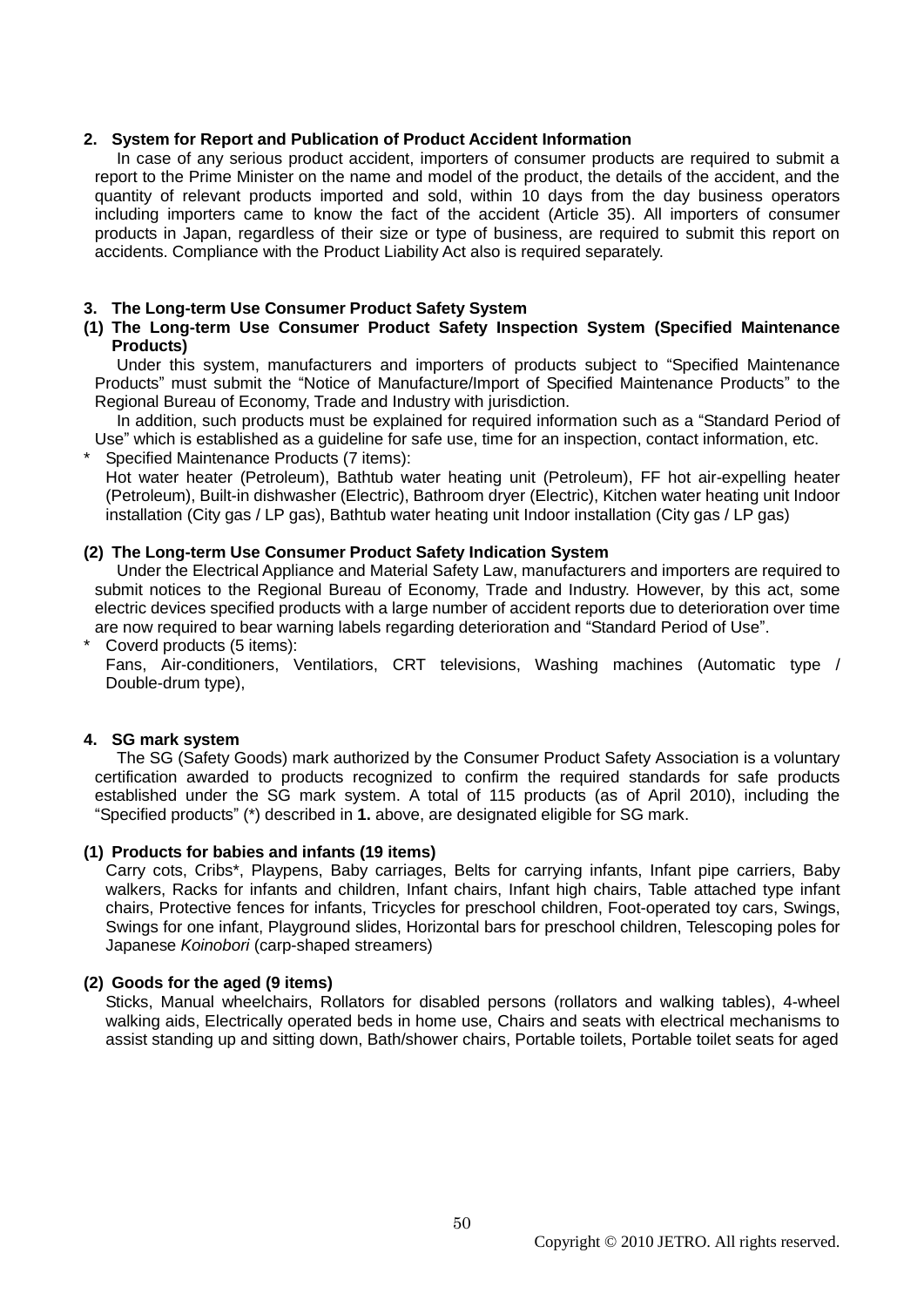## 2. System for Report and Publication of Product Accident Information

In case of any serious product accident, importers of consumer products are required to submit a report to the Prime Minister on the name and model of the product, the details of the accident, and the quantity of relevant products imported and sold, within 10 days from the day business operators including importers came to know the fact of the accident (Article 35). All importers of consumer products in Japan, regardless of their size or type of business, are required to submit this report on accidents. Compliance with the Product Liability Act also is required separately.

## 3. The Long-term Use Consumer Product Safety System

### (1) The Long-term Use Consumer Product Safety Inspection System (Specified Maintenance Products)

Under this system, manufacturers and importers of products subject to "Specified Maintenance Products" must submit the "Notice of Manufacture/Import of Specified Maintenance Products" to the Regional Bureau of Economy, Trade and Industry with jurisdiction.

In addition, such products must be explained for required information such as a "Standard Period of Use" which is established as a guideline for safe use, time for an inspection, contact information, etc.

\* Specified Maintenance Products (7 items):
Hot water heater (Petroleum), Bathtub water heating unit (Petroleum), FF hot air-expelling heater (Petroleum), Built-in dishwasher (Electric), Bathroom dryer (Electric), Kitchen water heating unit Indoor installation (City gas / LP gas), Bathtub water heating unit Indoor installation (City gas / LP gas)

### (2) The Long-term Use Consumer Product Safety Indication System

Under the Electrical Appliance and Material Safety Law, manufacturers and importers are required to submit notices to the Regional Bureau of Economy, Trade and Industry. However, by this act, some electric devices specified products with a large number of accident reports due to deterioration over time are now required to bear warning labels regarding deterioration and "Standard Period of Use".

\* Coverd products (5 items):
Fans, Air-conditioners, Ventilatiors, CRT televisions, Washing machines (Automatic type / Double-drum type),

## 4. SG mark system

The SG (Safety Goods) mark authorized by the Consumer Product Safety Association is a voluntary certification awarded to products recognized to confirm the required standards for safe products established under the SG mark system. A total of 115 products (as of April 2010), including the "Specified products" (\*) described in **1.** above, are designated eligible for SG mark.

### (1) Products for babies and infants (19 items)

Carry cots, Cribs\*, Playpens, Baby carriages, Belts for carrying infants, Infant pipe carriers, Baby walkers, Racks for infants and children, Infant chairs, Infant high chairs, Table attached type infant chairs, Protective fences for infants, Tricycles for preschool children, Foot-operated toy cars, Swings, Swings for one infant, Playground slides, Horizontal bars for preschool children, Telescoping poles for Japanese *Koinobori* (carp-shaped streamers)

### (2) Goods for the aged (9 items)

Sticks, Manual wheelchairs, Rollators for disabled persons (rollators and walking tables), 4-wheel walking aids, Electrically operated beds in home use, Chairs and seats with electrical mechanisms to assist standing up and sitting down, Bath/shower chairs, Portable toilets, Portable toilet seats for aged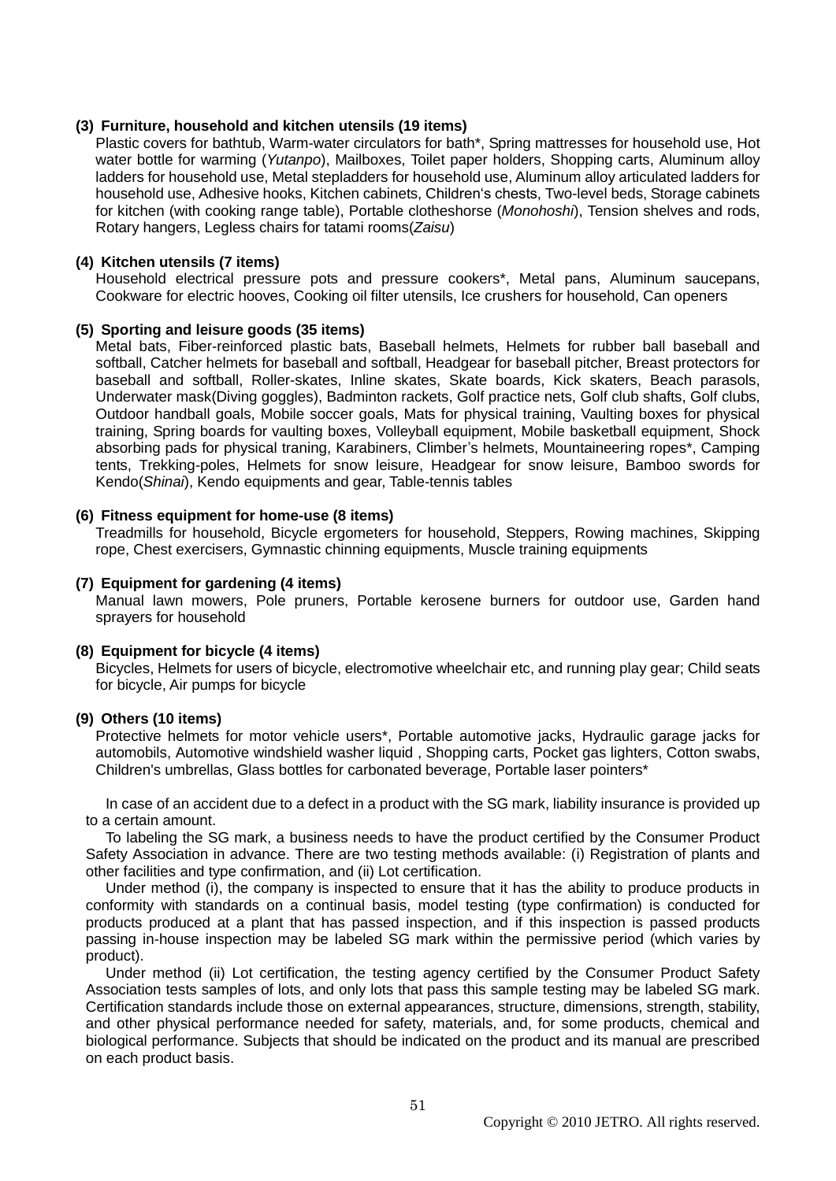**(3) Furniture, household and kitchen utensils (19 items)**

Plastic covers for bathtub, Warm-water circulators for bath*, Spring mattresses for household use, Hot water bottle for warming (*Yutanpo*), Mailboxes, Toilet paper holders, Shopping carts, Aluminum alloy ladders for household use, Metal stepladders for household use, Aluminum alloy articulated ladders for household use, Adhesive hooks, Kitchen cabinets, Children's chests, Two-level beds, Storage cabinets for kitchen (with cooking range table), Portable clotheshorse (*Monohoshi*), Tension shelves and rods, Rotary hangers, Legless chairs for tatami rooms(*Zaisu*)

**(4) Kitchen utensils (7 items)**

Household electrical pressure pots and pressure cookers*, Metal pans, Aluminum saucepans, Cookware for electric hooves, Cooking oil filter utensils, Ice crushers for household, Can openers

**(5) Sporting and leisure goods (35 items)**

Metal bats, Fiber-reinforced plastic bats, Baseball helmets, Helmets for rubber ball baseball and softball, Catcher helmets for baseball and softball, Headgear for baseball pitcher, Breast protectors for baseball and softball, Roller-skates, Inline skates, Skate boards, Kick skaters, Beach parasols, Underwater mask(Diving goggles), Badminton rackets, Golf practice nets, Golf club shafts, Golf clubs, Outdoor handball goals, Mobile soccer goals, Mats for physical training, Vaulting boxes for physical training, Spring boards for vaulting boxes, Volleyball equipment, Mobile basketball equipment, Shock absorbing pads for physical traning, Karabiners, Climber's helmets, Mountaineering ropes*, Camping tents, Trekking-poles, Helmets for snow leisure, Headgear for snow leisure, Bamboo swords for Kendo(*Shinai*), Kendo equipments and gear, Table-tennis tables

**(6) Fitness equipment for home-use (8 items)**

Treadmills for household, Bicycle ergometers for household, Steppers, Rowing machines, Skipping rope, Chest exercisers, Gymnastic chinning equipments, Muscle training equipments

**(7) Equipment for gardening (4 items)**

Manual lawn mowers, Pole pruners, Portable kerosene burners for outdoor use, Garden hand sprayers for household

**(8) Equipment for bicycle (4 items)**

Bicycles, Helmets for users of bicycle, electromotive wheelchair etc, and running play gear; Child seats for bicycle, Air pumps for bicycle

**(9) Others (10 items)**

Protective helmets for motor vehicle users*, Portable automotive jacks, Hydraulic garage jacks for automobils, Automotive windshield washer liquid , Shopping carts, Pocket gas lighters, Cotton swabs, Children's umbrellas, Glass bottles for carbonated beverage, Portable laser pointers*

In case of an accident due to a defect in a product with the SG mark, liability insurance is provided up to a certain amount.

To labeling the SG mark, a business needs to have the product certified by the Consumer Product Safety Association in advance. There are two testing methods available: (i) Registration of plants and other facilities and type confirmation, and (ii) Lot certification.

Under method (i), the company is inspected to ensure that it has the ability to produce products in conformity with standards on a continual basis, model testing (type confirmation) is conducted for products produced at a plant that has passed inspection, and if this inspection is passed products passing in-house inspection may be labeled SG mark within the permissive period (which varies by product).

Under method (ii) Lot certification, the testing agency certified by the Consumer Product Safety Association tests samples of lots, and only lots that pass this sample testing may be labeled SG mark. Certification standards include those on external appearances, structure, dimensions, strength, stability, and other physical performance needed for safety, materials, and, for some products, chemical and biological performance. Subjects that should be indicated on the product and its manual are prescribed on each product basis.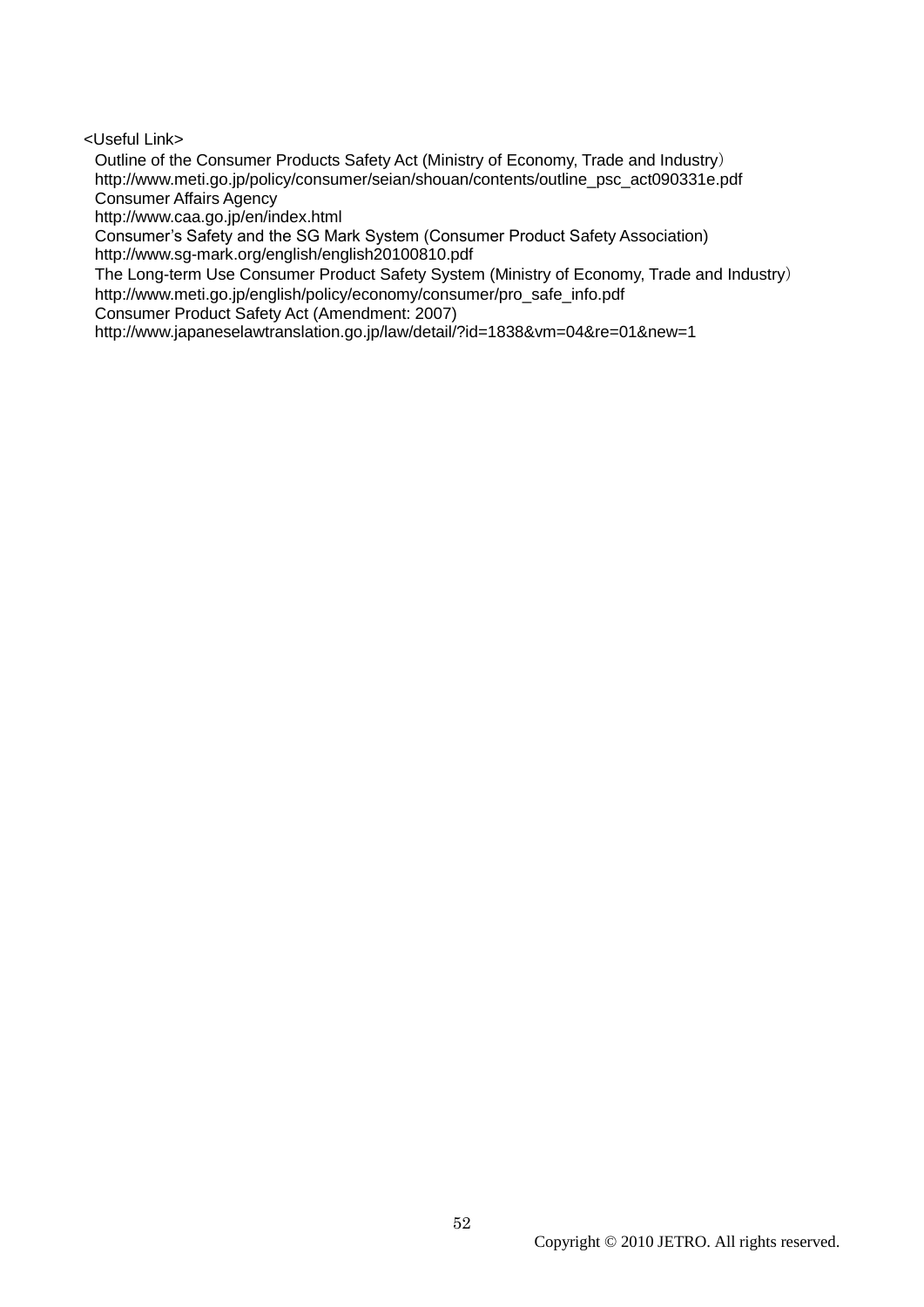<Useful Link>

Outline of the Consumer Products Safety Act (Ministry of Economy, Trade and Industry)
http://www.meti.go.jp/policy/consumer/seian/shouan/contents/outline_psc_act090331e.pdf
Consumer Affairs Agency
http://www.caa.go.jp/en/index.html
Consumer's Safety and the SG Mark System (Consumer Product Safety Association)
http://www.sg-mark.org/english/english20100810.pdf
The Long-term Use Consumer Product Safety System (Ministry of Economy, Trade and Industry)
http://www.meti.go.jp/english/policy/economy/consumer/pro_safe_info.pdf
Consumer Product Safety Act (Amendment: 2007)
http://www.japaneselawtranslation.go.jp/law/detail/?id=1838&vm=04&re=01&new=1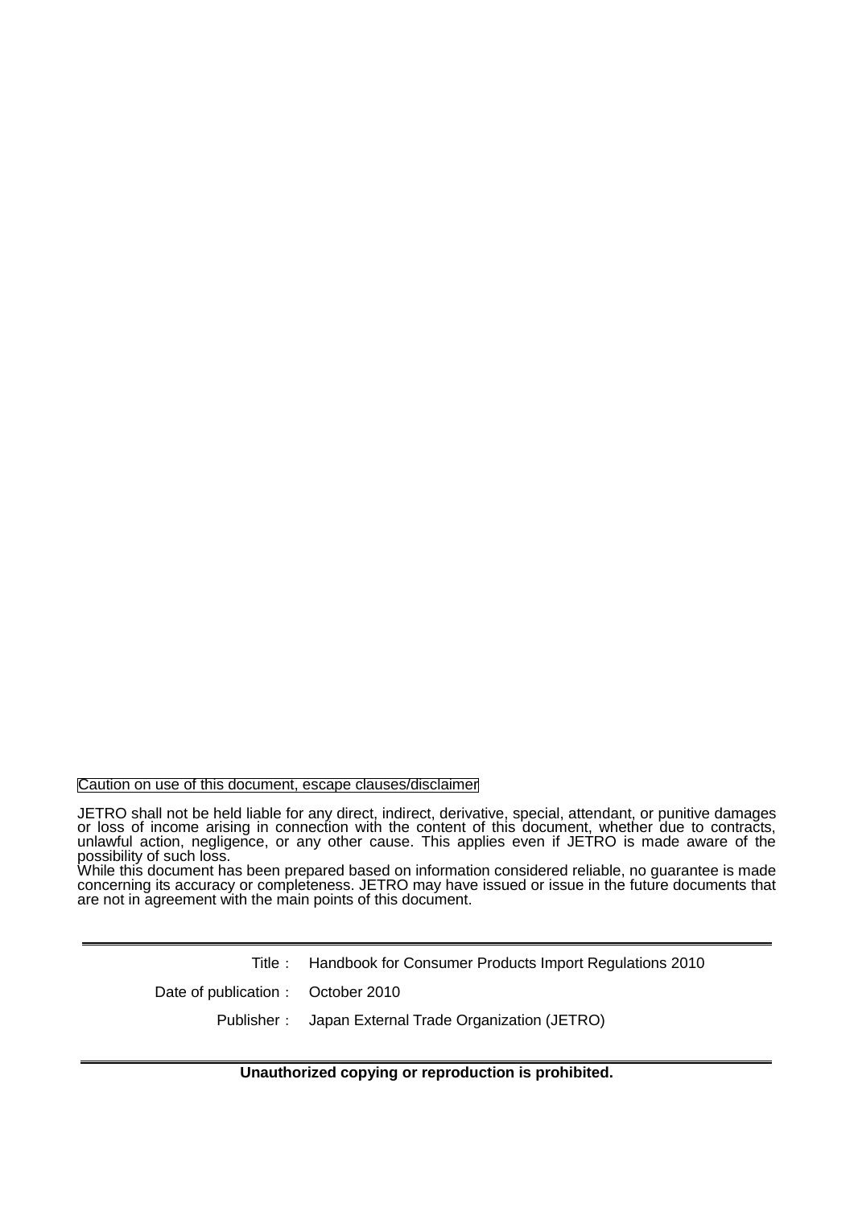Caution on use of this document, escape clauses/disclaimer

JETRO shall not be held liable for any direct, indirect, derivative, special, attendant, or punitive damages or loss of income arising in connection with the content of this document, whether due to contracts, unlawful action, negligence, or any other cause. This applies even if JETRO is made aware of the possibility of such loss.
While this document has been prepared based on information considered reliable, no guarantee is made concerning its accuracy or completeness. JETRO may have issued or issue in the future documents that are not in agreement with the main points of this document.

| | |
|---|---|
| Title : | Handbook for Consumer Products Import Regulations 2010 |
| Date of publication : | October 2010 |
| Publisher : | Japan External Trade Organization (JETRO) |

**Unauthorized copying or reproduction is prohibited.**